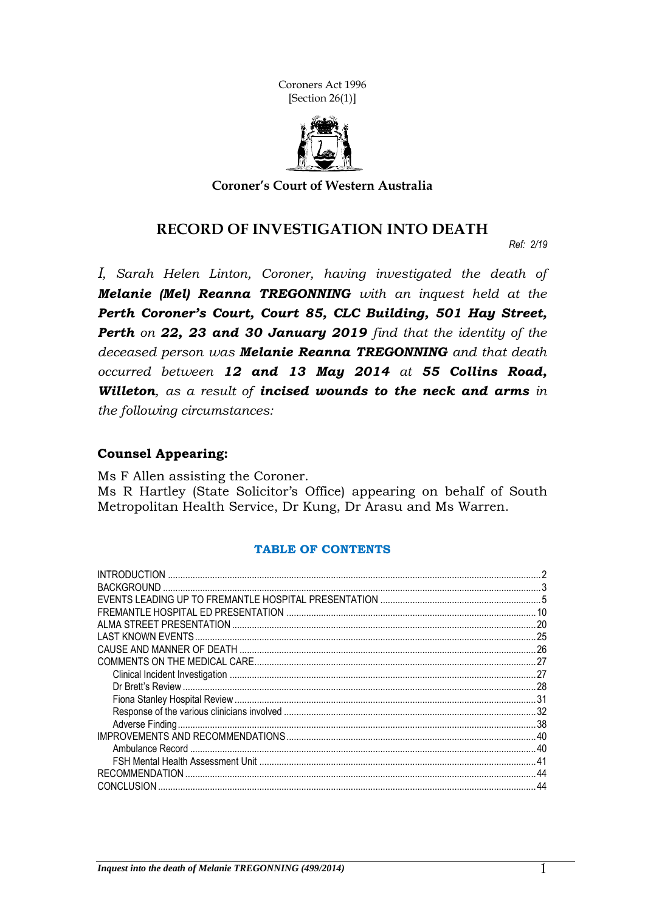Coroners Act 1996
[Section 26(1)]

**Coroner's Court of Western Australia**

# RECORD OF INVESTIGATION INTO DEATH

*Ref: 2/19*

*I, Sarah Helen Linton, Coroner, having investigated the death of **Melanie (Mel) Reanna TREGONNING** with an inquest held at the **Perth Coroner's Court, Court 85, CLC Building, 501 Hay Street, Perth** on **22, 23 and 30 January 2019** find that the identity of the deceased person was **Melanie Reanna TREGONNING** and that death occurred between **12 and 13 May 2014** at **55 Collins Road, Willeton**, as a result of **incised wounds to the neck and arms** in the following circumstances:*

## Counsel Appearing:

Ms F Allen assisting the Coroner.
Ms R Hartley (State Solicitor's Office) appearing on behalf of South Metropolitan Health Service, Dr Kung, Dr Arasu and Ms Warren.

## TABLE OF CONTENTS

| Section | Page |
|---|---|
| INTRODUCTION | 2 |
| BACKGROUND | 3 |
| EVENTS LEADING UP TO FREMANTLE HOSPITAL PRESENTATION | 5 |
| FREMANTLE HOSPITAL ED PRESENTATION | 10 |
| ALMA STREET PRESENTATION | 20 |
| LAST KNOWN EVENTS | 25 |
| CAUSE AND MANNER OF DEATH | 26 |
| COMMENTS ON THE MEDICAL CARE | 27 |
| Clinical Incident Investigation | 27 |
| Dr Brett's Review | 28 |
| Fiona Stanley Hospital Review | 31 |
| Response of the various clinicians involved | 32 |
| Adverse Finding | 38 |
| IMPROVEMENTS AND RECOMMENDATIONS | 40 |
| Ambulance Record | 40 |
| FSH Mental Health Assessment Unit | 41 |
| RECOMMENDATION | 44 |
| CONCLUSION | 44 |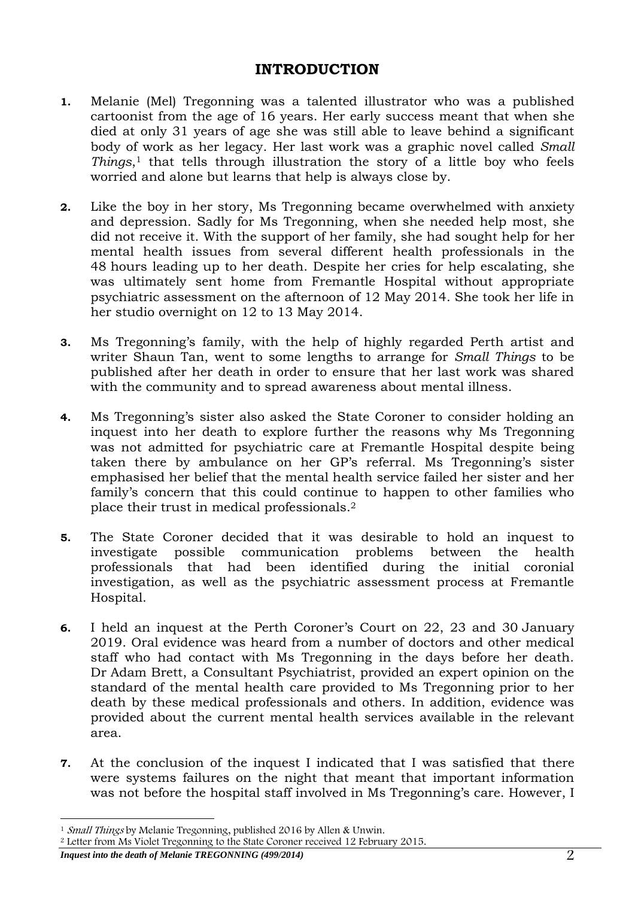# INTRODUCTION

**1.** Melanie (Mel) Tregonning was a talented illustrator who was a published cartoonist from the age of 16 years. Her early success meant that when she died at only 31 years of age she was still able to leave behind a significant body of work as her legacy. Her last work was a graphic novel called *Small Things*,[1] that tells through illustration the story of a little boy who feels worried and alone but learns that help is always close by.

**2.** Like the boy in her story, Ms Tregonning became overwhelmed with anxiety and depression. Sadly for Ms Tregonning, when she needed help most, she did not receive it. With the support of her family, she had sought help for her mental health issues from several different health professionals in the 48 hours leading up to her death. Despite her cries for help escalating, she was ultimately sent home from Fremantle Hospital without appropriate psychiatric assessment on the afternoon of 12 May 2014. She took her life in her studio overnight on 12 to 13 May 2014.

**3.** Ms Tregonning's family, with the help of highly regarded Perth artist and writer Shaun Tan, went to some lengths to arrange for *Small Things* to be published after her death in order to ensure that her last work was shared with the community and to spread awareness about mental illness.

**4.** Ms Tregonning's sister also asked the State Coroner to consider holding an inquest into her death to explore further the reasons why Ms Tregonning was not admitted for psychiatric care at Fremantle Hospital despite being taken there by ambulance on her GP's referral. Ms Tregonning's sister emphasised her belief that the mental health service failed her sister and her family's concern that this could continue to happen to other families who place their trust in medical professionals.[2]

**5.** The State Coroner decided that it was desirable to hold an inquest to investigate possible communication problems between the health professionals that had been identified during the initial coronial investigation, as well as the psychiatric assessment process at Fremantle Hospital.

**6.** I held an inquest at the Perth Coroner's Court on 22, 23 and 30 January 2019. Oral evidence was heard from a number of doctors and other medical staff who had contact with Ms Tregonning in the days before her death. Dr Adam Brett, a Consultant Psychiatrist, provided an expert opinion on the standard of the mental health care provided to Ms Tregonning prior to her death by these medical professionals and others. In addition, evidence was provided about the current mental health services available in the relevant area.

**7.** At the conclusion of the inquest I indicated that I was satisfied that there were systems failures on the night that meant that important information was not before the hospital staff involved in Ms Tregonning's care. However, I

---

[1] *Small Things* by Melanie Tregonning, published 2016 by Allen & Unwin.

[2] Letter from Ms Violet Tregonning to the State Coroner received 12 February 2015.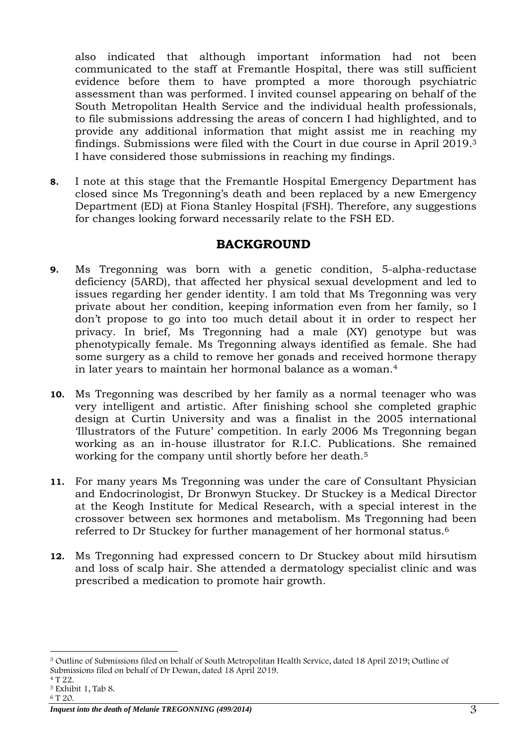also indicated that although important information had not been communicated to the staff at Fremantle Hospital, there was still sufficient evidence before them to have prompted a more thorough psychiatric assessment than was performed. I invited counsel appearing on behalf of the South Metropolitan Health Service and the individual health professionals, to file submissions addressing the areas of concern I had highlighted, and to provide any additional information that might assist me in reaching my findings. Submissions were filed with the Court in due course in April 2019.[3] I have considered those submissions in reaching my findings.

**8.** I note at this stage that the Fremantle Hospital Emergency Department has closed since Ms Tregonning's death and been replaced by a new Emergency Department (ED) at Fiona Stanley Hospital (FSH). Therefore, any suggestions for changes looking forward necessarily relate to the FSH ED.

## BACKGROUND

**9.** Ms Tregonning was born with a genetic condition, 5-alpha-reductase deficiency (5ARD), that affected her physical sexual development and led to issues regarding her gender identity. I am told that Ms Tregonning was very private about her condition, keeping information even from her family, so I don't propose to go into too much detail about it in order to respect her privacy. In brief, Ms Tregonning had a male (XY) genotype but was phenotypically female. Ms Tregonning always identified as female. She had some surgery as a child to remove her gonads and received hormone therapy in later years to maintain her hormonal balance as a woman.[4]

**10.** Ms Tregonning was described by her family as a normal teenager who was very intelligent and artistic. After finishing school she completed graphic design at Curtin University and was a finalist in the 2005 international 'Illustrators of the Future' competition. In early 2006 Ms Tregonning began working as an in-house illustrator for R.I.C. Publications. She remained working for the company until shortly before her death.[5]

**11.** For many years Ms Tregonning was under the care of Consultant Physician and Endocrinologist, Dr Bronwyn Stuckey. Dr Stuckey is a Medical Director at the Keogh Institute for Medical Research, with a special interest in the crossover between sex hormones and metabolism. Ms Tregonning had been referred to Dr Stuckey for further management of her hormonal status.[6]

**12.** Ms Tregonning had expressed concern to Dr Stuckey about mild hirsutism and loss of scalp hair. She attended a dermatology specialist clinic and was prescribed a medication to promote hair growth.

---

[3] Outline of Submissions filed on behalf of South Metropolitan Health Service, dated 18 April 2019; Outline of Submissions filed on behalf of Dr Dewan, dated 18 April 2019.
[4] T 22.
[5] Exhibit 1, Tab 8.
[6] T 20.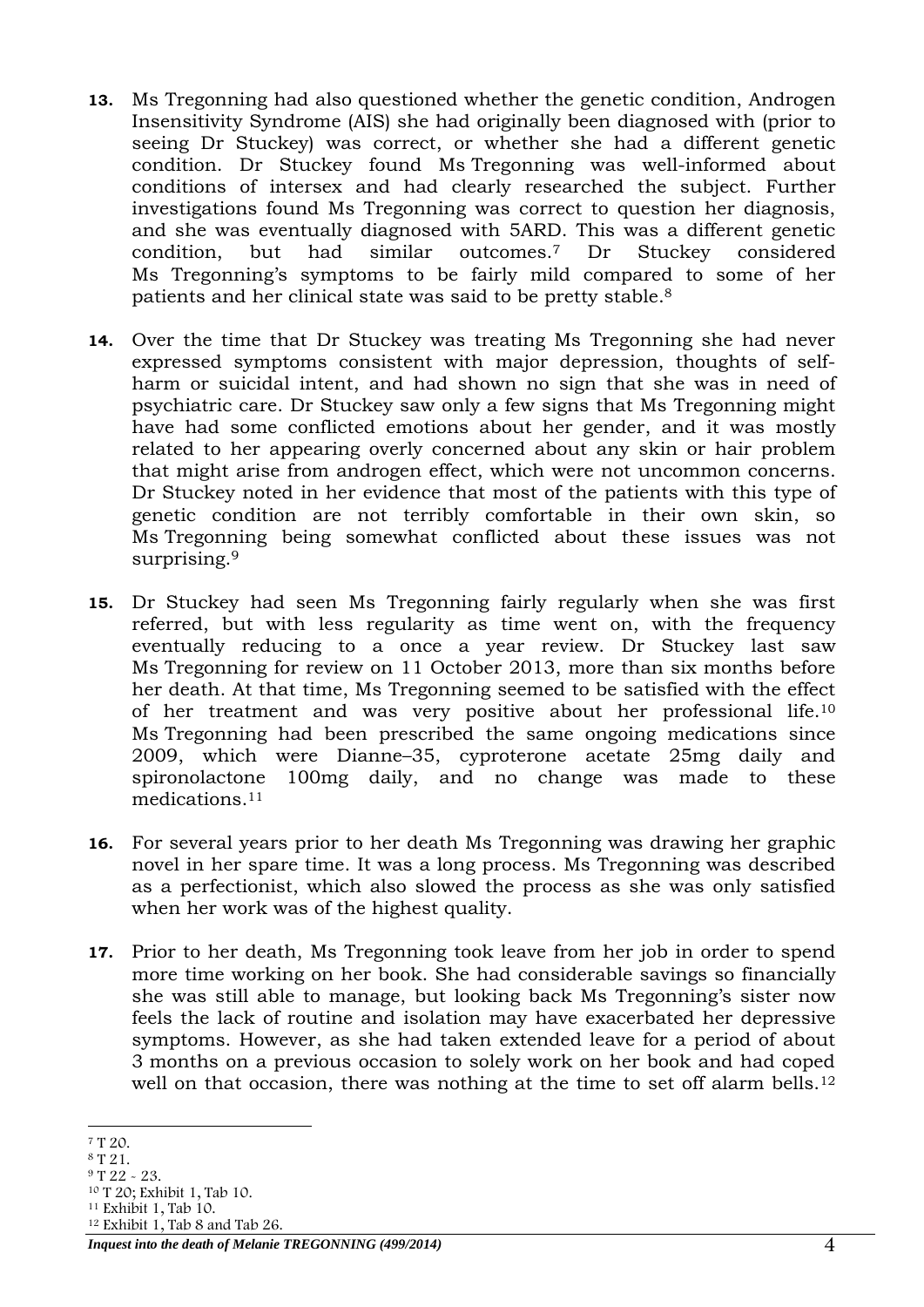**13.** Ms Tregonning had also questioned whether the genetic condition, Androgen Insensitivity Syndrome (AIS) she had originally been diagnosed with (prior to seeing Dr Stuckey) was correct, or whether she had a different genetic condition. Dr Stuckey found Ms Tregonning was well-informed about conditions of intersex and had clearly researched the subject. Further investigations found Ms Tregonning was correct to question her diagnosis, and she was eventually diagnosed with 5ARD. This was a different genetic condition, but had similar outcomes.[7] Dr Stuckey considered Ms Tregonning's symptoms to be fairly mild compared to some of her patients and her clinical state was said to be pretty stable.[8]

**14.** Over the time that Dr Stuckey was treating Ms Tregonning she had never expressed symptoms consistent with major depression, thoughts of self-harm or suicidal intent, and had shown no sign that she was in need of psychiatric care. Dr Stuckey saw only a few signs that Ms Tregonning might have had some conflicted emotions about her gender, and it was mostly related to her appearing overly concerned about any skin or hair problem that might arise from androgen effect, which were not uncommon concerns. Dr Stuckey noted in her evidence that most of the patients with this type of genetic condition are not terribly comfortable in their own skin, so Ms Tregonning being somewhat conflicted about these issues was not surprising.[9]

**15.** Dr Stuckey had seen Ms Tregonning fairly regularly when she was first referred, but with less regularity as time went on, with the frequency eventually reducing to a once a year review. Dr Stuckey last saw Ms Tregonning for review on 11 October 2013, more than six months before her death. At that time, Ms Tregonning seemed to be satisfied with the effect of her treatment and was very positive about her professional life.[10] Ms Tregonning had been prescribed the same ongoing medications since 2009, which were Dianne–35, cyproterone acetate 25mg daily and spironolactone 100mg daily, and no change was made to these medications.[11]

**16.** For several years prior to her death Ms Tregonning was drawing her graphic novel in her spare time. It was a long process. Ms Tregonning was described as a perfectionist, which also slowed the process as she was only satisfied when her work was of the highest quality.

**17.** Prior to her death, Ms Tregonning took leave from her job in order to spend more time working on her book. She had considerable savings so financially she was still able to manage, but looking back Ms Tregonning's sister now feels the lack of routine and isolation may have exacerbated her depressive symptoms. However, as she had taken extended leave for a period of about 3 months on a previous occasion to solely work on her book and had coped well on that occasion, there was nothing at the time to set off alarm bells.[12]

---

[7] T 20.
[8] T 21.
[9] T 22 - 23.
[10] T 20; Exhibit 1, Tab 10.
[11] Exhibit 1, Tab 10.
[12] Exhibit 1, Tab 8 and Tab 26.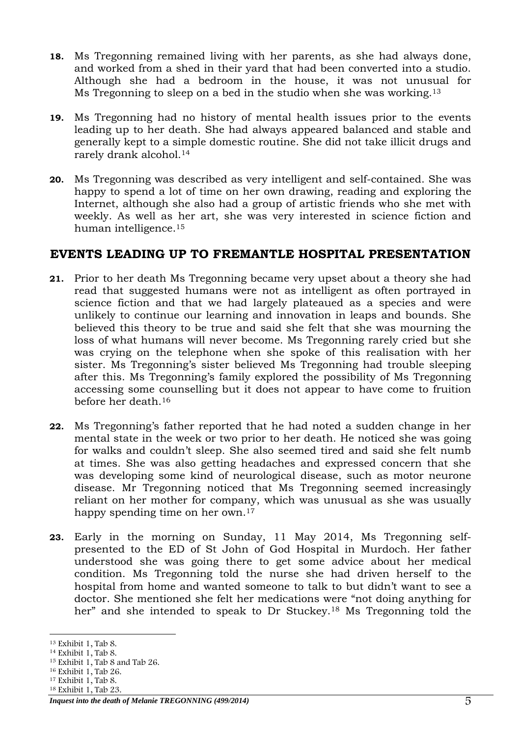**18.** Ms Tregonning remained living with her parents, as she had always done, and worked from a shed in their yard that had been converted into a studio. Although she had a bedroom in the house, it was not unusual for Ms Tregonning to sleep on a bed in the studio when she was working.[13]

**19.** Ms Tregonning had no history of mental health issues prior to the events leading up to her death. She had always appeared balanced and stable and generally kept to a simple domestic routine. She did not take illicit drugs and rarely drank alcohol.[14]

**20.** Ms Tregonning was described as very intelligent and self-contained. She was happy to spend a lot of time on her own drawing, reading and exploring the Internet, although she also had a group of artistic friends who she met with weekly. As well as her art, she was very interested in science fiction and human intelligence.[15]

## EVENTS LEADING UP TO FREMANTLE HOSPITAL PRESENTATION

**21.** Prior to her death Ms Tregonning became very upset about a theory she had read that suggested humans were not as intelligent as often portrayed in science fiction and that we had largely plateaued as a species and were unlikely to continue our learning and innovation in leaps and bounds. She believed this theory to be true and said she felt that she was mourning the loss of what humans will never become. Ms Tregonning rarely cried but she was crying on the telephone when she spoke of this realisation with her sister. Ms Tregonning's sister believed Ms Tregonning had trouble sleeping after this. Ms Tregonning's family explored the possibility of Ms Tregonning accessing some counselling but it does not appear to have come to fruition before her death.[16]

**22.** Ms Tregonning's father reported that he had noted a sudden change in her mental state in the week or two prior to her death. He noticed she was going for walks and couldn't sleep. She also seemed tired and said she felt numb at times. She was also getting headaches and expressed concern that she was developing some kind of neurological disease, such as motor neurone disease. Mr Tregonning noticed that Ms Tregonning seemed increasingly reliant on her mother for company, which was unusual as she was usually happy spending time on her own.[17]

**23.** Early in the morning on Sunday, 11 May 2014, Ms Tregonning self-presented to the ED of St John of God Hospital in Murdoch. Her father understood she was going there to get some advice about her medical condition. Ms Tregonning told the nurse she had driven herself to the hospital from home and wanted someone to talk to but didn't want to see a doctor. She mentioned she felt her medications were "not doing anything for her" and she intended to speak to Dr Stuckey.[18] Ms Tregonning told the

---

[13] Exhibit 1, Tab 8.
[14] Exhibit 1, Tab 8.
[15] Exhibit 1, Tab 8 and Tab 26.
[16] Exhibit 1, Tab 26.
[17] Exhibit 1, Tab 8.
[18] Exhibit 1, Tab 23.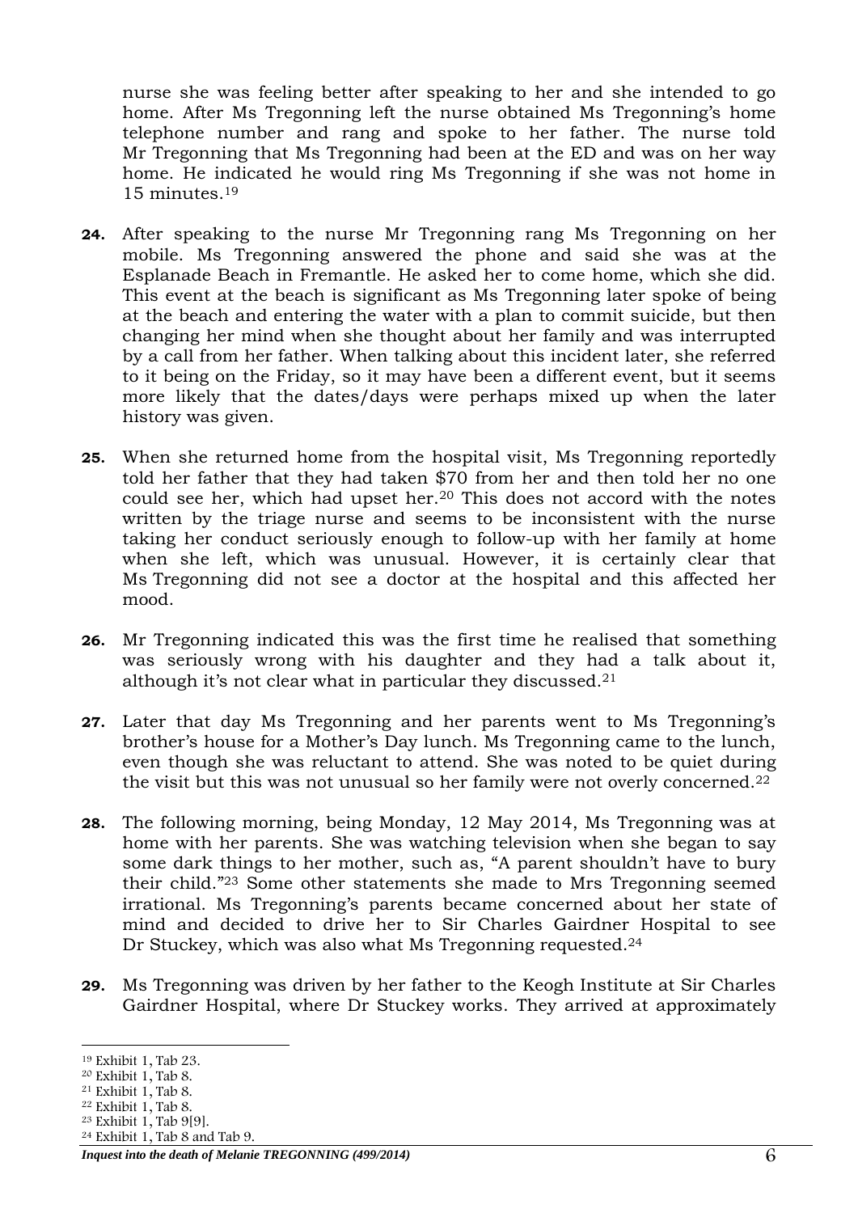nurse she was feeling better after speaking to her and she intended to go home. After Ms Tregonning left the nurse obtained Ms Tregonning's home telephone number and rang and spoke to her father. The nurse told Mr Tregonning that Ms Tregonning had been at the ED and was on her way home. He indicated he would ring Ms Tregonning if she was not home in 15 minutes.[19]

**24.** After speaking to the nurse Mr Tregonning rang Ms Tregonning on her mobile. Ms Tregonning answered the phone and said she was at the Esplanade Beach in Fremantle. He asked her to come home, which she did. This event at the beach is significant as Ms Tregonning later spoke of being at the beach and entering the water with a plan to commit suicide, but then changing her mind when she thought about her family and was interrupted by a call from her father. When talking about this incident later, she referred to it being on the Friday, so it may have been a different event, but it seems more likely that the dates/days were perhaps mixed up when the later history was given.

**25.** When she returned home from the hospital visit, Ms Tregonning reportedly told her father that they had taken $70 from her and then told her no one could see her, which had upset her.[20] This does not accord with the notes written by the triage nurse and seems to be inconsistent with the nurse taking her conduct seriously enough to follow-up with her family at home when she left, which was unusual. However, it is certainly clear that Ms Tregonning did not see a doctor at the hospital and this affected her mood.

**26.** Mr Tregonning indicated this was the first time he realised that something was seriously wrong with his daughter and they had a talk about it, although it's not clear what in particular they discussed.[21]

**27.** Later that day Ms Tregonning and her parents went to Ms Tregonning's brother's house for a Mother's Day lunch. Ms Tregonning came to the lunch, even though she was reluctant to attend. She was noted to be quiet during the visit but this was not unusual so her family were not overly concerned.[22]

**28.** The following morning, being Monday, 12 May 2014, Ms Tregonning was at home with her parents. She was watching television when she began to say some dark things to her mother, such as, "A parent shouldn't have to bury their child."[23] Some other statements she made to Mrs Tregonning seemed irrational. Ms Tregonning's parents became concerned about her state of mind and decided to drive her to Sir Charles Gairdner Hospital to see Dr Stuckey, which was also what Ms Tregonning requested.[24]

**29.** Ms Tregonning was driven by her father to the Keogh Institute at Sir Charles Gairdner Hospital, where Dr Stuckey works. They arrived at approximately

---

[19] Exhibit 1, Tab 23.
[20] Exhibit 1, Tab 8.
[21] Exhibit 1, Tab 8.
[22] Exhibit 1, Tab 8.
[23] Exhibit 1, Tab 9[9].
[24] Exhibit 1, Tab 8 and Tab 9.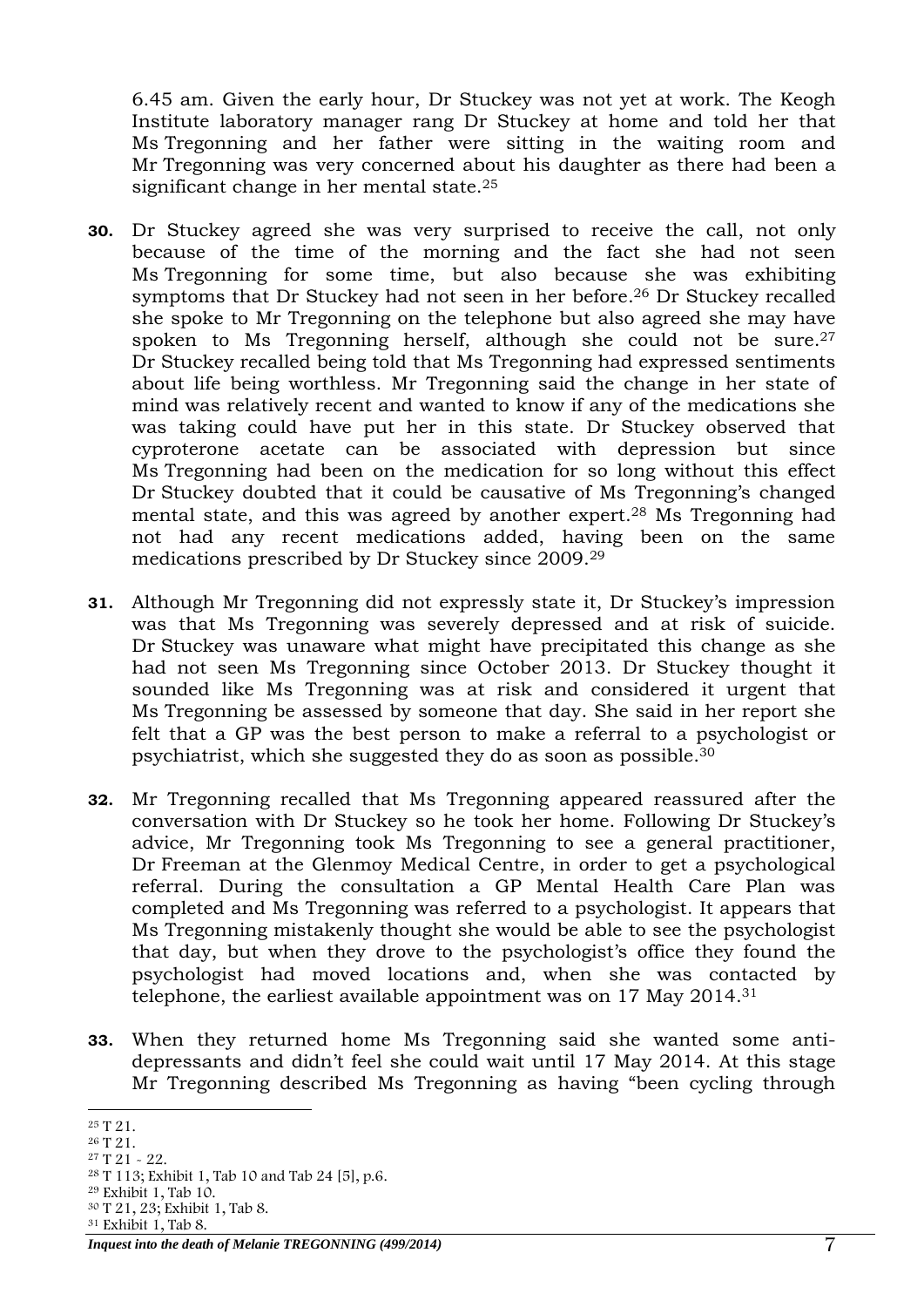6.45 am. Given the early hour, Dr Stuckey was not yet at work. The Keogh Institute laboratory manager rang Dr Stuckey at home and told her that Ms Tregonning and her father were sitting in the waiting room and Mr Tregonning was very concerned about his daughter as there had been a significant change in her mental state.[25]

**30.** Dr Stuckey agreed she was very surprised to receive the call, not only because of the time of the morning and the fact she had not seen Ms Tregonning for some time, but also because she was exhibiting symptoms that Dr Stuckey had not seen in her before.[26] Dr Stuckey recalled she spoke to Mr Tregonning on the telephone but also agreed she may have spoken to Ms Tregonning herself, although she could not be sure.[27] Dr Stuckey recalled being told that Ms Tregonning had expressed sentiments about life being worthless. Mr Tregonning said the change in her state of mind was relatively recent and wanted to know if any of the medications she was taking could have put her in this state. Dr Stuckey observed that cyproterone acetate can be associated with depression but since Ms Tregonning had been on the medication for so long without this effect Dr Stuckey doubted that it could be causative of Ms Tregonning's changed mental state, and this was agreed by another expert.[28] Ms Tregonning had not had any recent medications added, having been on the same medications prescribed by Dr Stuckey since 2009.[29]

**31.** Although Mr Tregonning did not expressly state it, Dr Stuckey's impression was that Ms Tregonning was severely depressed and at risk of suicide. Dr Stuckey was unaware what might have precipitated this change as she had not seen Ms Tregonning since October 2013. Dr Stuckey thought it sounded like Ms Tregonning was at risk and considered it urgent that Ms Tregonning be assessed by someone that day. She said in her report she felt that a GP was the best person to make a referral to a psychologist or psychiatrist, which she suggested they do as soon as possible.[30]

**32.** Mr Tregonning recalled that Ms Tregonning appeared reassured after the conversation with Dr Stuckey so he took her home. Following Dr Stuckey's advice, Mr Tregonning took Ms Tregonning to see a general practitioner, Dr Freeman at the Glenmoy Medical Centre, in order to get a psychological referral. During the consultation a GP Mental Health Care Plan was completed and Ms Tregonning was referred to a psychologist. It appears that Ms Tregonning mistakenly thought she would be able to see the psychologist that day, but when they drove to the psychologist's office they found the psychologist had moved locations and, when she was contacted by telephone, the earliest available appointment was on 17 May 2014.[31]

**33.** When they returned home Ms Tregonning said she wanted some anti-depressants and didn't feel she could wait until 17 May 2014. At this stage Mr Tregonning described Ms Tregonning as having "been cycling through

---

[25] T 21.
[26] T 21.
[27] T 21 - 22.
[28] T 113; Exhibit 1, Tab 10 and Tab 24 [5], p.6.
[29] Exhibit 1, Tab 10.
[30] T 21, 23; Exhibit 1, Tab 8.
[31] Exhibit 1, Tab 8.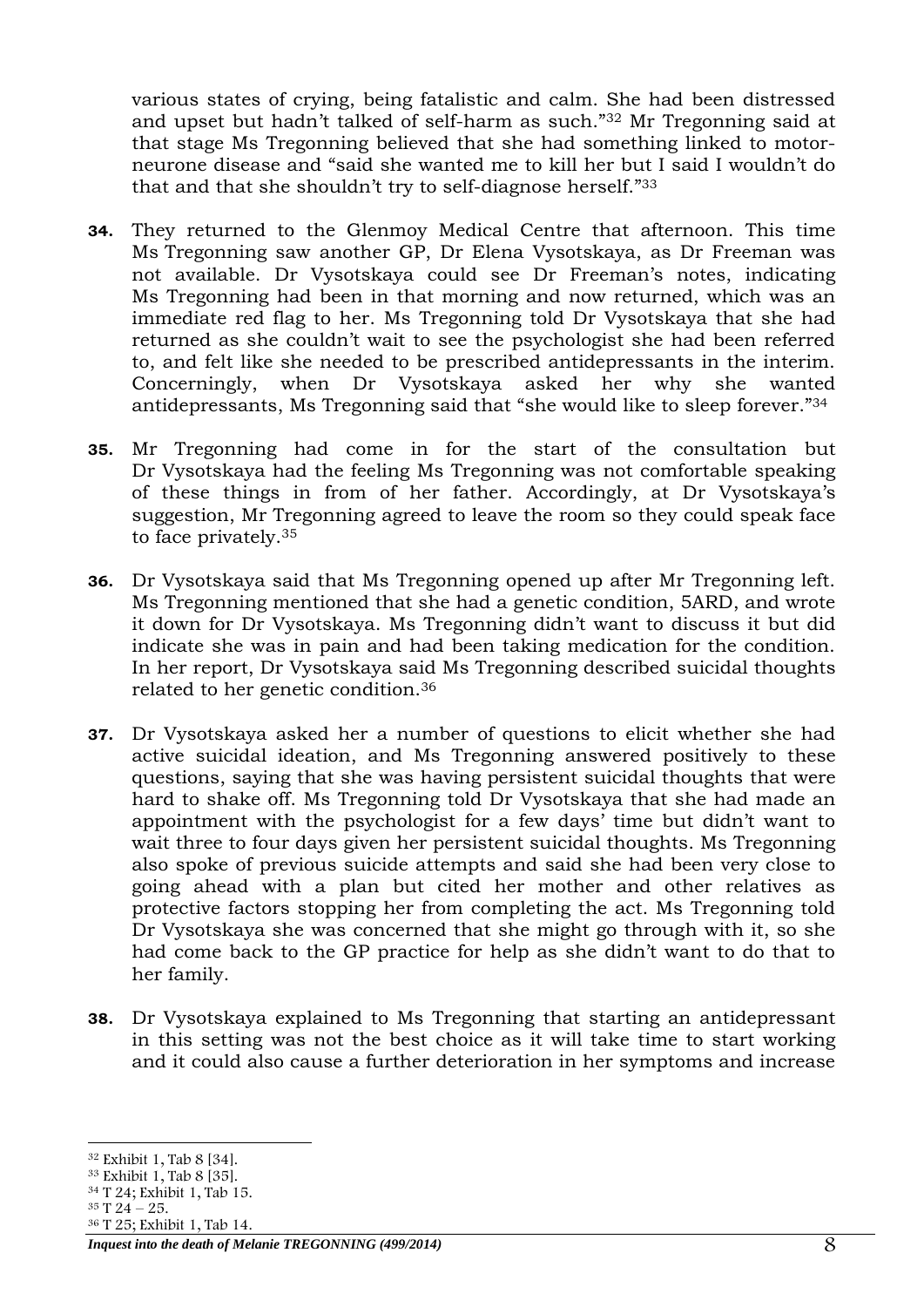various states of crying, being fatalistic and calm. She had been distressed and upset but hadn't talked of self-harm as such."[32] Mr Tregonning said at that stage Ms Tregonning believed that she had something linked to motor-neurone disease and "said she wanted me to kill her but I said I wouldn't do that and that she shouldn't try to self-diagnose herself."[33]

**34.** They returned to the Glenmoy Medical Centre that afternoon. This time Ms Tregonning saw another GP, Dr Elena Vysotskaya, as Dr Freeman was not available. Dr Vysotskaya could see Dr Freeman's notes, indicating Ms Tregonning had been in that morning and now returned, which was an immediate red flag to her. Ms Tregonning told Dr Vysotskaya that she had returned as she couldn't wait to see the psychologist she had been referred to, and felt like she needed to be prescribed antidepressants in the interim. Concerningly, when Dr Vysotskaya asked her why she wanted antidepressants, Ms Tregonning said that "she would like to sleep forever."[34]

**35.** Mr Tregonning had come in for the start of the consultation but Dr Vysotskaya had the feeling Ms Tregonning was not comfortable speaking of these things in from of her father. Accordingly, at Dr Vysotskaya's suggestion, Mr Tregonning agreed to leave the room so they could speak face to face privately.[35]

**36.** Dr Vysotskaya said that Ms Tregonning opened up after Mr Tregonning left. Ms Tregonning mentioned that she had a genetic condition, 5ARD, and wrote it down for Dr Vysotskaya. Ms Tregonning didn't want to discuss it but did indicate she was in pain and had been taking medication for the condition. In her report, Dr Vysotskaya said Ms Tregonning described suicidal thoughts related to her genetic condition.[36]

**37.** Dr Vysotskaya asked her a number of questions to elicit whether she had active suicidal ideation, and Ms Tregonning answered positively to these questions, saying that she was having persistent suicidal thoughts that were hard to shake off. Ms Tregonning told Dr Vysotskaya that she had made an appointment with the psychologist for a few days' time but didn't want to wait three to four days given her persistent suicidal thoughts. Ms Tregonning also spoke of previous suicide attempts and said she had been very close to going ahead with a plan but cited her mother and other relatives as protective factors stopping her from completing the act. Ms Tregonning told Dr Vysotskaya she was concerned that she might go through with it, so she had come back to the GP practice for help as she didn't want to do that to her family.

**38.** Dr Vysotskaya explained to Ms Tregonning that starting an antidepressant in this setting was not the best choice as it will take time to start working and it could also cause a further deterioration in her symptoms and increase

---

[32] Exhibit 1, Tab 8 [34].
[33] Exhibit 1, Tab 8 [35].
[34] T 24; Exhibit 1, Tab 15.
[35] T 24 – 25.
[36] T 25; Exhibit 1, Tab 14.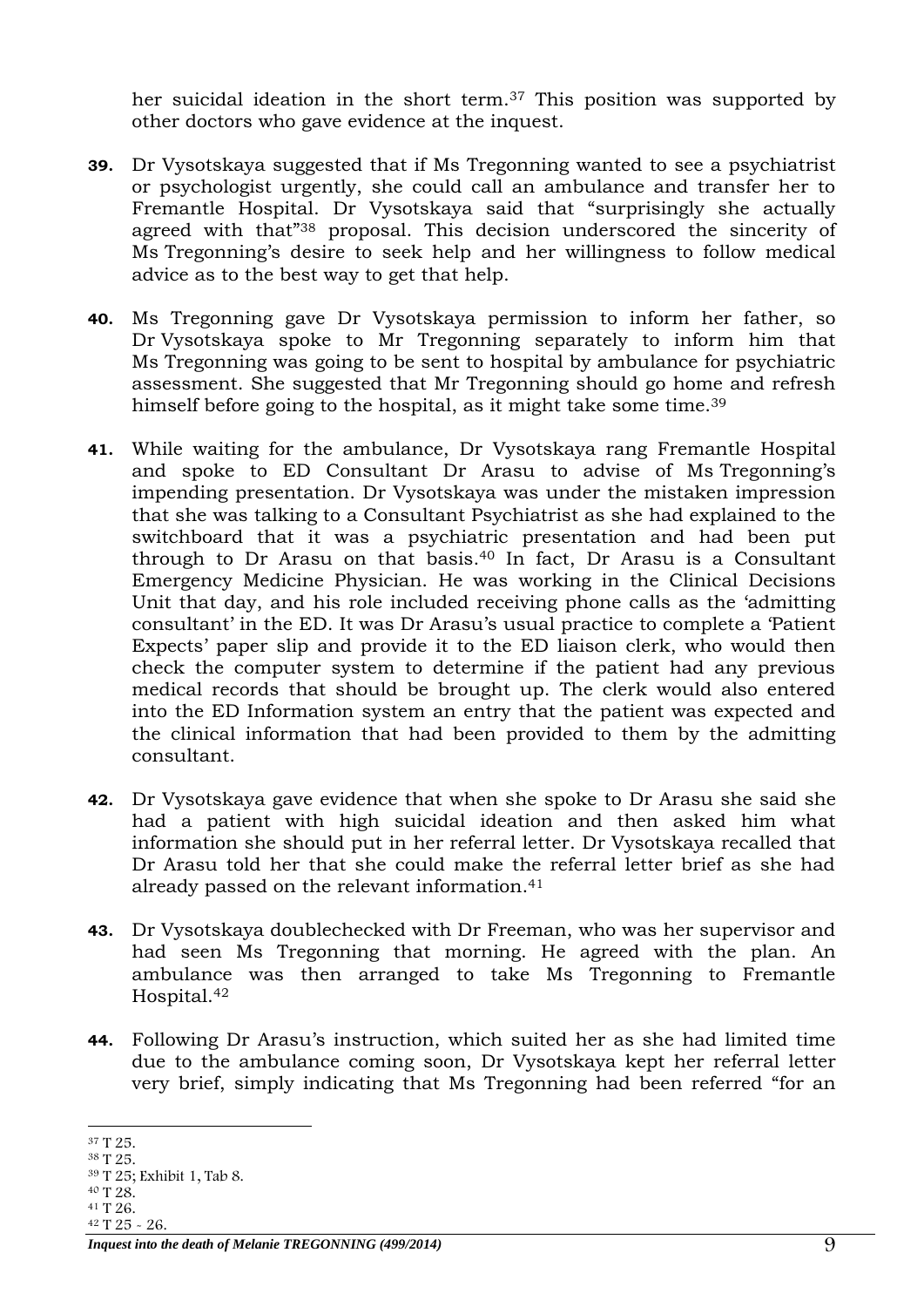her suicidal ideation in the short term.[37] This position was supported by other doctors who gave evidence at the inquest.

**39.** Dr Vysotskaya suggested that if Ms Tregonning wanted to see a psychiatrist or psychologist urgently, she could call an ambulance and transfer her to Fremantle Hospital. Dr Vysotskaya said that "surprisingly she actually agreed with that"[38] proposal. This decision underscored the sincerity of Ms Tregonning's desire to seek help and her willingness to follow medical advice as to the best way to get that help.

**40.** Ms Tregonning gave Dr Vysotskaya permission to inform her father, so Dr Vysotskaya spoke to Mr Tregonning separately to inform him that Ms Tregonning was going to be sent to hospital by ambulance for psychiatric assessment. She suggested that Mr Tregonning should go home and refresh himself before going to the hospital, as it might take some time.[39]

**41.** While waiting for the ambulance, Dr Vysotskaya rang Fremantle Hospital and spoke to ED Consultant Dr Arasu to advise of Ms Tregonning's impending presentation. Dr Vysotskaya was under the mistaken impression that she was talking to a Consultant Psychiatrist as she had explained to the switchboard that it was a psychiatric presentation and had been put through to Dr Arasu on that basis.[40] In fact, Dr Arasu is a Consultant Emergency Medicine Physician. He was working in the Clinical Decisions Unit that day, and his role included receiving phone calls as the 'admitting consultant' in the ED. It was Dr Arasu's usual practice to complete a 'Patient Expects' paper slip and provide it to the ED liaison clerk, who would then check the computer system to determine if the patient had any previous medical records that should be brought up. The clerk would also entered into the ED Information system an entry that the patient was expected and the clinical information that had been provided to them by the admitting consultant.

**42.** Dr Vysotskaya gave evidence that when she spoke to Dr Arasu she said she had a patient with high suicidal ideation and then asked him what information she should put in her referral letter. Dr Vysotskaya recalled that Dr Arasu told her that she could make the referral letter brief as she had already passed on the relevant information.[41]

**43.** Dr Vysotskaya doublechecked with Dr Freeman, who was her supervisor and had seen Ms Tregonning that morning. He agreed with the plan. An ambulance was then arranged to take Ms Tregonning to Fremantle Hospital.[42]

**44.** Following Dr Arasu's instruction, which suited her as she had limited time due to the ambulance coming soon, Dr Vysotskaya kept her referral letter very brief, simply indicating that Ms Tregonning had been referred "for an

---

[37] T 25.
[38] T 25.
[39] T 25; Exhibit 1, Tab 8.
[40] T 28.
[41] T 26.
[42] T 25 - 26.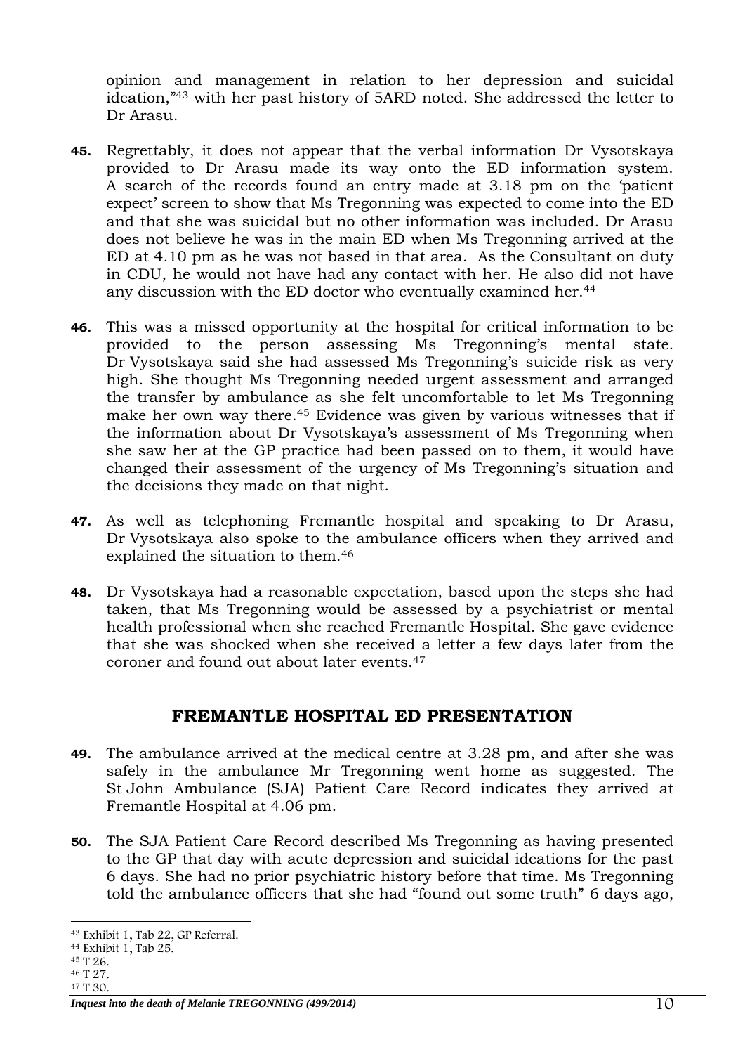opinion and management in relation to her depression and suicidal ideation,"[43] with her past history of 5ARD noted. She addressed the letter to Dr Arasu.

**45.** Regrettably, it does not appear that the verbal information Dr Vysotskaya provided to Dr Arasu made its way onto the ED information system. A search of the records found an entry made at 3.18 pm on the 'patient expect' screen to show that Ms Tregonning was expected to come into the ED and that she was suicidal but no other information was included. Dr Arasu does not believe he was in the main ED when Ms Tregonning arrived at the ED at 4.10 pm as he was not based in that area. As the Consultant on duty in CDU, he would not have had any contact with her. He also did not have any discussion with the ED doctor who eventually examined her.[44]

**46.** This was a missed opportunity at the hospital for critical information to be provided to the person assessing Ms Tregonning's mental state. Dr Vysotskaya said she had assessed Ms Tregonning's suicide risk as very high. She thought Ms Tregonning needed urgent assessment and arranged the transfer by ambulance as she felt uncomfortable to let Ms Tregonning make her own way there.[45] Evidence was given by various witnesses that if the information about Dr Vysotskaya's assessment of Ms Tregonning when she saw her at the GP practice had been passed on to them, it would have changed their assessment of the urgency of Ms Tregonning's situation and the decisions they made on that night.

**47.** As well as telephoning Fremantle hospital and speaking to Dr Arasu, Dr Vysotskaya also spoke to the ambulance officers when they arrived and explained the situation to them.[46]

**48.** Dr Vysotskaya had a reasonable expectation, based upon the steps she had taken, that Ms Tregonning would be assessed by a psychiatrist or mental health professional when she reached Fremantle Hospital. She gave evidence that she was shocked when she received a letter a few days later from the coroner and found out about later events.[47]

## FREMANTLE HOSPITAL ED PRESENTATION

**49.** The ambulance arrived at the medical centre at 3.28 pm, and after she was safely in the ambulance Mr Tregonning went home as suggested. The St John Ambulance (SJA) Patient Care Record indicates they arrived at Fremantle Hospital at 4.06 pm.

**50.** The SJA Patient Care Record described Ms Tregonning as having presented to the GP that day with acute depression and suicidal ideations for the past 6 days. She had no prior psychiatric history before that time. Ms Tregonning told the ambulance officers that she had "found out some truth" 6 days ago,

---

[43] Exhibit 1, Tab 22, GP Referral.
[44] Exhibit 1, Tab 25.
[45] T 26.
[46] T 27.
[47] T 30.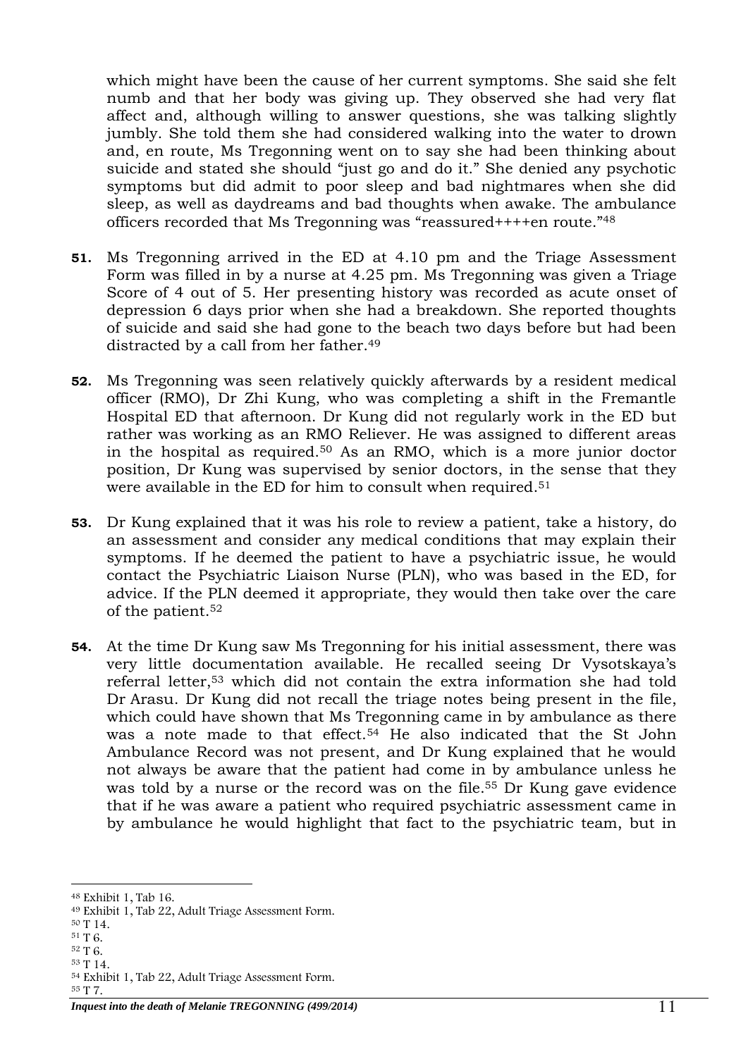which might have been the cause of her current symptoms. She said she felt numb and that her body was giving up. They observed she had very flat affect and, although willing to answer questions, she was talking slightly jumbly. She told them she had considered walking into the water to drown and, en route, Ms Tregonning went on to say she had been thinking about suicide and stated she should "just go and do it." She denied any psychotic symptoms but did admit to poor sleep and bad nightmares when she did sleep, as well as daydreams and bad thoughts when awake. The ambulance officers recorded that Ms Tregonning was "reassured++++en route."[48]

**51.** Ms Tregonning arrived in the ED at 4.10 pm and the Triage Assessment Form was filled in by a nurse at 4.25 pm. Ms Tregonning was given a Triage Score of 4 out of 5. Her presenting history was recorded as acute onset of depression 6 days prior when she had a breakdown. She reported thoughts of suicide and said she had gone to the beach two days before but had been distracted by a call from her father.[49]

**52.** Ms Tregonning was seen relatively quickly afterwards by a resident medical officer (RMO), Dr Zhi Kung, who was completing a shift in the Fremantle Hospital ED that afternoon. Dr Kung did not regularly work in the ED but rather was working as an RMO Reliever. He was assigned to different areas in the hospital as required.[50] As an RMO, which is a more junior doctor position, Dr Kung was supervised by senior doctors, in the sense that they were available in the ED for him to consult when required.[51]

**53.** Dr Kung explained that it was his role to review a patient, take a history, do an assessment and consider any medical conditions that may explain their symptoms. If he deemed the patient to have a psychiatric issue, he would contact the Psychiatric Liaison Nurse (PLN), who was based in the ED, for advice. If the PLN deemed it appropriate, they would then take over the care of the patient.[52]

**54.** At the time Dr Kung saw Ms Tregonning for his initial assessment, there was very little documentation available. He recalled seeing Dr Vysotskaya's referral letter,[53] which did not contain the extra information she had told Dr Arasu. Dr Kung did not recall the triage notes being present in the file, which could have shown that Ms Tregonning came in by ambulance as there was a note made to that effect.[54] He also indicated that the St John Ambulance Record was not present, and Dr Kung explained that he would not always be aware that the patient had come in by ambulance unless he was told by a nurse or the record was on the file.[55] Dr Kung gave evidence that if he was aware a patient who required psychiatric assessment came in by ambulance he would highlight that fact to the psychiatric team, but in

---

[48] Exhibit 1, Tab 16.
[49] Exhibit 1, Tab 22, Adult Triage Assessment Form.
[50] T 14.
[51] T 6.
[52] T 6.
[53] T 14.
[54] Exhibit 1, Tab 22, Adult Triage Assessment Form.
[55] T 7.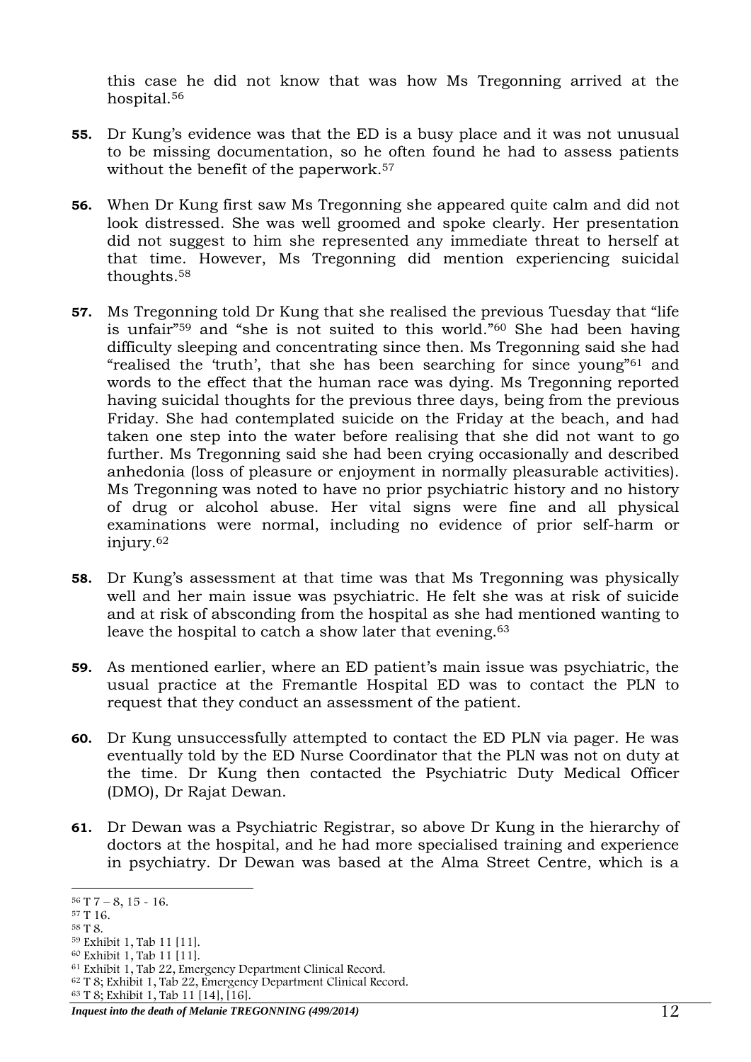this case he did not know that was how Ms Tregonning arrived at the hospital.[56]

**55.** Dr Kung's evidence was that the ED is a busy place and it was not unusual to be missing documentation, so he often found he had to assess patients without the benefit of the paperwork.[57]

**56.** When Dr Kung first saw Ms Tregonning she appeared quite calm and did not look distressed. She was well groomed and spoke clearly. Her presentation did not suggest to him she represented any immediate threat to herself at that time. However, Ms Tregonning did mention experiencing suicidal thoughts.[58]

**57.** Ms Tregonning told Dr Kung that she realised the previous Tuesday that "life is unfair"[59] and "she is not suited to this world."[60] She had been having difficulty sleeping and concentrating since then. Ms Tregonning said she had "realised the 'truth', that she has been searching for since young"[61] and words to the effect that the human race was dying. Ms Tregonning reported having suicidal thoughts for the previous three days, being from the previous Friday. She had contemplated suicide on the Friday at the beach, and had taken one step into the water before realising that she did not want to go further. Ms Tregonning said she had been crying occasionally and described anhedonia (loss of pleasure or enjoyment in normally pleasurable activities). Ms Tregonning was noted to have no prior psychiatric history and no history of drug or alcohol abuse. Her vital signs were fine and all physical examinations were normal, including no evidence of prior self-harm or injury.[62]

**58.** Dr Kung's assessment at that time was that Ms Tregonning was physically well and her main issue was psychiatric. He felt she was at risk of suicide and at risk of absconding from the hospital as she had mentioned wanting to leave the hospital to catch a show later that evening.[63]

**59.** As mentioned earlier, where an ED patient's main issue was psychiatric, the usual practice at the Fremantle Hospital ED was to contact the PLN to request that they conduct an assessment of the patient.

**60.** Dr Kung unsuccessfully attempted to contact the ED PLN via pager. He was eventually told by the ED Nurse Coordinator that the PLN was not on duty at the time. Dr Kung then contacted the Psychiatric Duty Medical Officer (DMO), Dr Rajat Dewan.

**61.** Dr Dewan was a Psychiatric Registrar, so above Dr Kung in the hierarchy of doctors at the hospital, and he had more specialised training and experience in psychiatry. Dr Dewan was based at the Alma Street Centre, which is a

---

[56] T 7 – 8, 15 - 16.
[57] T 16.
[58] T 8.
[59] Exhibit 1, Tab 11 [11].
[60] Exhibit 1, Tab 11 [11].
[61] Exhibit 1, Tab 22, Emergency Department Clinical Record.
[62] T 8; Exhibit 1, Tab 22, Emergency Department Clinical Record.
[63] T 8; Exhibit 1, Tab 11 [14], [16].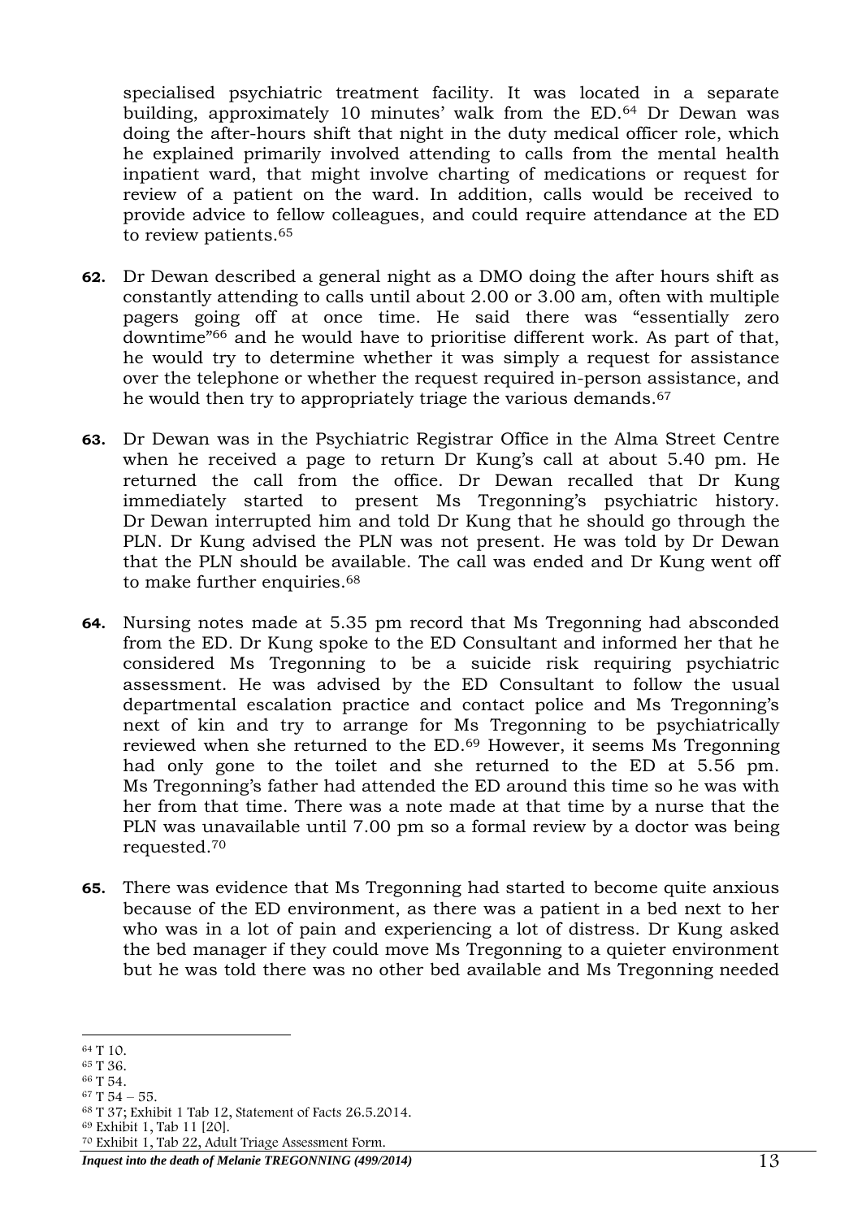specialised psychiatric treatment facility. It was located in a separate building, approximately 10 minutes' walk from the ED.[64] Dr Dewan was doing the after-hours shift that night in the duty medical officer role, which he explained primarily involved attending to calls from the mental health inpatient ward, that might involve charting of medications or request for review of a patient on the ward. In addition, calls would be received to provide advice to fellow colleagues, and could require attendance at the ED to review patients.[65]

**62.** Dr Dewan described a general night as a DMO doing the after hours shift as constantly attending to calls until about 2.00 or 3.00 am, often with multiple pagers going off at once time. He said there was "essentially zero downtime"[66] and he would have to prioritise different work. As part of that, he would try to determine whether it was simply a request for assistance over the telephone or whether the request required in-person assistance, and he would then try to appropriately triage the various demands.[67]

**63.** Dr Dewan was in the Psychiatric Registrar Office in the Alma Street Centre when he received a page to return Dr Kung's call at about 5.40 pm. He returned the call from the office. Dr Dewan recalled that Dr Kung immediately started to present Ms Tregonning's psychiatric history. Dr Dewan interrupted him and told Dr Kung that he should go through the PLN. Dr Kung advised the PLN was not present. He was told by Dr Dewan that the PLN should be available. The call was ended and Dr Kung went off to make further enquiries.[68]

**64.** Nursing notes made at 5.35 pm record that Ms Tregonning had absconded from the ED. Dr Kung spoke to the ED Consultant and informed her that he considered Ms Tregonning to be a suicide risk requiring psychiatric assessment. He was advised by the ED Consultant to follow the usual departmental escalation practice and contact police and Ms Tregonning's next of kin and try to arrange for Ms Tregonning to be psychiatrically reviewed when she returned to the ED.[69] However, it seems Ms Tregonning had only gone to the toilet and she returned to the ED at 5.56 pm. Ms Tregonning's father had attended the ED around this time so he was with her from that time. There was a note made at that time by a nurse that the PLN was unavailable until 7.00 pm so a formal review by a doctor was being requested.[70]

**65.** There was evidence that Ms Tregonning had started to become quite anxious because of the ED environment, as there was a patient in a bed next to her who was in a lot of pain and experiencing a lot of distress. Dr Kung asked the bed manager if they could move Ms Tregonning to a quieter environment but he was told there was no other bed available and Ms Tregonning needed

---

[64] T 10.
[65] T 36.
[66] T 54.
[67] T 54 – 55.
[68] T 37; Exhibit 1 Tab 12, Statement of Facts 26.5.2014.
[69] Exhibit 1, Tab 11 [20].
[70] Exhibit 1, Tab 22, Adult Triage Assessment Form.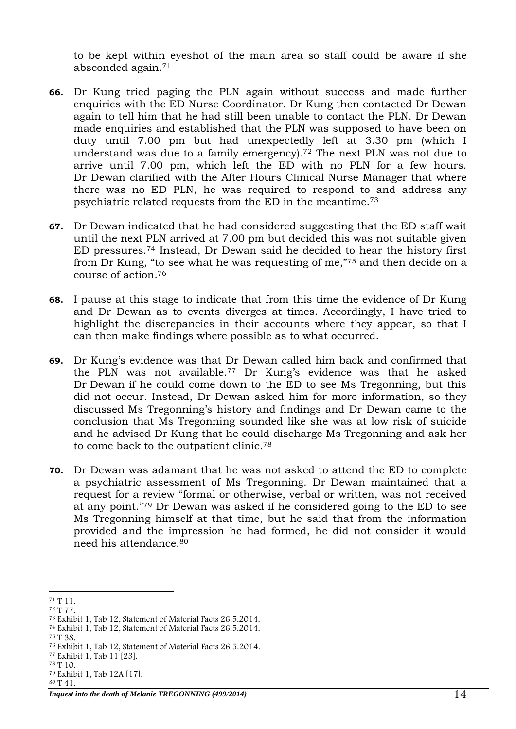to be kept within eyeshot of the main area so staff could be aware if she absconded again.[71]

**66.** Dr Kung tried paging the PLN again without success and made further enquiries with the ED Nurse Coordinator. Dr Kung then contacted Dr Dewan again to tell him that he had still been unable to contact the PLN. Dr Dewan made enquiries and established that the PLN was supposed to have been on duty until 7.00 pm but had unexpectedly left at 3.30 pm (which I understand was due to a family emergency).[72] The next PLN was not due to arrive until 7.00 pm, which left the ED with no PLN for a few hours. Dr Dewan clarified with the After Hours Clinical Nurse Manager that where there was no ED PLN, he was required to respond to and address any psychiatric related requests from the ED in the meantime.[73]

**67.** Dr Dewan indicated that he had considered suggesting that the ED staff wait until the next PLN arrived at 7.00 pm but decided this was not suitable given ED pressures.[74] Instead, Dr Dewan said he decided to hear the history first from Dr Kung, "to see what he was requesting of me,"[75] and then decide on a course of action.[76]

**68.** I pause at this stage to indicate that from this time the evidence of Dr Kung and Dr Dewan as to events diverges at times. Accordingly, I have tried to highlight the discrepancies in their accounts where they appear, so that I can then make findings where possible as to what occurred.

**69.** Dr Kung's evidence was that Dr Dewan called him back and confirmed that the PLN was not available.[77] Dr Kung's evidence was that he asked Dr Dewan if he could come down to the ED to see Ms Tregonning, but this did not occur. Instead, Dr Dewan asked him for more information, so they discussed Ms Tregonning's history and findings and Dr Dewan came to the conclusion that Ms Tregonning sounded like she was at low risk of suicide and he advised Dr Kung that he could discharge Ms Tregonning and ask her to come back to the outpatient clinic.[78]

**70.** Dr Dewan was adamant that he was not asked to attend the ED to complete a psychiatric assessment of Ms Tregonning. Dr Dewan maintained that a request for a review "formal or otherwise, verbal or written, was not received at any point."[79] Dr Dewan was asked if he considered going to the ED to see Ms Tregonning himself at that time, but he said that from the information provided and the impression he had formed, he did not consider it would need his attendance.[80]

---

[71] T 11.
[72] T 77.
[73] Exhibit 1, Tab 12, Statement of Material Facts 26.5.2014.
[74] Exhibit 1, Tab 12, Statement of Material Facts 26.5.2014.
[75] T 38.
[76] Exhibit 1, Tab 12, Statement of Material Facts 26.5.2014.
[77] Exhibit 1, Tab 11 [23].
[78] T 10.
[79] Exhibit 1, Tab 12A [17].
[80] T 41.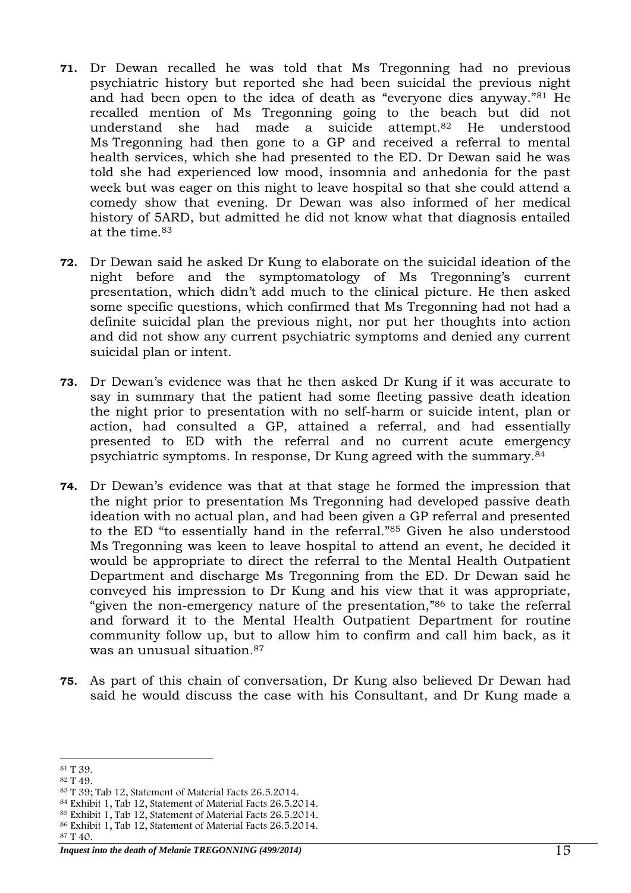**71.** Dr Dewan recalled he was told that Ms Tregonning had no previous psychiatric history but reported she had been suicidal the previous night and had been open to the idea of death as "everyone dies anyway."[81] He recalled mention of Ms Tregonning going to the beach but did not understand she had made a suicide attempt.[82] He understood Ms Tregonning had then gone to a GP and received a referral to mental health services, which she had presented to the ED. Dr Dewan said he was told she had experienced low mood, insomnia and anhedonia for the past week but was eager on this night to leave hospital so that she could attend a comedy show that evening. Dr Dewan was also informed of her medical history of 5ARD, but admitted he did not know what that diagnosis entailed at the time.[83]

**72.** Dr Dewan said he asked Dr Kung to elaborate on the suicidal ideation of the night before and the symptomatology of Ms Tregonning's current presentation, which didn't add much to the clinical picture. He then asked some specific questions, which confirmed that Ms Tregonning had not had a definite suicidal plan the previous night, nor put her thoughts into action and did not show any current psychiatric symptoms and denied any current suicidal plan or intent.

**73.** Dr Dewan's evidence was that he then asked Dr Kung if it was accurate to say in summary that the patient had some fleeting passive death ideation the night prior to presentation with no self-harm or suicide intent, plan or action, had consulted a GP, attained a referral, and had essentially presented to ED with the referral and no current acute emergency psychiatric symptoms. In response, Dr Kung agreed with the summary.[84]

**74.** Dr Dewan's evidence was that at that stage he formed the impression that the night prior to presentation Ms Tregonning had developed passive death ideation with no actual plan, and had been given a GP referral and presented to the ED "to essentially hand in the referral."[85] Given he also understood Ms Tregonning was keen to leave hospital to attend an event, he decided it would be appropriate to direct the referral to the Mental Health Outpatient Department and discharge Ms Tregonning from the ED. Dr Dewan said he conveyed his impression to Dr Kung and his view that it was appropriate, "given the non-emergency nature of the presentation,"[86] to take the referral and forward it to the Mental Health Outpatient Department for routine community follow up, but to allow him to confirm and call him back, as it was an unusual situation.[87]

**75.** As part of this chain of conversation, Dr Kung also believed Dr Dewan had said he would discuss the case with his Consultant, and Dr Kung made a

---

[81] T 39.
[82] T 49.
[83] T 39; Tab 12, Statement of Material Facts 26.5.2014.
[84] Exhibit 1, Tab 12, Statement of Material Facts 26.5.2014.
[85] Exhibit 1, Tab 12, Statement of Material Facts 26.5.2014.
[86] Exhibit 1, Tab 12, Statement of Material Facts 26.5.2014.
[87] T 40.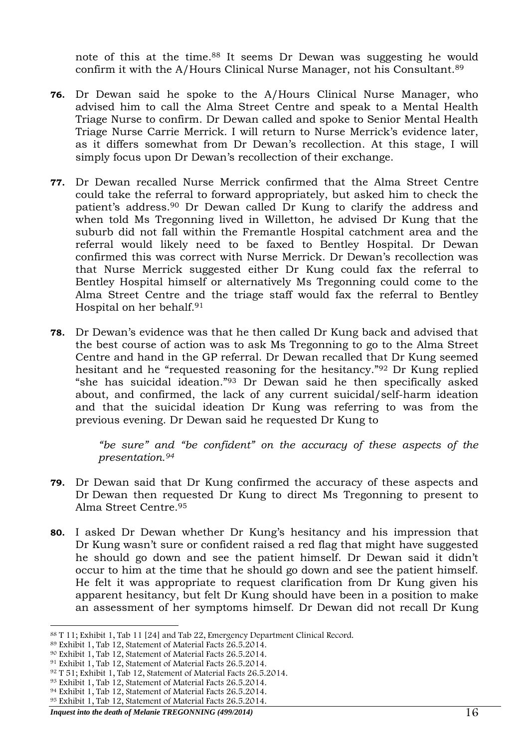note of this at the time.[88] It seems Dr Dewan was suggesting he would confirm it with the A/Hours Clinical Nurse Manager, not his Consultant.[89]

**76.** Dr Dewan said he spoke to the A/Hours Clinical Nurse Manager, who advised him to call the Alma Street Centre and speak to a Mental Health Triage Nurse to confirm. Dr Dewan called and spoke to Senior Mental Health Triage Nurse Carrie Merrick. I will return to Nurse Merrick's evidence later, as it differs somewhat from Dr Dewan's recollection. At this stage, I will simply focus upon Dr Dewan's recollection of their exchange.

**77.** Dr Dewan recalled Nurse Merrick confirmed that the Alma Street Centre could take the referral to forward appropriately, but asked him to check the patient's address.[90] Dr Dewan called Dr Kung to clarify the address and when told Ms Tregonning lived in Willetton, he advised Dr Kung that the suburb did not fall within the Fremantle Hospital catchment area and the referral would likely need to be faxed to Bentley Hospital. Dr Dewan confirmed this was correct with Nurse Merrick. Dr Dewan's recollection was that Nurse Merrick suggested either Dr Kung could fax the referral to Bentley Hospital himself or alternatively Ms Tregonning could come to the Alma Street Centre and the triage staff would fax the referral to Bentley Hospital on her behalf.[91]

**78.** Dr Dewan's evidence was that he then called Dr Kung back and advised that the best course of action was to ask Ms Tregonning to go to the Alma Street Centre and hand in the GP referral. Dr Dewan recalled that Dr Kung seemed hesitant and he "requested reasoning for the hesitancy."[92] Dr Kung replied "she has suicidal ideation."[93] Dr Dewan said he then specifically asked about, and confirmed, the lack of any current suicidal/self-harm ideation and that the suicidal ideation Dr Kung was referring to was from the previous evening. Dr Dewan said he requested Dr Kung to

> *"be sure" and "be confident" on the accuracy of these aspects of the presentation.[94]*

**79.** Dr Dewan said that Dr Kung confirmed the accuracy of these aspects and Dr Dewan then requested Dr Kung to direct Ms Tregonning to present to Alma Street Centre.[95]

**80.** I asked Dr Dewan whether Dr Kung's hesitancy and his impression that Dr Kung wasn't sure or confident raised a red flag that might have suggested he should go down and see the patient himself. Dr Dewan said it didn't occur to him at the time that he should go down and see the patient himself. He felt it was appropriate to request clarification from Dr Kung given his apparent hesitancy, but felt Dr Kung should have been in a position to make an assessment of her symptoms himself. Dr Dewan did not recall Dr Kung

---

[88] T 11; Exhibit 1, Tab 11 [24] and Tab 22, Emergency Department Clinical Record.
[89] Exhibit 1, Tab 12, Statement of Material Facts 26.5.2014.
[90] Exhibit 1, Tab 12, Statement of Material Facts 26.5.2014.
[91] Exhibit 1, Tab 12, Statement of Material Facts 26.5.2014.
[92] T 51; Exhibit 1, Tab 12, Statement of Material Facts 26.5.2014.
[93] Exhibit 1, Tab 12, Statement of Material Facts 26.5.2014.
[94] Exhibit 1, Tab 12, Statement of Material Facts 26.5.2014.
[95] Exhibit 1, Tab 12, Statement of Material Facts 26.5.2014.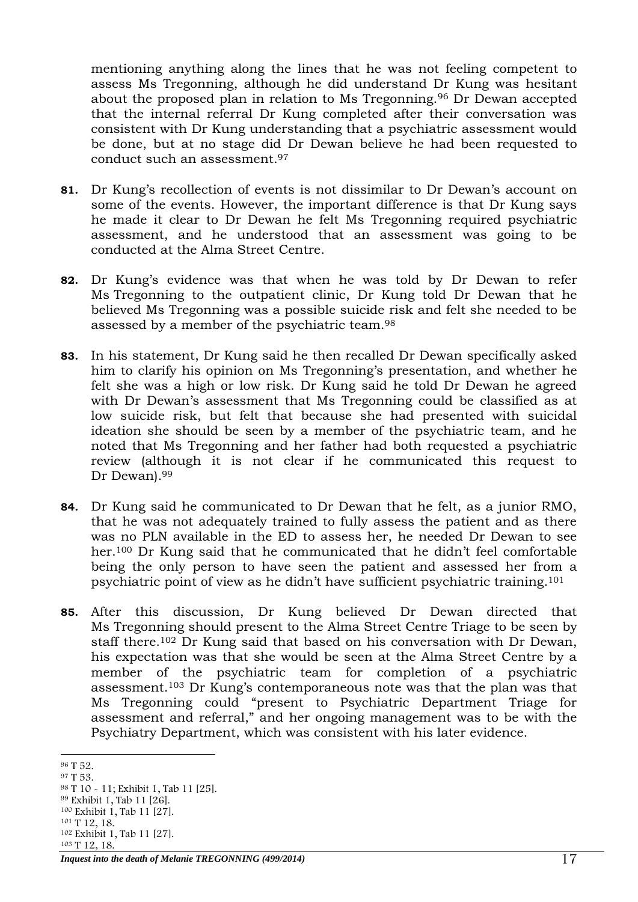mentioning anything along the lines that he was not feeling competent to assess Ms Tregonning, although he did understand Dr Kung was hesitant about the proposed plan in relation to Ms Tregonning.[96] Dr Dewan accepted that the internal referral Dr Kung completed after their conversation was consistent with Dr Kung understanding that a psychiatric assessment would be done, but at no stage did Dr Dewan believe he had been requested to conduct such an assessment.[97]

**81.** Dr Kung's recollection of events is not dissimilar to Dr Dewan's account on some of the events. However, the important difference is that Dr Kung says he made it clear to Dr Dewan he felt Ms Tregonning required psychiatric assessment, and he understood that an assessment was going to be conducted at the Alma Street Centre.

**82.** Dr Kung's evidence was that when he was told by Dr Dewan to refer Ms Tregonning to the outpatient clinic, Dr Kung told Dr Dewan that he believed Ms Tregonning was a possible suicide risk and felt she needed to be assessed by a member of the psychiatric team.[98]

**83.** In his statement, Dr Kung said he then recalled Dr Dewan specifically asked him to clarify his opinion on Ms Tregonning's presentation, and whether he felt she was a high or low risk. Dr Kung said he told Dr Dewan he agreed with Dr Dewan's assessment that Ms Tregonning could be classified as at low suicide risk, but felt that because she had presented with suicidal ideation she should be seen by a member of the psychiatric team, and he noted that Ms Tregonning and her father had both requested a psychiatric review (although it is not clear if he communicated this request to Dr Dewan).[99]

**84.** Dr Kung said he communicated to Dr Dewan that he felt, as a junior RMO, that he was not adequately trained to fully assess the patient and as there was no PLN available in the ED to assess her, he needed Dr Dewan to see her.[100] Dr Kung said that he communicated that he didn't feel comfortable being the only person to have seen the patient and assessed her from a psychiatric point of view as he didn't have sufficient psychiatric training.[101]

**85.** After this discussion, Dr Kung believed Dr Dewan directed that Ms Tregonning should present to the Alma Street Centre Triage to be seen by staff there.[102] Dr Kung said that based on his conversation with Dr Dewan, his expectation was that she would be seen at the Alma Street Centre by a member of the psychiatric team for completion of a psychiatric assessment.[103] Dr Kung's contemporaneous note was that the plan was that Ms Tregonning could "present to Psychiatric Department Triage for assessment and referral," and her ongoing management was to be with the Psychiatry Department, which was consistent with his later evidence.

---

[96] T 52.
[97] T 53.
[98] T 10 - 11; Exhibit 1, Tab 11 [25].
[99] Exhibit 1, Tab 11 [26].
[100] Exhibit 1, Tab 11 [27].
[101] T 12, 18.
[102] Exhibit 1, Tab 11 [27].
[103] T 12, 18.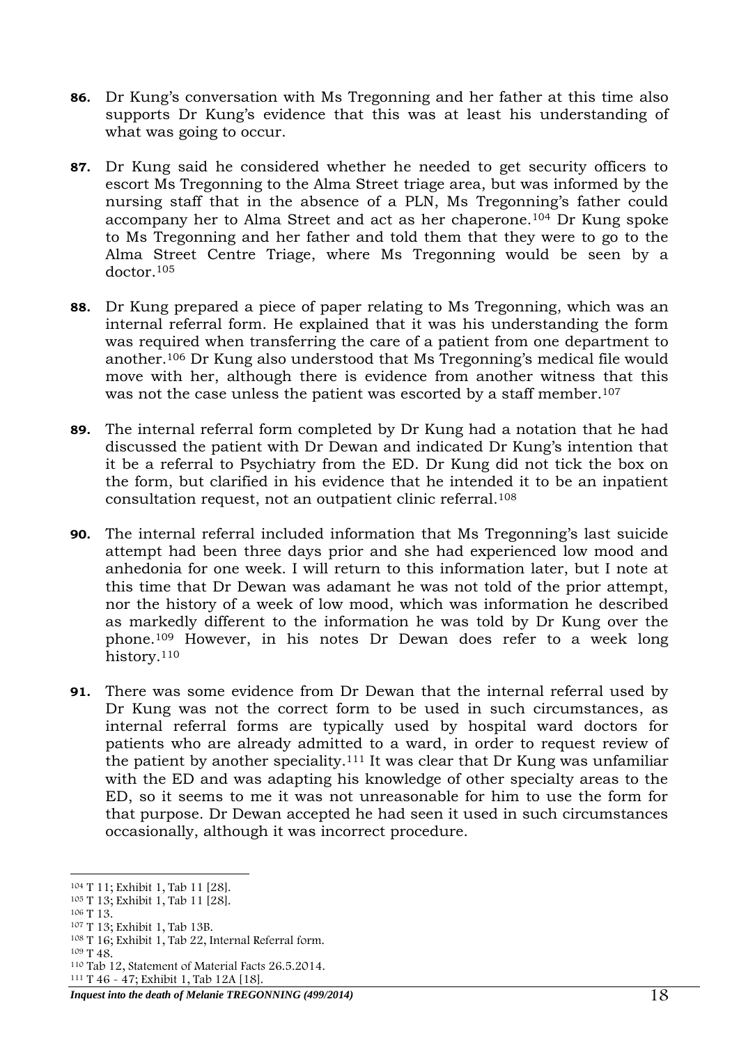**86.** Dr Kung's conversation with Ms Tregonning and her father at this time also supports Dr Kung's evidence that this was at least his understanding of what was going to occur.

**87.** Dr Kung said he considered whether he needed to get security officers to escort Ms Tregonning to the Alma Street triage area, but was informed by the nursing staff that in the absence of a PLN, Ms Tregonning's father could accompany her to Alma Street and act as her chaperone.[104] Dr Kung spoke to Ms Tregonning and her father and told them that they were to go to the Alma Street Centre Triage, where Ms Tregonning would be seen by a doctor.[105]

**88.** Dr Kung prepared a piece of paper relating to Ms Tregonning, which was an internal referral form. He explained that it was his understanding the form was required when transferring the care of a patient from one department to another.[106] Dr Kung also understood that Ms Tregonning's medical file would move with her, although there is evidence from another witness that this was not the case unless the patient was escorted by a staff member.[107]

**89.** The internal referral form completed by Dr Kung had a notation that he had discussed the patient with Dr Dewan and indicated Dr Kung's intention that it be a referral to Psychiatry from the ED. Dr Kung did not tick the box on the form, but clarified in his evidence that he intended it to be an inpatient consultation request, not an outpatient clinic referral.[108]

**90.** The internal referral included information that Ms Tregonning's last suicide attempt had been three days prior and she had experienced low mood and anhedonia for one week. I will return to this information later, but I note at this time that Dr Dewan was adamant he was not told of the prior attempt, nor the history of a week of low mood, which was information he described as markedly different to the information he was told by Dr Kung over the phone.[109] However, in his notes Dr Dewan does refer to a week long history.[110]

**91.** There was some evidence from Dr Dewan that the internal referral used by Dr Kung was not the correct form to be used in such circumstances, as internal referral forms are typically used by hospital ward doctors for patients who are already admitted to a ward, in order to request review of the patient by another speciality.[111] It was clear that Dr Kung was unfamiliar with the ED and was adapting his knowledge of other specialty areas to the ED, so it seems to me it was not unreasonable for him to use the form for that purpose. Dr Dewan accepted he had seen it used in such circumstances occasionally, although it was incorrect procedure.

---

[104] T 11; Exhibit 1, Tab 11 [28].
[105] T 13; Exhibit 1, Tab 11 [28].
[106] T 13.
[107] T 13; Exhibit 1, Tab 13B.
[108] T 16; Exhibit 1, Tab 22, Internal Referral form.
[109] T 48.
[110] Tab 12, Statement of Material Facts 26.5.2014.
[111] T 46 - 47; Exhibit 1, Tab 12A [18].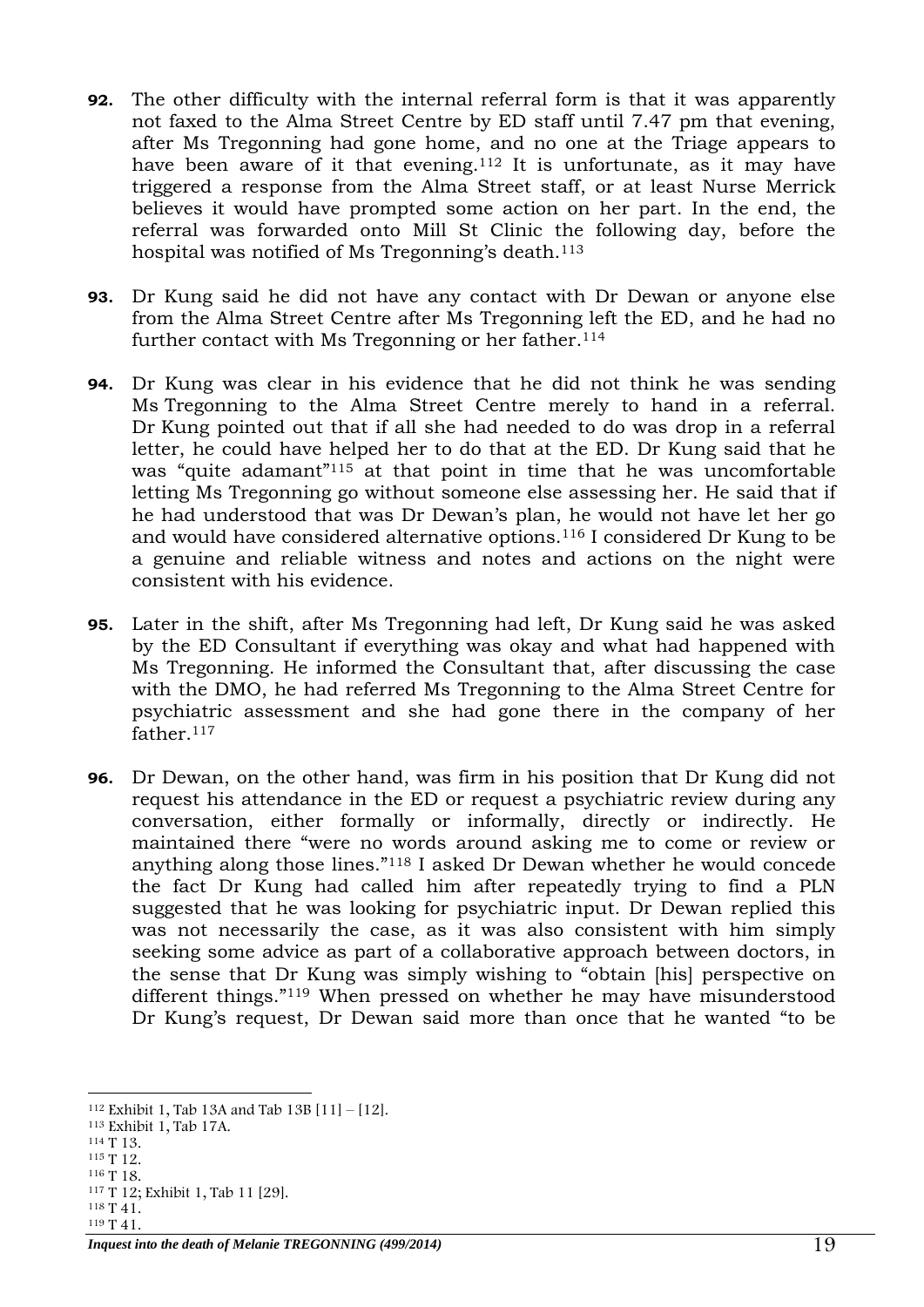**92.** The other difficulty with the internal referral form is that it was apparently not faxed to the Alma Street Centre by ED staff until 7.47 pm that evening, after Ms Tregonning had gone home, and no one at the Triage appears to have been aware of it that evening.[112] It is unfortunate, as it may have triggered a response from the Alma Street staff, or at least Nurse Merrick believes it would have prompted some action on her part. In the end, the referral was forwarded onto Mill St Clinic the following day, before the hospital was notified of Ms Tregonning's death.[113]

**93.** Dr Kung said he did not have any contact with Dr Dewan or anyone else from the Alma Street Centre after Ms Tregonning left the ED, and he had no further contact with Ms Tregonning or her father.[114]

**94.** Dr Kung was clear in his evidence that he did not think he was sending Ms Tregonning to the Alma Street Centre merely to hand in a referral. Dr Kung pointed out that if all she had needed to do was drop in a referral letter, he could have helped her to do that at the ED. Dr Kung said that he was "quite adamant"[115] at that point in time that he was uncomfortable letting Ms Tregonning go without someone else assessing her. He said that if he had understood that was Dr Dewan's plan, he would not have let her go and would have considered alternative options.[116] I considered Dr Kung to be a genuine and reliable witness and notes and actions on the night were consistent with his evidence.

**95.** Later in the shift, after Ms Tregonning had left, Dr Kung said he was asked by the ED Consultant if everything was okay and what had happened with Ms Tregonning. He informed the Consultant that, after discussing the case with the DMO, he had referred Ms Tregonning to the Alma Street Centre for psychiatric assessment and she had gone there in the company of her father.[117]

**96.** Dr Dewan, on the other hand, was firm in his position that Dr Kung did not request his attendance in the ED or request a psychiatric review during any conversation, either formally or informally, directly or indirectly. He maintained there "were no words around asking me to come or review or anything along those lines."[118] I asked Dr Dewan whether he would concede the fact Dr Kung had called him after repeatedly trying to find a PLN suggested that he was looking for psychiatric input. Dr Dewan replied this was not necessarily the case, as it was also consistent with him simply seeking some advice as part of a collaborative approach between doctors, in the sense that Dr Kung was simply wishing to "obtain [his] perspective on different things."[119] When pressed on whether he may have misunderstood Dr Kung's request, Dr Dewan said more than once that he wanted "to be

---

[112] Exhibit 1, Tab 13A and Tab 13B [11] – [12].
[113] Exhibit 1, Tab 17A.
[114] T 13.
[115] T 12.
[116] T 18.
[117] T 12; Exhibit 1, Tab 11 [29].
[118] T 41.
[119] T 41.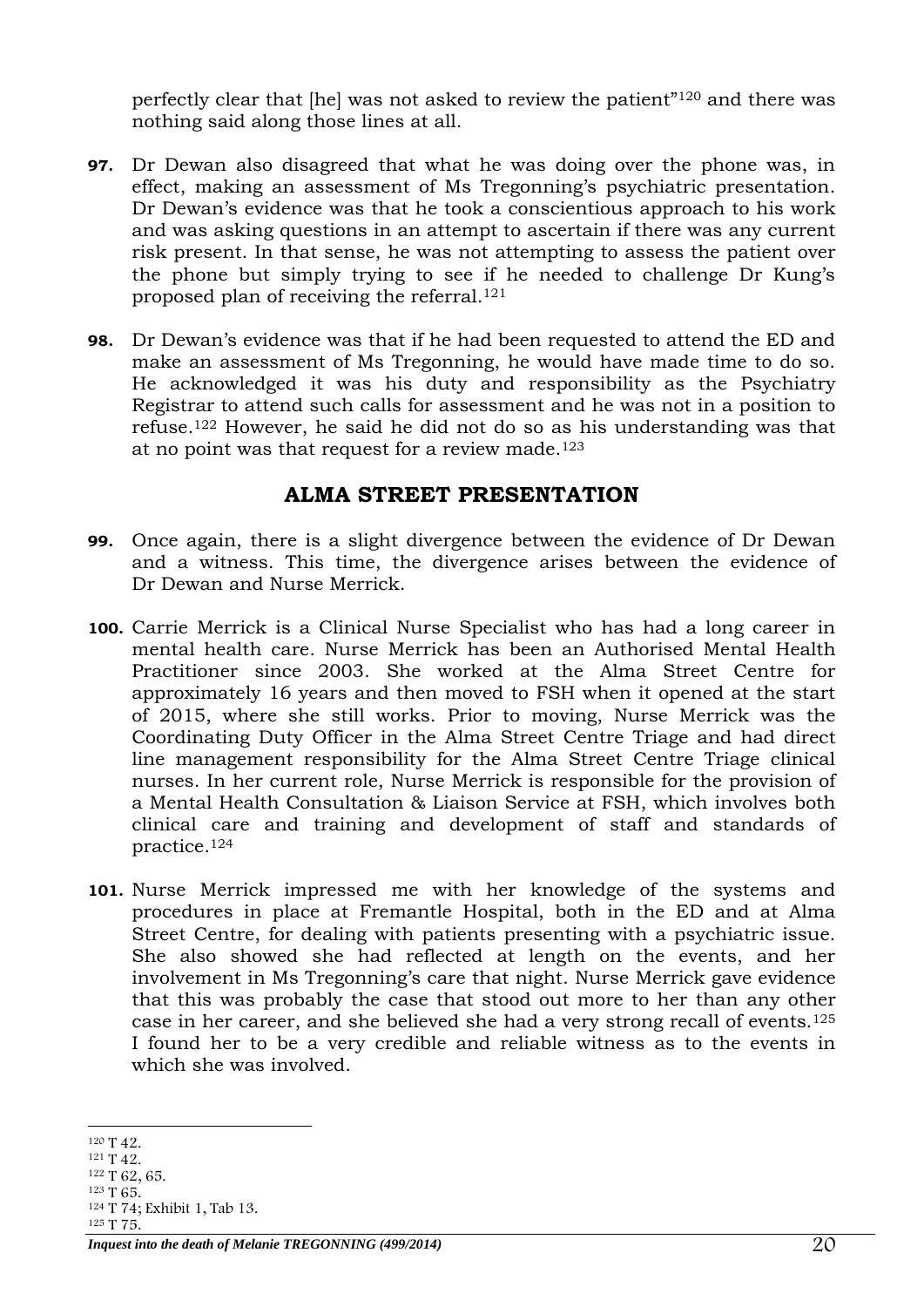perfectly clear that [he] was not asked to review the patient"[120] and there was nothing said along those lines at all.

**97.** Dr Dewan also disagreed that what he was doing over the phone was, in effect, making an assessment of Ms Tregonning's psychiatric presentation. Dr Dewan's evidence was that he took a conscientious approach to his work and was asking questions in an attempt to ascertain if there was any current risk present. In that sense, he was not attempting to assess the patient over the phone but simply trying to see if he needed to challenge Dr Kung's proposed plan of receiving the referral.[121]

**98.** Dr Dewan's evidence was that if he had been requested to attend the ED and make an assessment of Ms Tregonning, he would have made time to do so. He acknowledged it was his duty and responsibility as the Psychiatry Registrar to attend such calls for assessment and he was not in a position to refuse.[122] However, he said he did not do so as his understanding was that at no point was that request for a review made.[123]

## ALMA STREET PRESENTATION

**99.** Once again, there is a slight divergence between the evidence of Dr Dewan and a witness. This time, the divergence arises between the evidence of Dr Dewan and Nurse Merrick.

**100.** Carrie Merrick is a Clinical Nurse Specialist who has had a long career in mental health care. Nurse Merrick has been an Authorised Mental Health Practitioner since 2003. She worked at the Alma Street Centre for approximately 16 years and then moved to FSH when it opened at the start of 2015, where she still works. Prior to moving, Nurse Merrick was the Coordinating Duty Officer in the Alma Street Centre Triage and had direct line management responsibility for the Alma Street Centre Triage clinical nurses. In her current role, Nurse Merrick is responsible for the provision of a Mental Health Consultation & Liaison Service at FSH, which involves both clinical care and training and development of staff and standards of practice.[124]

**101.** Nurse Merrick impressed me with her knowledge of the systems and procedures in place at Fremantle Hospital, both in the ED and at Alma Street Centre, for dealing with patients presenting with a psychiatric issue. She also showed she had reflected at length on the events, and her involvement in Ms Tregonning's care that night. Nurse Merrick gave evidence that this was probably the case that stood out more to her than any other case in her career, and she believed she had a very strong recall of events.[125] I found her to be a very credible and reliable witness as to the events in which she was involved.

---

[120] T 42.
[121] T 42.
[122] T 62, 65.
[123] T 65.
[124] T 74; Exhibit 1, Tab 13.
[125] T 75.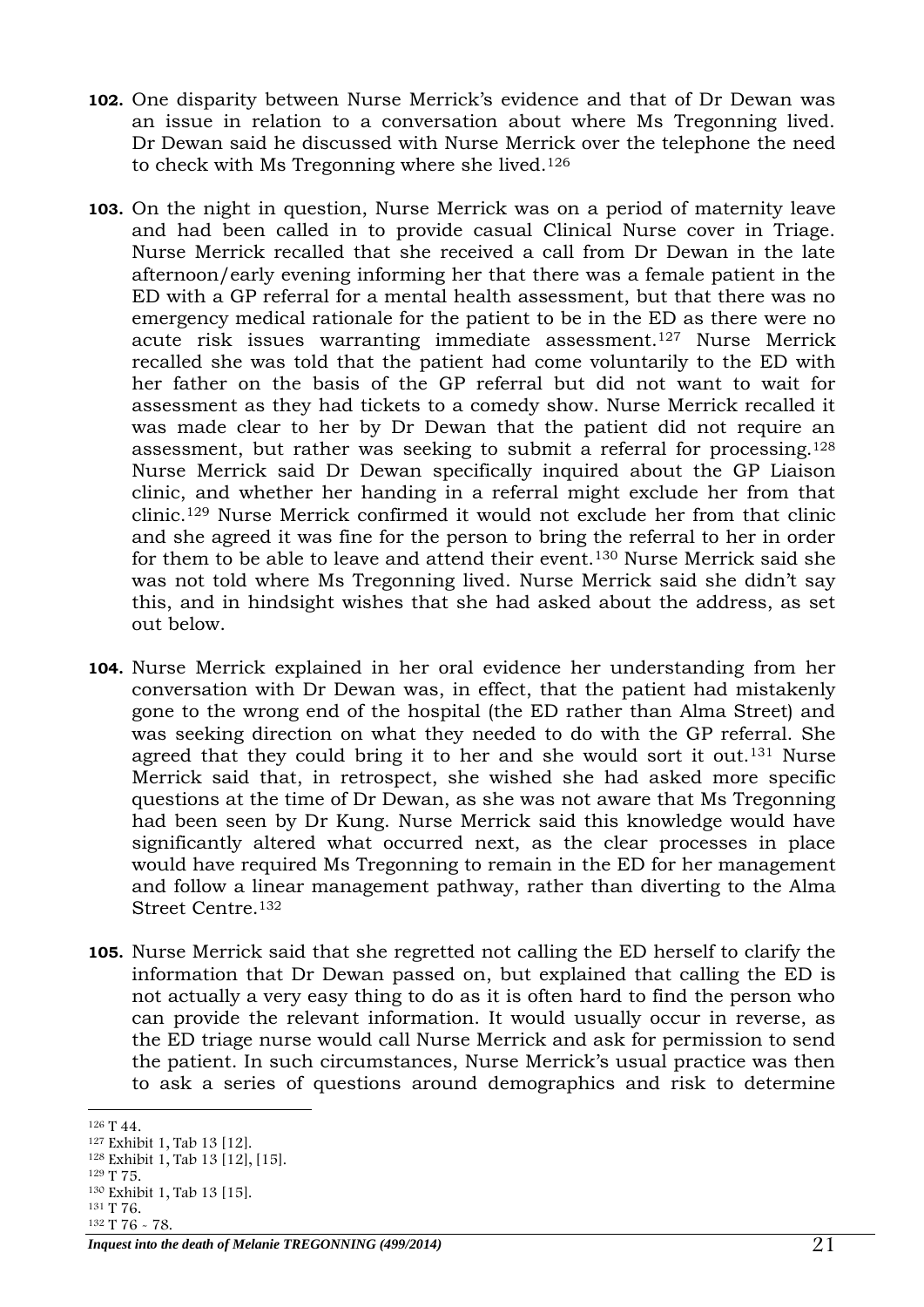**102.** One disparity between Nurse Merrick's evidence and that of Dr Dewan was an issue in relation to a conversation about where Ms Tregonning lived. Dr Dewan said he discussed with Nurse Merrick over the telephone the need to check with Ms Tregonning where she lived.[126]

**103.** On the night in question, Nurse Merrick was on a period of maternity leave and had been called in to provide casual Clinical Nurse cover in Triage. Nurse Merrick recalled that she received a call from Dr Dewan in the late afternoon/early evening informing her that there was a female patient in the ED with a GP referral for a mental health assessment, but that there was no emergency medical rationale for the patient to be in the ED as there were no acute risk issues warranting immediate assessment.[127] Nurse Merrick recalled she was told that the patient had come voluntarily to the ED with her father on the basis of the GP referral but did not want to wait for assessment as they had tickets to a comedy show. Nurse Merrick recalled it was made clear to her by Dr Dewan that the patient did not require an assessment, but rather was seeking to submit a referral for processing.[128] Nurse Merrick said Dr Dewan specifically inquired about the GP Liaison clinic, and whether her handing in a referral might exclude her from that clinic.[129] Nurse Merrick confirmed it would not exclude her from that clinic and she agreed it was fine for the person to bring the referral to her in order for them to be able to leave and attend their event.[130] Nurse Merrick said she was not told where Ms Tregonning lived. Nurse Merrick said she didn't say this, and in hindsight wishes that she had asked about the address, as set out below.

**104.** Nurse Merrick explained in her oral evidence her understanding from her conversation with Dr Dewan was, in effect, that the patient had mistakenly gone to the wrong end of the hospital (the ED rather than Alma Street) and was seeking direction on what they needed to do with the GP referral. She agreed that they could bring it to her and she would sort it out.[131] Nurse Merrick said that, in retrospect, she wished she had asked more specific questions at the time of Dr Dewan, as she was not aware that Ms Tregonning had been seen by Dr Kung. Nurse Merrick said this knowledge would have significantly altered what occurred next, as the clear processes in place would have required Ms Tregonning to remain in the ED for her management and follow a linear management pathway, rather than diverting to the Alma Street Centre.[132]

**105.** Nurse Merrick said that she regretted not calling the ED herself to clarify the information that Dr Dewan passed on, but explained that calling the ED is not actually a very easy thing to do as it is often hard to find the person who can provide the relevant information. It would usually occur in reverse, as the ED triage nurse would call Nurse Merrick and ask for permission to send the patient. In such circumstances, Nurse Merrick's usual practice was then to ask a series of questions around demographics and risk to determine

---

[126] T 44.

[127] Exhibit 1, Tab 13 [12].

[128] Exhibit 1, Tab 13 [12], [15].

[129] T 75.

[130] Exhibit 1, Tab 13 [15].

[131] T 76.

[132] T 76 - 78.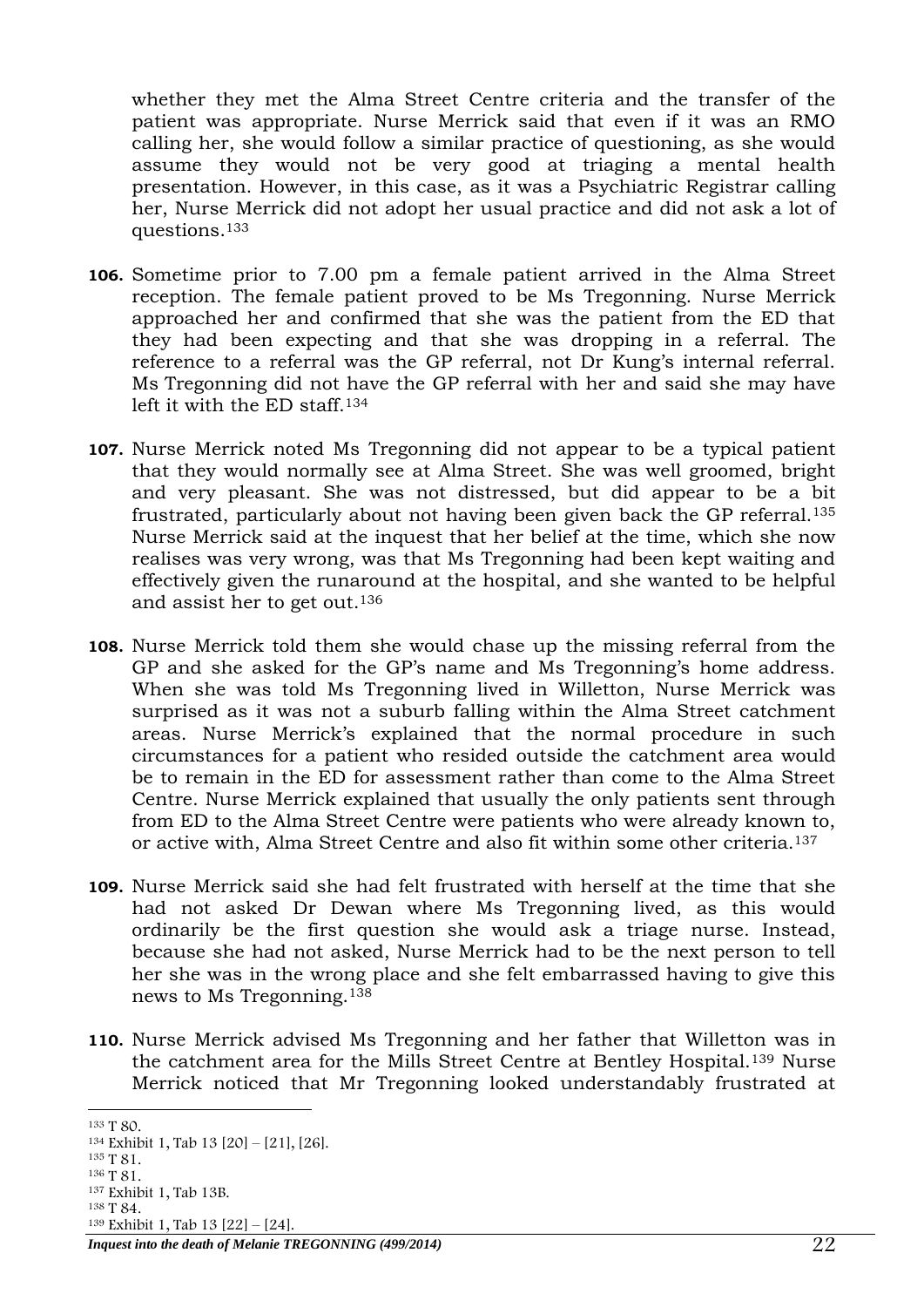whether they met the Alma Street Centre criteria and the transfer of the patient was appropriate. Nurse Merrick said that even if it was an RMO calling her, she would follow a similar practice of questioning, as she would assume they would not be very good at triaging a mental health presentation. However, in this case, as it was a Psychiatric Registrar calling her, Nurse Merrick did not adopt her usual practice and did not ask a lot of questions.[133]

**106.** Sometime prior to 7.00 pm a female patient arrived in the Alma Street reception. The female patient proved to be Ms Tregonning. Nurse Merrick approached her and confirmed that she was the patient from the ED that they had been expecting and that she was dropping in a referral. The reference to a referral was the GP referral, not Dr Kung's internal referral. Ms Tregonning did not have the GP referral with her and said she may have left it with the ED staff.[134]

**107.** Nurse Merrick noted Ms Tregonning did not appear to be a typical patient that they would normally see at Alma Street. She was well groomed, bright and very pleasant. She was not distressed, but did appear to be a bit frustrated, particularly about not having been given back the GP referral.[135] Nurse Merrick said at the inquest that her belief at the time, which she now realises was very wrong, was that Ms Tregonning had been kept waiting and effectively given the runaround at the hospital, and she wanted to be helpful and assist her to get out.[136]

**108.** Nurse Merrick told them she would chase up the missing referral from the GP and she asked for the GP's name and Ms Tregonning's home address. When she was told Ms Tregonning lived in Willetton, Nurse Merrick was surprised as it was not a suburb falling within the Alma Street catchment areas. Nurse Merrick's explained that the normal procedure in such circumstances for a patient who resided outside the catchment area would be to remain in the ED for assessment rather than come to the Alma Street Centre. Nurse Merrick explained that usually the only patients sent through from ED to the Alma Street Centre were patients who were already known to, or active with, Alma Street Centre and also fit within some other criteria.[137]

**109.** Nurse Merrick said she had felt frustrated with herself at the time that she had not asked Dr Dewan where Ms Tregonning lived, as this would ordinarily be the first question she would ask a triage nurse. Instead, because she had not asked, Nurse Merrick had to be the next person to tell her she was in the wrong place and she felt embarrassed having to give this news to Ms Tregonning.[138]

**110.** Nurse Merrick advised Ms Tregonning and her father that Willetton was in the catchment area for the Mills Street Centre at Bentley Hospital.[139] Nurse Merrick noticed that Mr Tregonning looked understandably frustrated at

---

[133] T 80.
[134] Exhibit 1, Tab 13 [20] – [21], [26].
[135] T 81.
[136] T 81.
[137] Exhibit 1, Tab 13B.
[138] T 84.
[139] Exhibit 1, Tab 13 [22] – [24].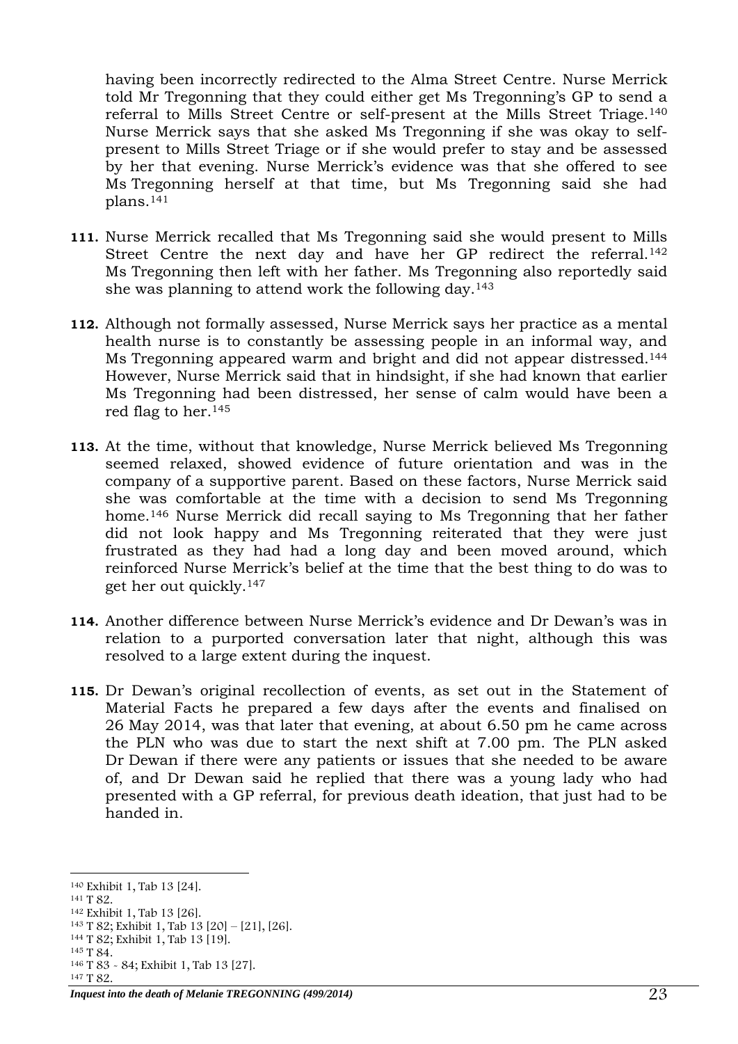having been incorrectly redirected to the Alma Street Centre. Nurse Merrick told Mr Tregonning that they could either get Ms Tregonning's GP to send a referral to Mills Street Centre or self-present at the Mills Street Triage.[140] Nurse Merrick says that she asked Ms Tregonning if she was okay to self-present to Mills Street Triage or if she would prefer to stay and be assessed by her that evening. Nurse Merrick's evidence was that she offered to see Ms Tregonning herself at that time, but Ms Tregonning said she had plans.[141]

**111.** Nurse Merrick recalled that Ms Tregonning said she would present to Mills Street Centre the next day and have her GP redirect the referral.[142] Ms Tregonning then left with her father. Ms Tregonning also reportedly said she was planning to attend work the following day.[143]

**112.** Although not formally assessed, Nurse Merrick says her practice as a mental health nurse is to constantly be assessing people in an informal way, and Ms Tregonning appeared warm and bright and did not appear distressed.[144] However, Nurse Merrick said that in hindsight, if she had known that earlier Ms Tregonning had been distressed, her sense of calm would have been a red flag to her.[145]

**113.** At the time, without that knowledge, Nurse Merrick believed Ms Tregonning seemed relaxed, showed evidence of future orientation and was in the company of a supportive parent. Based on these factors, Nurse Merrick said she was comfortable at the time with a decision to send Ms Tregonning home.[146] Nurse Merrick did recall saying to Ms Tregonning that her father did not look happy and Ms Tregonning reiterated that they were just frustrated as they had had a long day and been moved around, which reinforced Nurse Merrick's belief at the time that the best thing to do was to get her out quickly.[147]

**114.** Another difference between Nurse Merrick's evidence and Dr Dewan's was in relation to a purported conversation later that night, although this was resolved to a large extent during the inquest.

**115.** Dr Dewan's original recollection of events, as set out in the Statement of Material Facts he prepared a few days after the events and finalised on 26 May 2014, was that later that evening, at about 6.50 pm he came across the PLN who was due to start the next shift at 7.00 pm. The PLN asked Dr Dewan if there were any patients or issues that she needed to be aware of, and Dr Dewan said he replied that there was a young lady who had presented with a GP referral, for previous death ideation, that just had to be handed in.

---

[140] Exhibit 1, Tab 13 [24].
[141] T 82.
[142] Exhibit 1, Tab 13 [26].
[143] T 82; Exhibit 1, Tab 13 [20] – [21], [26].
[144] T 82; Exhibit 1, Tab 13 [19].
[145] T 84.
[146] T 83 - 84; Exhibit 1, Tab 13 [27].
[147] T 82.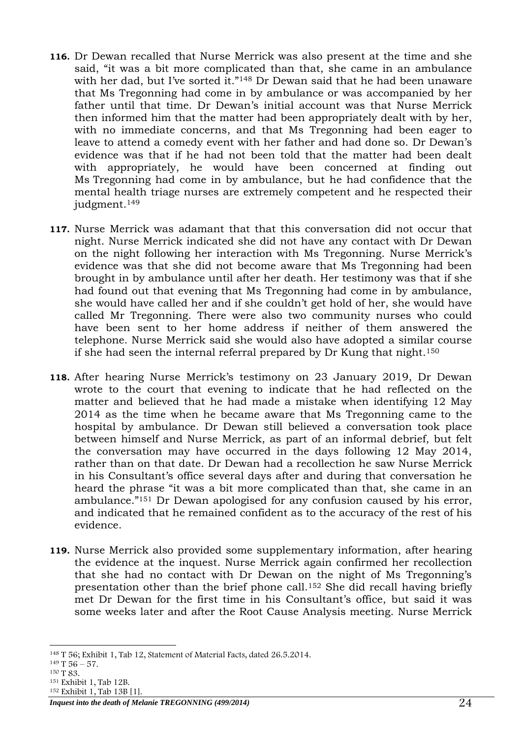**116.** Dr Dewan recalled that Nurse Merrick was also present at the time and she said, "it was a bit more complicated than that, she came in an ambulance with her dad, but I've sorted it."[148] Dr Dewan said that he had been unaware that Ms Tregonning had come in by ambulance or was accompanied by her father until that time. Dr Dewan's initial account was that Nurse Merrick then informed him that the matter had been appropriately dealt with by her, with no immediate concerns, and that Ms Tregonning had been eager to leave to attend a comedy event with her father and had done so. Dr Dewan's evidence was that if he had not been told that the matter had been dealt with appropriately, he would have been concerned at finding out Ms Tregonning had come in by ambulance, but he had confidence that the mental health triage nurses are extremely competent and he respected their judgment.[149]

**117.** Nurse Merrick was adamant that that this conversation did not occur that night. Nurse Merrick indicated she did not have any contact with Dr Dewan on the night following her interaction with Ms Tregonning. Nurse Merrick's evidence was that she did not become aware that Ms Tregonning had been brought in by ambulance until after her death. Her testimony was that if she had found out that evening that Ms Tregonning had come in by ambulance, she would have called her and if she couldn't get hold of her, she would have called Mr Tregonning. There were also two community nurses who could have been sent to her home address if neither of them answered the telephone. Nurse Merrick said she would also have adopted a similar course if she had seen the internal referral prepared by Dr Kung that night.[150]

**118.** After hearing Nurse Merrick's testimony on 23 January 2019, Dr Dewan wrote to the court that evening to indicate that he had reflected on the matter and believed that he had made a mistake when identifying 12 May 2014 as the time when he became aware that Ms Tregonning came to the hospital by ambulance. Dr Dewan still believed a conversation took place between himself and Nurse Merrick, as part of an informal debrief, but felt the conversation may have occurred in the days following 12 May 2014, rather than on that date. Dr Dewan had a recollection he saw Nurse Merrick in his Consultant's office several days after and during that conversation he heard the phrase "it was a bit more complicated than that, she came in an ambulance."[151] Dr Dewan apologised for any confusion caused by his error, and indicated that he remained confident as to the accuracy of the rest of his evidence.

**119.** Nurse Merrick also provided some supplementary information, after hearing the evidence at the inquest. Nurse Merrick again confirmed her recollection that she had no contact with Dr Dewan on the night of Ms Tregonning's presentation other than the brief phone call.[152] She did recall having briefly met Dr Dewan for the first time in his Consultant's office, but said it was some weeks later and after the Root Cause Analysis meeting. Nurse Merrick

---

[148] T 56; Exhibit 1, Tab 12, Statement of Material Facts, dated 26.5.2014.
[149] T 56 – 57.
[150] T 83.
[151] Exhibit 1, Tab 12B.
[152] Exhibit 1, Tab 13B [1].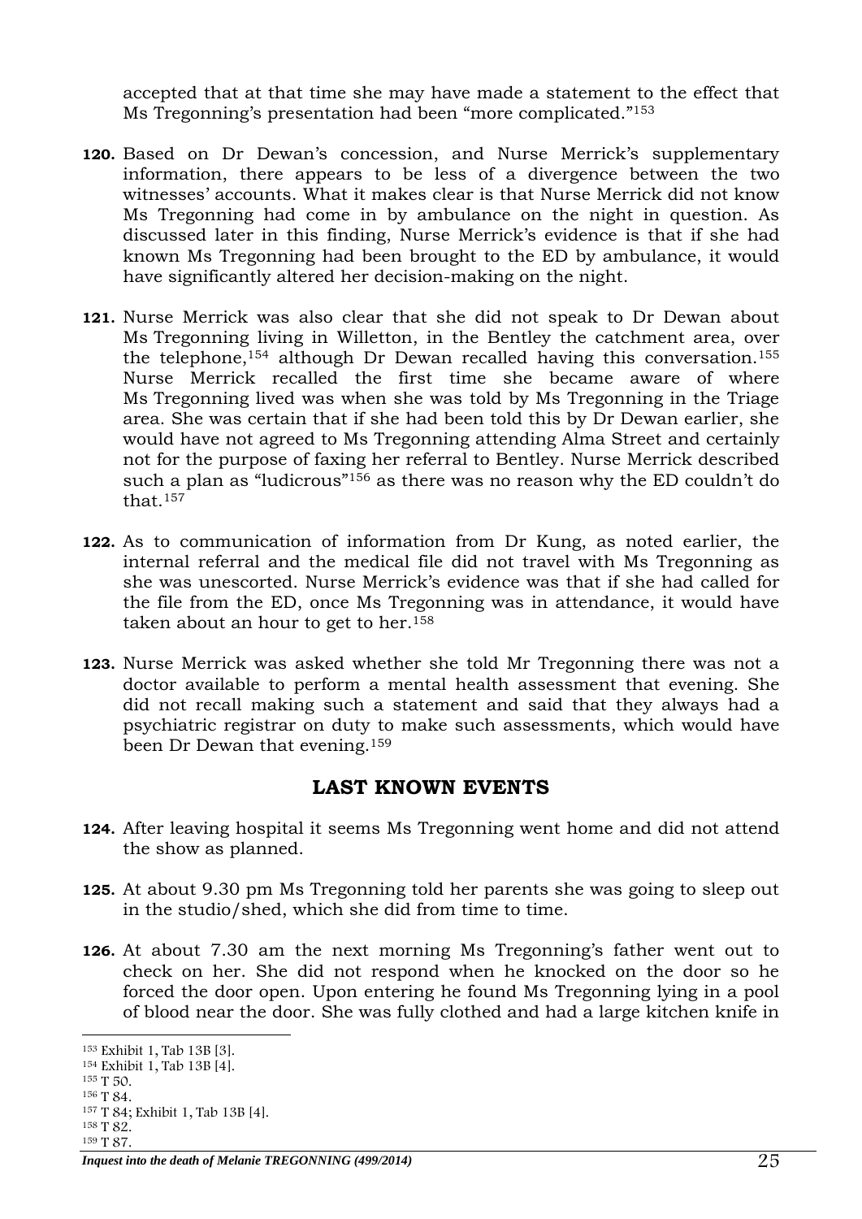accepted that at that time she may have made a statement to the effect that Ms Tregonning's presentation had been "more complicated."[153]

**120.** Based on Dr Dewan's concession, and Nurse Merrick's supplementary information, there appears to be less of a divergence between the two witnesses' accounts. What it makes clear is that Nurse Merrick did not know Ms Tregonning had come in by ambulance on the night in question. As discussed later in this finding, Nurse Merrick's evidence is that if she had known Ms Tregonning had been brought to the ED by ambulance, it would have significantly altered her decision-making on the night.

**121.** Nurse Merrick was also clear that she did not speak to Dr Dewan about Ms Tregonning living in Willetton, in the Bentley the catchment area, over the telephone,[154] although Dr Dewan recalled having this conversation.[155] Nurse Merrick recalled the first time she became aware of where Ms Tregonning lived was when she was told by Ms Tregonning in the Triage area. She was certain that if she had been told this by Dr Dewan earlier, she would have not agreed to Ms Tregonning attending Alma Street and certainly not for the purpose of faxing her referral to Bentley. Nurse Merrick described such a plan as "ludicrous"[156] as there was no reason why the ED couldn't do that.[157]

**122.** As to communication of information from Dr Kung, as noted earlier, the internal referral and the medical file did not travel with Ms Tregonning as she was unescorted. Nurse Merrick's evidence was that if she had called for the file from the ED, once Ms Tregonning was in attendance, it would have taken about an hour to get to her.[158]

**123.** Nurse Merrick was asked whether she told Mr Tregonning there was not a doctor available to perform a mental health assessment that evening. She did not recall making such a statement and said that they always had a psychiatric registrar on duty to make such assessments, which would have been Dr Dewan that evening.[159]

## LAST KNOWN EVENTS

**124.** After leaving hospital it seems Ms Tregonning went home and did not attend the show as planned.

**125.** At about 9.30 pm Ms Tregonning told her parents she was going to sleep out in the studio/shed, which she did from time to time.

**126.** At about 7.30 am the next morning Ms Tregonning's father went out to check on her. She did not respond when he knocked on the door so he forced the door open. Upon entering he found Ms Tregonning lying in a pool of blood near the door. She was fully clothed and had a large kitchen knife in

---

[153] Exhibit 1, Tab 13B [3].
[154] Exhibit 1, Tab 13B [4].
[155] T 50.
[156] T 84.
[157] T 84; Exhibit 1, Tab 13B [4].
[158] T 82.
[159] T 87.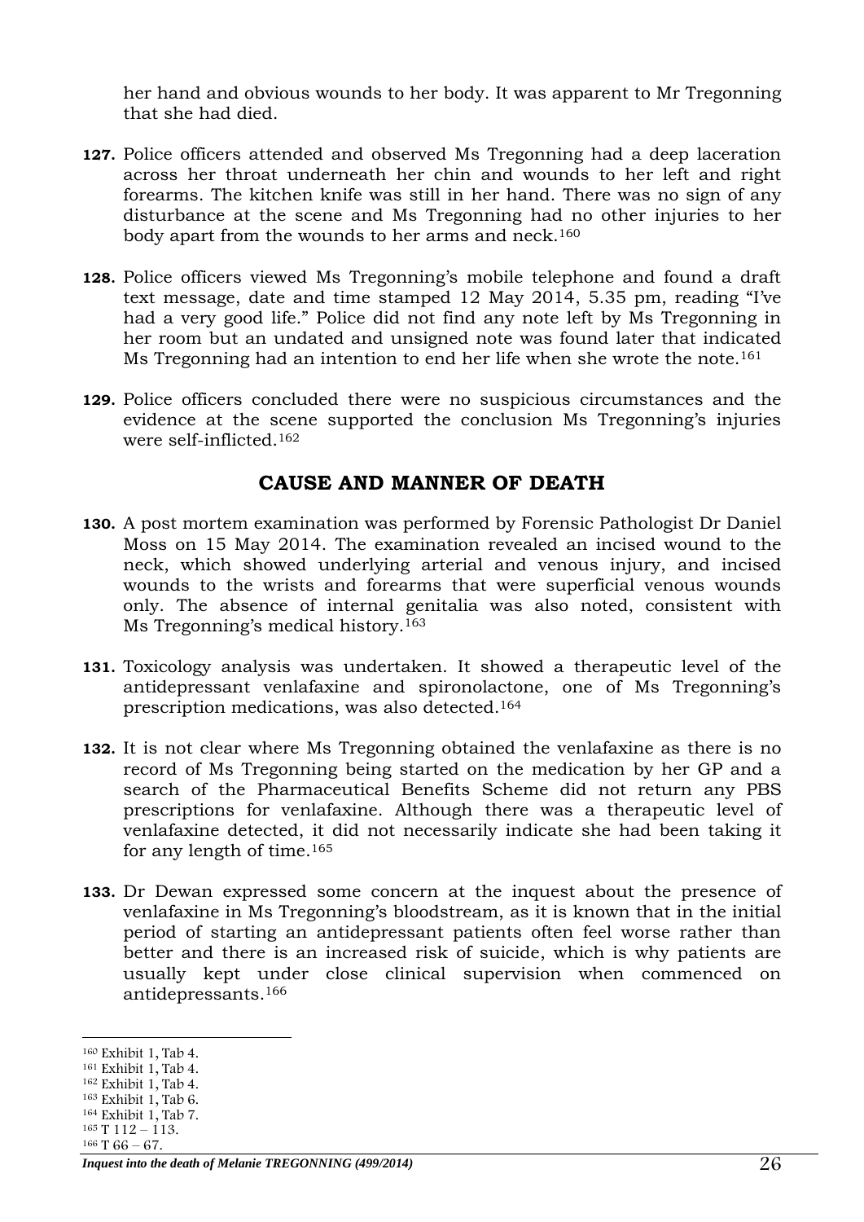her hand and obvious wounds to her body. It was apparent to Mr Tregonning that she had died.

**127.** Police officers attended and observed Ms Tregonning had a deep laceration across her throat underneath her chin and wounds to her left and right forearms. The kitchen knife was still in her hand. There was no sign of any disturbance at the scene and Ms Tregonning had no other injuries to her body apart from the wounds to her arms and neck.[160]

**128.** Police officers viewed Ms Tregonning's mobile telephone and found a draft text message, date and time stamped 12 May 2014, 5.35 pm, reading "I've had a very good life." Police did not find any note left by Ms Tregonning in her room but an undated and unsigned note was found later that indicated Ms Tregonning had an intention to end her life when she wrote the note.[161]

**129.** Police officers concluded there were no suspicious circumstances and the evidence at the scene supported the conclusion Ms Tregonning's injuries were self-inflicted.[162]

## CAUSE AND MANNER OF DEATH

**130.** A post mortem examination was performed by Forensic Pathologist Dr Daniel Moss on 15 May 2014. The examination revealed an incised wound to the neck, which showed underlying arterial and venous injury, and incised wounds to the wrists and forearms that were superficial venous wounds only. The absence of internal genitalia was also noted, consistent with Ms Tregonning's medical history.[163]

**131.** Toxicology analysis was undertaken. It showed a therapeutic level of the antidepressant venlafaxine and spironolactone, one of Ms Tregonning's prescription medications, was also detected.[164]

**132.** It is not clear where Ms Tregonning obtained the venlafaxine as there is no record of Ms Tregonning being started on the medication by her GP and a search of the Pharmaceutical Benefits Scheme did not return any PBS prescriptions for venlafaxine. Although there was a therapeutic level of venlafaxine detected, it did not necessarily indicate she had been taking it for any length of time.[165]

**133.** Dr Dewan expressed some concern at the inquest about the presence of venlafaxine in Ms Tregonning's bloodstream, as it is known that in the initial period of starting an antidepressant patients often feel worse rather than better and there is an increased risk of suicide, which is why patients are usually kept under close clinical supervision when commenced on antidepressants.[166]

---

[160] Exhibit 1, Tab 4.
[161] Exhibit 1, Tab 4.
[162] Exhibit 1, Tab 4.
[163] Exhibit 1, Tab 6.
[164] Exhibit 1, Tab 7.
[165] T 112 – 113.
[166] T 66 – 67.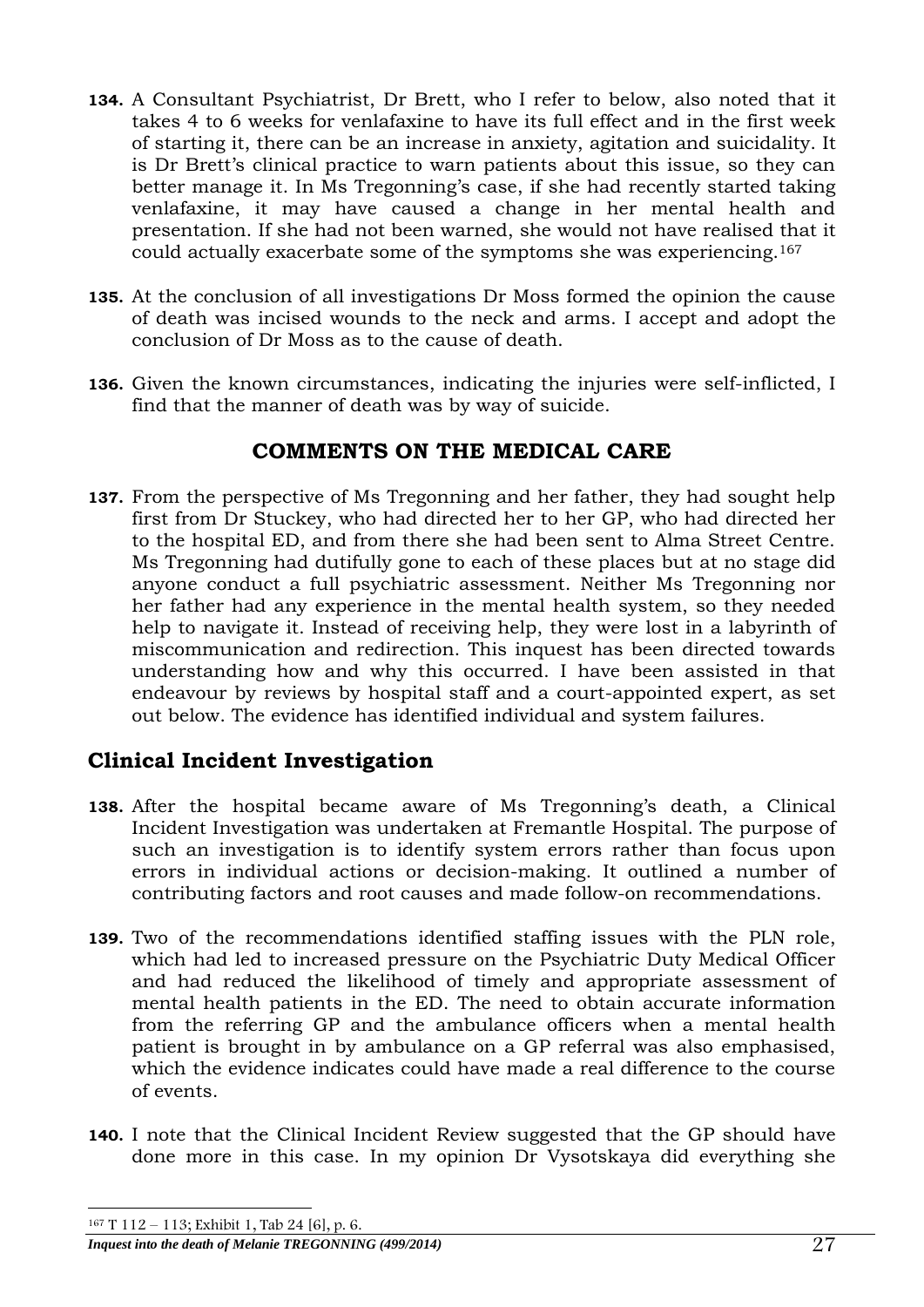**134.** A Consultant Psychiatrist, Dr Brett, who I refer to below, also noted that it takes 4 to 6 weeks for venlafaxine to have its full effect and in the first week of starting it, there can be an increase in anxiety, agitation and suicidality. It is Dr Brett's clinical practice to warn patients about this issue, so they can better manage it. In Ms Tregonning's case, if she had recently started taking venlafaxine, it may have caused a change in her mental health and presentation. If she had not been warned, she would not have realised that it could actually exacerbate some of the symptoms she was experiencing.[167]

**135.** At the conclusion of all investigations Dr Moss formed the opinion the cause of death was incised wounds to the neck and arms. I accept and adopt the conclusion of Dr Moss as to the cause of death.

**136.** Given the known circumstances, indicating the injuries were self-inflicted, I find that the manner of death was by way of suicide.

## COMMENTS ON THE MEDICAL CARE

**137.** From the perspective of Ms Tregonning and her father, they had sought help first from Dr Stuckey, who had directed her to her GP, who had directed her to the hospital ED, and from there she had been sent to Alma Street Centre. Ms Tregonning had dutifully gone to each of these places but at no stage did anyone conduct a full psychiatric assessment. Neither Ms Tregonning nor her father had any experience in the mental health system, so they needed help to navigate it. Instead of receiving help, they were lost in a labyrinth of miscommunication and redirection. This inquest has been directed towards understanding how and why this occurred. I have been assisted in that endeavour by reviews by hospital staff and a court-appointed expert, as set out below. The evidence has identified individual and system failures.

## Clinical Incident Investigation

**138.** After the hospital became aware of Ms Tregonning's death, a Clinical Incident Investigation was undertaken at Fremantle Hospital. The purpose of such an investigation is to identify system errors rather than focus upon errors in individual actions or decision-making. It outlined a number of contributing factors and root causes and made follow-on recommendations.

**139.** Two of the recommendations identified staffing issues with the PLN role, which had led to increased pressure on the Psychiatric Duty Medical Officer and had reduced the likelihood of timely and appropriate assessment of mental health patients in the ED. The need to obtain accurate information from the referring GP and the ambulance officers when a mental health patient is brought in by ambulance on a GP referral was also emphasised, which the evidence indicates could have made a real difference to the course of events.

**140.** I note that the Clinical Incident Review suggested that the GP should have done more in this case. In my opinion Dr Vysotskaya did everything she

---

[167] T 112 – 113; Exhibit 1, Tab 24 [6], p. 6.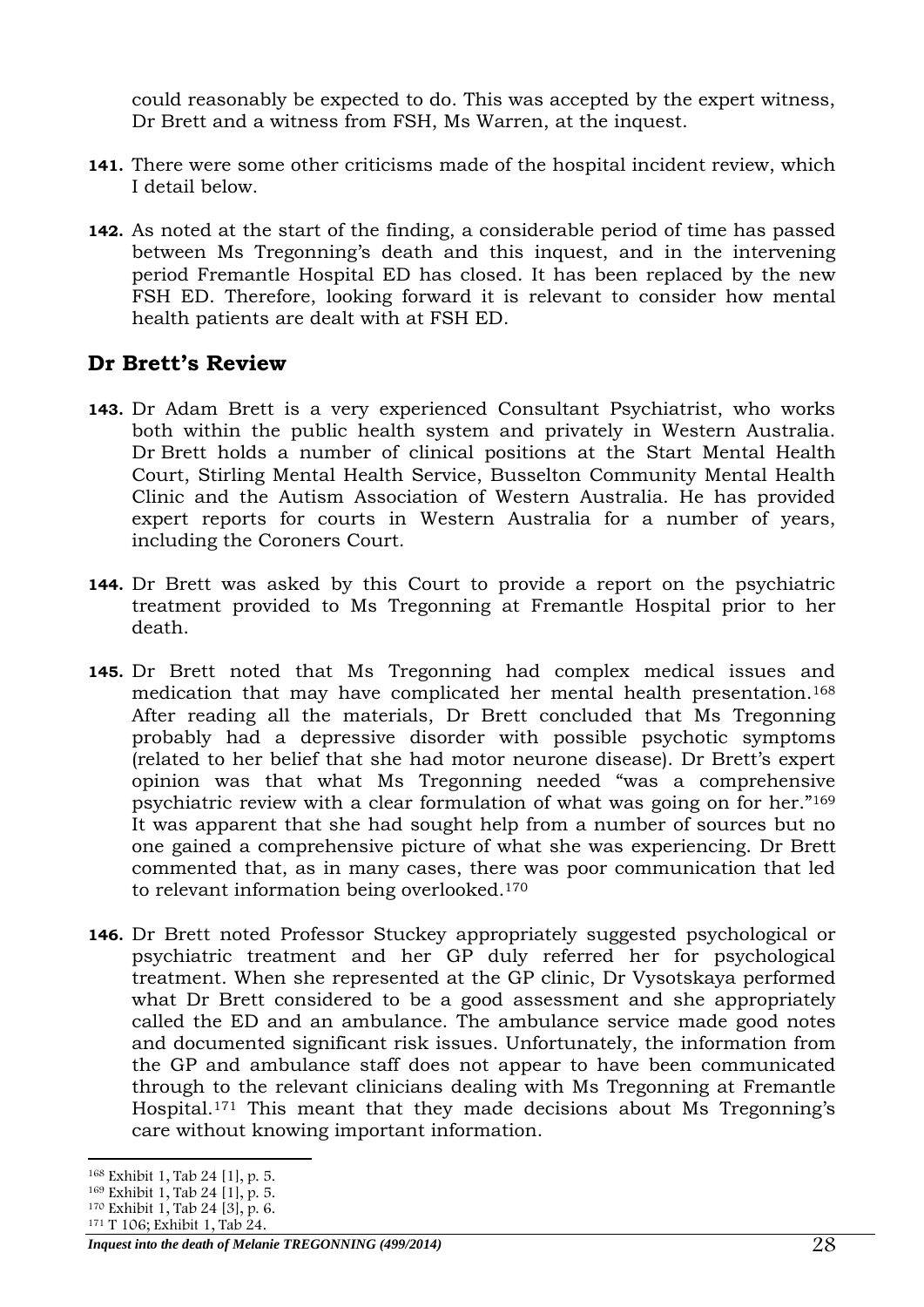could reasonably be expected to do. This was accepted by the expert witness, Dr Brett and a witness from FSH, Ms Warren, at the inquest.

**141.** There were some other criticisms made of the hospital incident review, which I detail below.

**142.** As noted at the start of the finding, a considerable period of time has passed between Ms Tregonning's death and this inquest, and in the intervening period Fremantle Hospital ED has closed. It has been replaced by the new FSH ED. Therefore, looking forward it is relevant to consider how mental health patients are dealt with at FSH ED.

## Dr Brett's Review

**143.** Dr Adam Brett is a very experienced Consultant Psychiatrist, who works both within the public health system and privately in Western Australia. Dr Brett holds a number of clinical positions at the Start Mental Health Court, Stirling Mental Health Service, Busselton Community Mental Health Clinic and the Autism Association of Western Australia. He has provided expert reports for courts in Western Australia for a number of years, including the Coroners Court.

**144.** Dr Brett was asked by this Court to provide a report on the psychiatric treatment provided to Ms Tregonning at Fremantle Hospital prior to her death.

**145.** Dr Brett noted that Ms Tregonning had complex medical issues and medication that may have complicated her mental health presentation.[168] After reading all the materials, Dr Brett concluded that Ms Tregonning probably had a depressive disorder with possible psychotic symptoms (related to her belief that she had motor neurone disease). Dr Brett's expert opinion was that what Ms Tregonning needed "was a comprehensive psychiatric review with a clear formulation of what was going on for her."[169] It was apparent that she had sought help from a number of sources but no one gained a comprehensive picture of what she was experiencing. Dr Brett commented that, as in many cases, there was poor communication that led to relevant information being overlooked.[170]

**146.** Dr Brett noted Professor Stuckey appropriately suggested psychological or psychiatric treatment and her GP duly referred her for psychological treatment. When she represented at the GP clinic, Dr Vysotskaya performed what Dr Brett considered to be a good assessment and she appropriately called the ED and an ambulance. The ambulance service made good notes and documented significant risk issues. Unfortunately, the information from the GP and ambulance staff does not appear to have been communicated through to the relevant clinicians dealing with Ms Tregonning at Fremantle Hospital.[171] This meant that they made decisions about Ms Tregonning's care without knowing important information.

---

[168] Exhibit 1, Tab 24 [1], p. 5.
[169] Exhibit 1, Tab 24 [1], p. 5.
[170] Exhibit 1, Tab 24 [3], p. 6.
[171] T 106; Exhibit 1, Tab 24.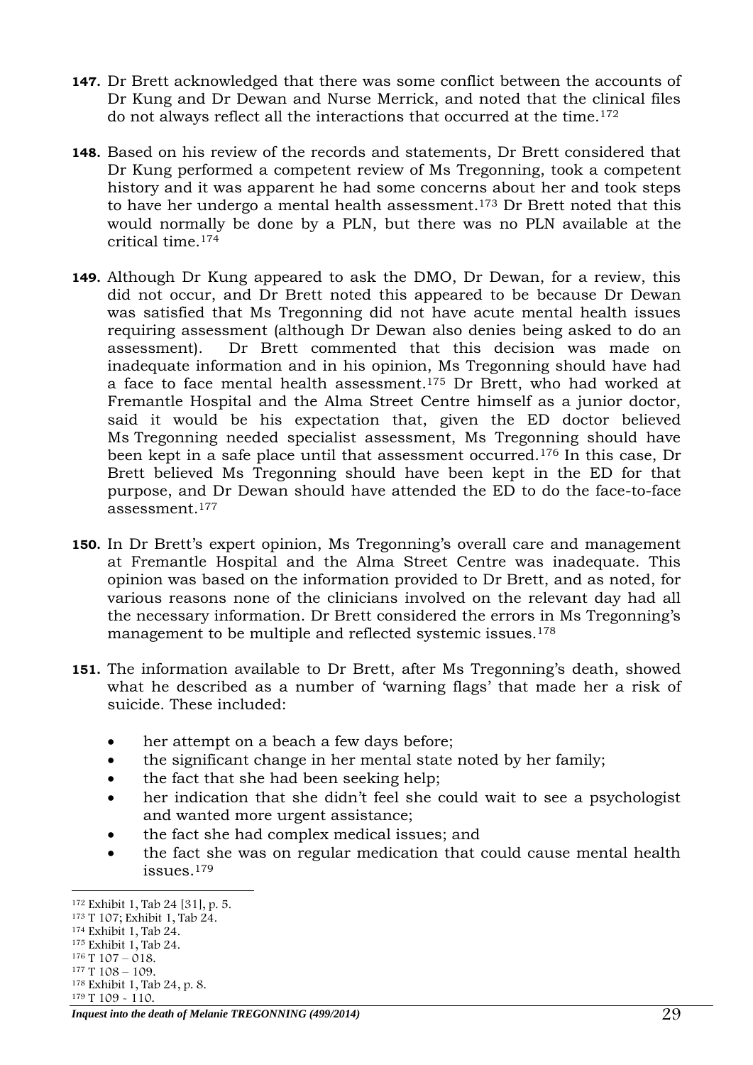**147.** Dr Brett acknowledged that there was some conflict between the accounts of Dr Kung and Dr Dewan and Nurse Merrick, and noted that the clinical files do not always reflect all the interactions that occurred at the time.[172]

**148.** Based on his review of the records and statements, Dr Brett considered that Dr Kung performed a competent review of Ms Tregonning, took a competent history and it was apparent he had some concerns about her and took steps to have her undergo a mental health assessment.[173] Dr Brett noted that this would normally be done by a PLN, but there was no PLN available at the critical time.[174]

**149.** Although Dr Kung appeared to ask the DMO, Dr Dewan, for a review, this did not occur, and Dr Brett noted this appeared to be because Dr Dewan was satisfied that Ms Tregonning did not have acute mental health issues requiring assessment (although Dr Dewan also denies being asked to do an assessment). Dr Brett commented that this decision was made on inadequate information and in his opinion, Ms Tregonning should have had a face to face mental health assessment.[175] Dr Brett, who had worked at Fremantle Hospital and the Alma Street Centre himself as a junior doctor, said it would be his expectation that, given the ED doctor believed Ms Tregonning needed specialist assessment, Ms Tregonning should have been kept in a safe place until that assessment occurred.[176] In this case, Dr Brett believed Ms Tregonning should have been kept in the ED for that purpose, and Dr Dewan should have attended the ED to do the face-to-face assessment.[177]

**150.** In Dr Brett's expert opinion, Ms Tregonning's overall care and management at Fremantle Hospital and the Alma Street Centre was inadequate. This opinion was based on the information provided to Dr Brett, and as noted, for various reasons none of the clinicians involved on the relevant day had all the necessary information. Dr Brett considered the errors in Ms Tregonning's management to be multiple and reflected systemic issues.[178]

**151.** The information available to Dr Brett, after Ms Tregonning's death, showed what he described as a number of 'warning flags' that made her a risk of suicide. These included:

- her attempt on a beach a few days before;
- the significant change in her mental state noted by her family;
- the fact that she had been seeking help;
- her indication that she didn't feel she could wait to see a psychologist and wanted more urgent assistance;
- the fact she had complex medical issues; and
- the fact she was on regular medication that could cause mental health issues.[179]

---

[172] Exhibit 1, Tab 24 [31], p. 5.
[173] T 107; Exhibit 1, Tab 24.
[174] Exhibit 1, Tab 24.
[175] Exhibit 1, Tab 24.
[176] T 107 – 018.
[177] T 108 – 109.
[178] Exhibit 1, Tab 24, p. 8.
[179] T 109 - 110.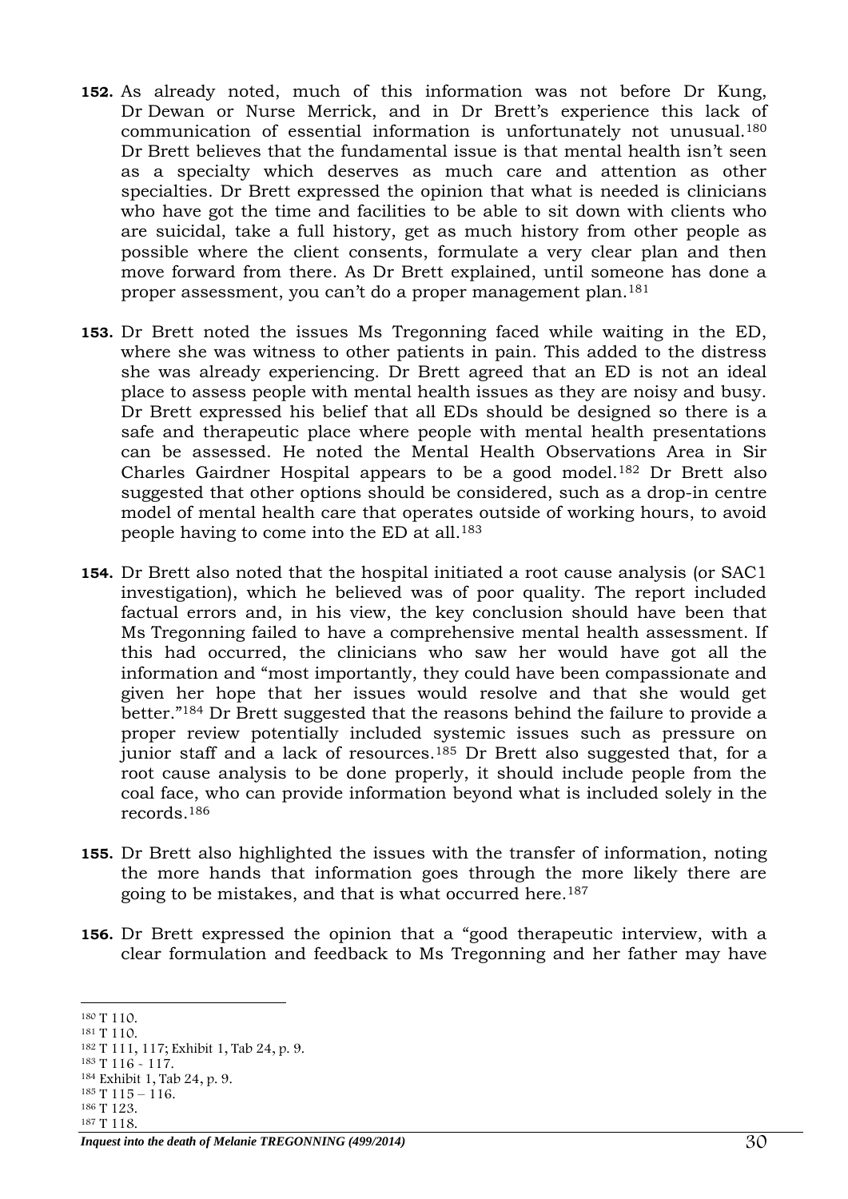**152.** As already noted, much of this information was not before Dr Kung, Dr Dewan or Nurse Merrick, and in Dr Brett's experience this lack of communication of essential information is unfortunately not unusual.[180] Dr Brett believes that the fundamental issue is that mental health isn't seen as a specialty which deserves as much care and attention as other specialties. Dr Brett expressed the opinion that what is needed is clinicians who have got the time and facilities to be able to sit down with clients who are suicidal, take a full history, get as much history from other people as possible where the client consents, formulate a very clear plan and then move forward from there. As Dr Brett explained, until someone has done a proper assessment, you can't do a proper management plan.[181]

**153.** Dr Brett noted the issues Ms Tregonning faced while waiting in the ED, where she was witness to other patients in pain. This added to the distress she was already experiencing. Dr Brett agreed that an ED is not an ideal place to assess people with mental health issues as they are noisy and busy. Dr Brett expressed his belief that all EDs should be designed so there is a safe and therapeutic place where people with mental health presentations can be assessed. He noted the Mental Health Observations Area in Sir Charles Gairdner Hospital appears to be a good model.[182] Dr Brett also suggested that other options should be considered, such as a drop-in centre model of mental health care that operates outside of working hours, to avoid people having to come into the ED at all.[183]

**154.** Dr Brett also noted that the hospital initiated a root cause analysis (or SAC1 investigation), which he believed was of poor quality. The report included factual errors and, in his view, the key conclusion should have been that Ms Tregonning failed to have a comprehensive mental health assessment. If this had occurred, the clinicians who saw her would have got all the information and "most importantly, they could have been compassionate and given her hope that her issues would resolve and that she would get better."[184] Dr Brett suggested that the reasons behind the failure to provide a proper review potentially included systemic issues such as pressure on junior staff and a lack of resources.[185] Dr Brett also suggested that, for a root cause analysis to be done properly, it should include people from the coal face, who can provide information beyond what is included solely in the records.[186]

**155.** Dr Brett also highlighted the issues with the transfer of information, noting the more hands that information goes through the more likely there are going to be mistakes, and that is what occurred here.[187]

**156.** Dr Brett expressed the opinion that a "good therapeutic interview, with a clear formulation and feedback to Ms Tregonning and her father may have

---

[180] T 110.
[181] T 110.
[182] T 111, 117; Exhibit 1, Tab 24, p. 9.
[183] T 116 - 117.
[184] Exhibit 1, Tab 24, p. 9.
[185] T 115 – 116.
[186] T 123.
[187] T 118.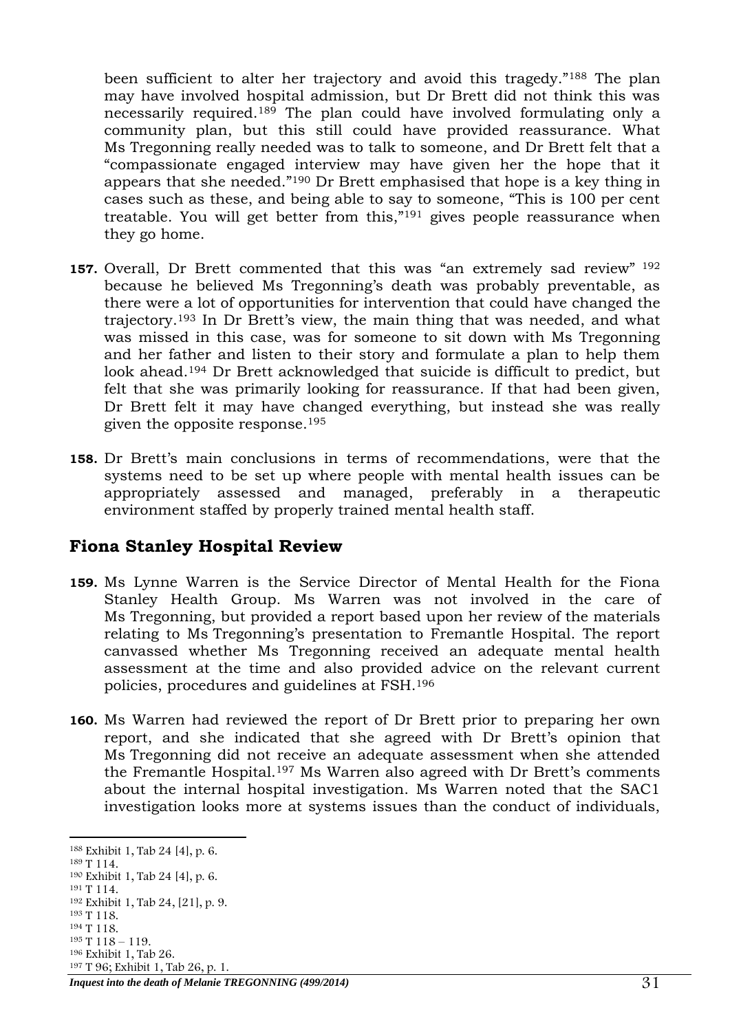been sufficient to alter her trajectory and avoid this tragedy."[188] The plan may have involved hospital admission, but Dr Brett did not think this was necessarily required.[189] The plan could have involved formulating only a community plan, but this still could have provided reassurance. What Ms Tregonning really needed was to talk to someone, and Dr Brett felt that a "compassionate engaged interview may have given her the hope that it appears that she needed."[190] Dr Brett emphasised that hope is a key thing in cases such as these, and being able to say to someone, "This is 100 per cent treatable. You will get better from this,"[191] gives people reassurance when they go home.

**157.** Overall, Dr Brett commented that this was "an extremely sad review" [192] because he believed Ms Tregonning's death was probably preventable, as there were a lot of opportunities for intervention that could have changed the trajectory.[193] In Dr Brett's view, the main thing that was needed, and what was missed in this case, was for someone to sit down with Ms Tregonning and her father and listen to their story and formulate a plan to help them look ahead.[194] Dr Brett acknowledged that suicide is difficult to predict, but felt that she was primarily looking for reassurance. If that had been given, Dr Brett felt it may have changed everything, but instead she was really given the opposite response.[195]

**158.** Dr Brett's main conclusions in terms of recommendations, were that the systems need to be set up where people with mental health issues can be appropriately assessed and managed, preferably in a therapeutic environment staffed by properly trained mental health staff.

## Fiona Stanley Hospital Review

**159.** Ms Lynne Warren is the Service Director of Mental Health for the Fiona Stanley Health Group. Ms Warren was not involved in the care of Ms Tregonning, but provided a report based upon her review of the materials relating to Ms Tregonning's presentation to Fremantle Hospital. The report canvassed whether Ms Tregonning received an adequate mental health assessment at the time and also provided advice on the relevant current policies, procedures and guidelines at FSH.[196]

**160.** Ms Warren had reviewed the report of Dr Brett prior to preparing her own report, and she indicated that she agreed with Dr Brett's opinion that Ms Tregonning did not receive an adequate assessment when she attended the Fremantle Hospital.[197] Ms Warren also agreed with Dr Brett's comments about the internal hospital investigation. Ms Warren noted that the SAC1 investigation looks more at systems issues than the conduct of individuals,

---

[188] Exhibit 1, Tab 24 [4], p. 6.
[189] T 114.
[190] Exhibit 1, Tab 24 [4], p. 6.
[191] T 114.
[192] Exhibit 1, Tab 24, [21], p. 9.
[193] T 118.
[194] T 118.
[195] T 118 – 119.
[196] Exhibit 1, Tab 26.
[197] T 96; Exhibit 1, Tab 26, p. 1.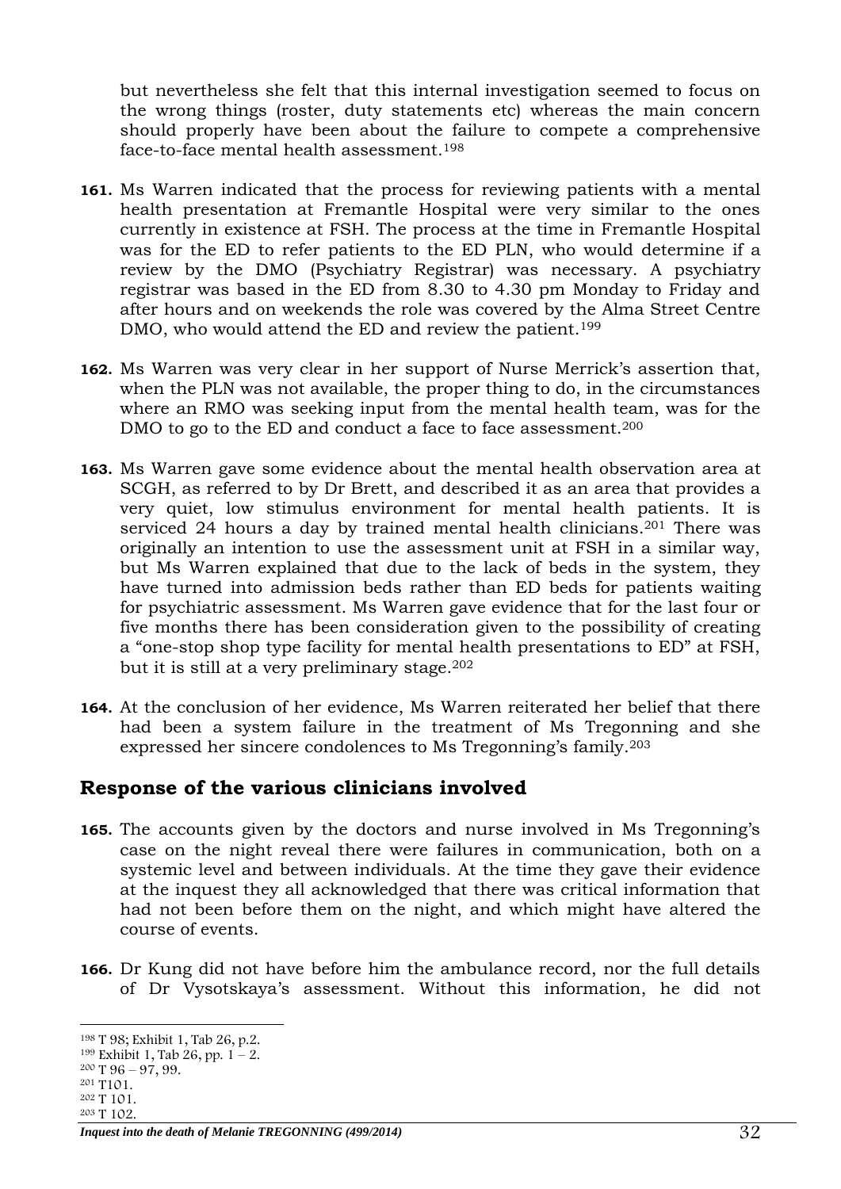but nevertheless she felt that this internal investigation seemed to focus on the wrong things (roster, duty statements etc) whereas the main concern should properly have been about the failure to compete a comprehensive face-to-face mental health assessment.[198]

**161.** Ms Warren indicated that the process for reviewing patients with a mental health presentation at Fremantle Hospital were very similar to the ones currently in existence at FSH. The process at the time in Fremantle Hospital was for the ED to refer patients to the ED PLN, who would determine if a review by the DMO (Psychiatry Registrar) was necessary. A psychiatry registrar was based in the ED from 8.30 to 4.30 pm Monday to Friday and after hours and on weekends the role was covered by the Alma Street Centre DMO, who would attend the ED and review the patient.[199]

**162.** Ms Warren was very clear in her support of Nurse Merrick's assertion that, when the PLN was not available, the proper thing to do, in the circumstances where an RMO was seeking input from the mental health team, was for the DMO to go to the ED and conduct a face to face assessment.[200]

**163.** Ms Warren gave some evidence about the mental health observation area at SCGH, as referred to by Dr Brett, and described it as an area that provides a very quiet, low stimulus environment for mental health patients. It is serviced 24 hours a day by trained mental health clinicians.[201] There was originally an intention to use the assessment unit at FSH in a similar way, but Ms Warren explained that due to the lack of beds in the system, they have turned into admission beds rather than ED beds for patients waiting for psychiatric assessment. Ms Warren gave evidence that for the last four or five months there has been consideration given to the possibility of creating a "one-stop shop type facility for mental health presentations to ED" at FSH, but it is still at a very preliminary stage.[202]

**164.** At the conclusion of her evidence, Ms Warren reiterated her belief that there had been a system failure in the treatment of Ms Tregonning and she expressed her sincere condolences to Ms Tregonning's family.[203]

## Response of the various clinicians involved

**165.** The accounts given by the doctors and nurse involved in Ms Tregonning's case on the night reveal there were failures in communication, both on a systemic level and between individuals. At the time they gave their evidence at the inquest they all acknowledged that there was critical information that had not been before them on the night, and which might have altered the course of events.

**166.** Dr Kung did not have before him the ambulance record, nor the full details of Dr Vysotskaya's assessment. Without this information, he did not

---

[198] T 98; Exhibit 1, Tab 26, p.2.
[199] Exhibit 1, Tab 26, pp. 1 – 2.
[200] T 96 – 97, 99.
[201] T101.
[202] T 101.
[203] T 102.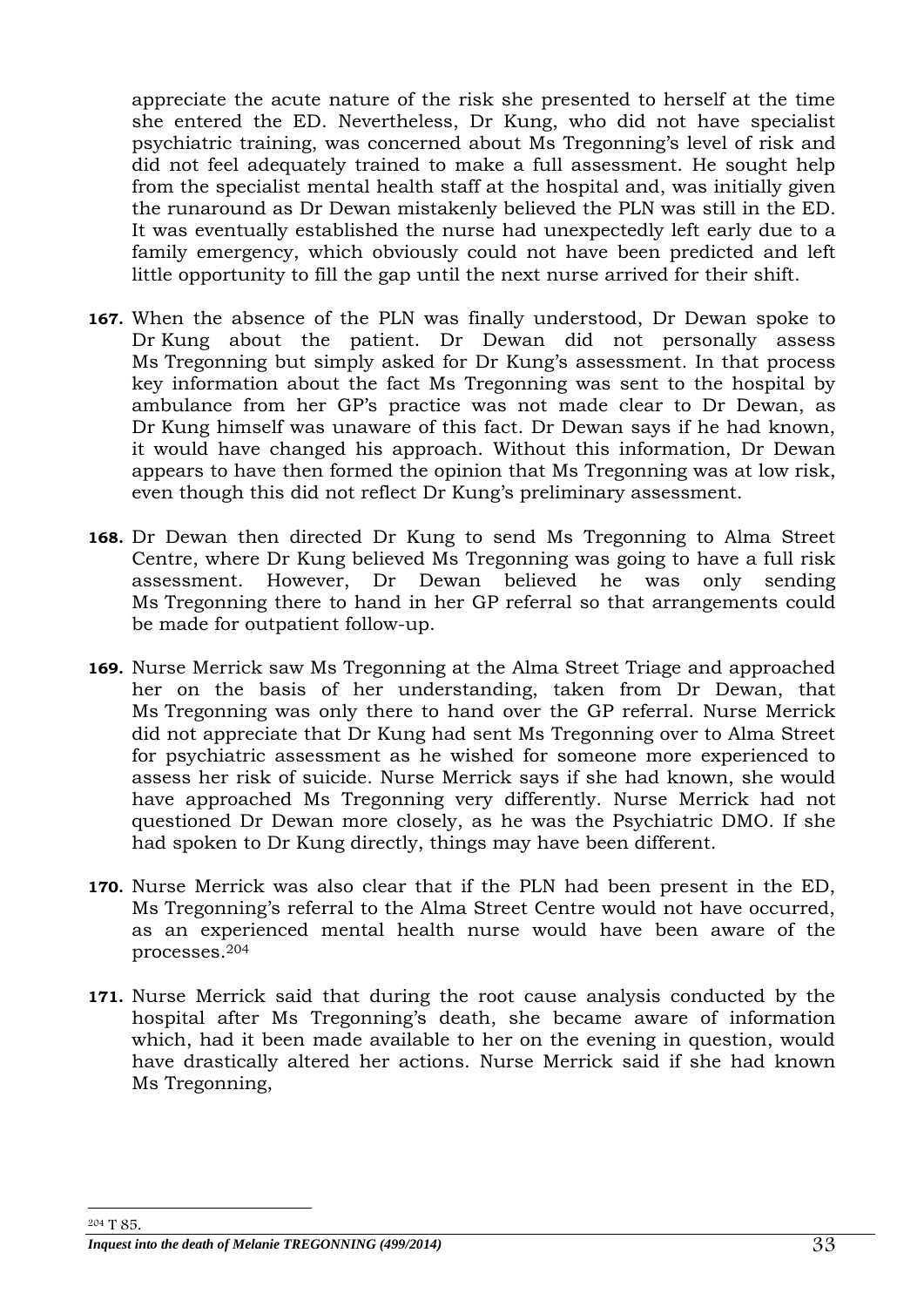appreciate the acute nature of the risk she presented to herself at the time she entered the ED. Nevertheless, Dr Kung, who did not have specialist psychiatric training, was concerned about Ms Tregonning's level of risk and did not feel adequately trained to make a full assessment. He sought help from the specialist mental health staff at the hospital and, was initially given the runaround as Dr Dewan mistakenly believed the PLN was still in the ED. It was eventually established the nurse had unexpectedly left early due to a family emergency, which obviously could not have been predicted and left little opportunity to fill the gap until the next nurse arrived for their shift.

**167.** When the absence of the PLN was finally understood, Dr Dewan spoke to Dr Kung about the patient. Dr Dewan did not personally assess Ms Tregonning but simply asked for Dr Kung's assessment. In that process key information about the fact Ms Tregonning was sent to the hospital by ambulance from her GP's practice was not made clear to Dr Dewan, as Dr Kung himself was unaware of this fact. Dr Dewan says if he had known, it would have changed his approach. Without this information, Dr Dewan appears to have then formed the opinion that Ms Tregonning was at low risk, even though this did not reflect Dr Kung's preliminary assessment.

**168.** Dr Dewan then directed Dr Kung to send Ms Tregonning to Alma Street Centre, where Dr Kung believed Ms Tregonning was going to have a full risk assessment. However, Dr Dewan believed he was only sending Ms Tregonning there to hand in her GP referral so that arrangements could be made for outpatient follow-up.

**169.** Nurse Merrick saw Ms Tregonning at the Alma Street Triage and approached her on the basis of her understanding, taken from Dr Dewan, that Ms Tregonning was only there to hand over the GP referral. Nurse Merrick did not appreciate that Dr Kung had sent Ms Tregonning over to Alma Street for psychiatric assessment as he wished for someone more experienced to assess her risk of suicide. Nurse Merrick says if she had known, she would have approached Ms Tregonning very differently. Nurse Merrick had not questioned Dr Dewan more closely, as he was the Psychiatric DMO. If she had spoken to Dr Kung directly, things may have been different.

**170.** Nurse Merrick was also clear that if the PLN had been present in the ED, Ms Tregonning's referral to the Alma Street Centre would not have occurred, as an experienced mental health nurse would have been aware of the processes.[204]

**171.** Nurse Merrick said that during the root cause analysis conducted by the hospital after Ms Tregonning's death, she became aware of information which, had it been made available to her on the evening in question, would have drastically altered her actions. Nurse Merrick said if she had known Ms Tregonning,

---

[204] T 85.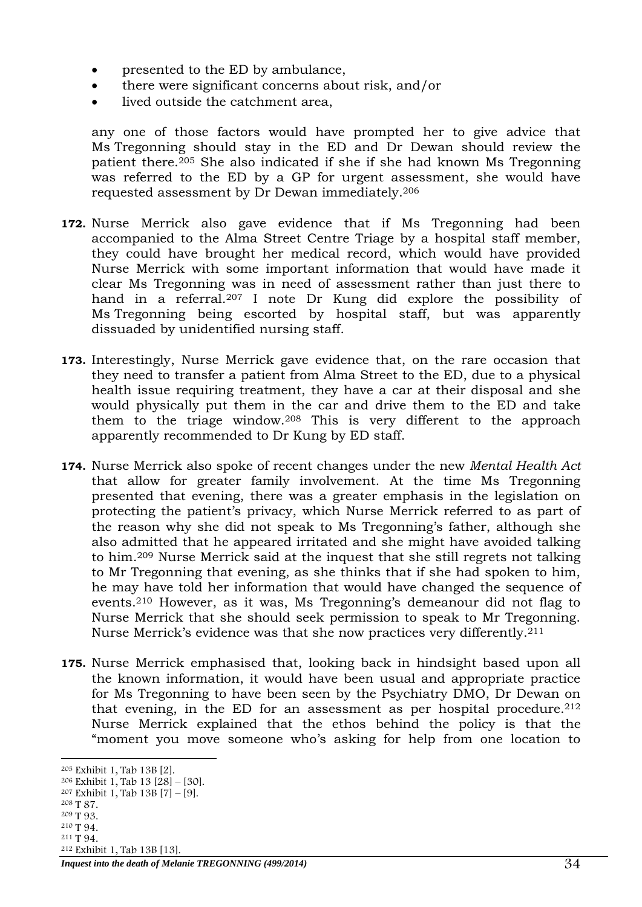- presented to the ED by ambulance,
- there were significant concerns about risk, and/or
- lived outside the catchment area,

any one of those factors would have prompted her to give advice that Ms Tregonning should stay in the ED and Dr Dewan should review the patient there.[205] She also indicated if she if she had known Ms Tregonning was referred to the ED by a GP for urgent assessment, she would have requested assessment by Dr Dewan immediately.[206]

**172.** Nurse Merrick also gave evidence that if Ms Tregonning had been accompanied to the Alma Street Centre Triage by a hospital staff member, they could have brought her medical record, which would have provided Nurse Merrick with some important information that would have made it clear Ms Tregonning was in need of assessment rather than just there to hand in a referral.[207] I note Dr Kung did explore the possibility of Ms Tregonning being escorted by hospital staff, but was apparently dissuaded by unidentified nursing staff.

**173.** Interestingly, Nurse Merrick gave evidence that, on the rare occasion that they need to transfer a patient from Alma Street to the ED, due to a physical health issue requiring treatment, they have a car at their disposal and she would physically put them in the car and drive them to the ED and take them to the triage window.[208] This is very different to the approach apparently recommended to Dr Kung by ED staff.

**174.** Nurse Merrick also spoke of recent changes under the new *Mental Health Act* that allow for greater family involvement. At the time Ms Tregonning presented that evening, there was a greater emphasis in the legislation on protecting the patient's privacy, which Nurse Merrick referred to as part of the reason why she did not speak to Ms Tregonning's father, although she also admitted that he appeared irritated and she might have avoided talking to him.[209] Nurse Merrick said at the inquest that she still regrets not talking to Mr Tregonning that evening, as she thinks that if she had spoken to him, he may have told her information that would have changed the sequence of events.[210] However, as it was, Ms Tregonning's demeanour did not flag to Nurse Merrick that she should seek permission to speak to Mr Tregonning. Nurse Merrick's evidence was that she now practices very differently.[211]

**175.** Nurse Merrick emphasised that, looking back in hindsight based upon all the known information, it would have been usual and appropriate practice for Ms Tregonning to have been seen by the Psychiatry DMO, Dr Dewan on that evening, in the ED for an assessment as per hospital procedure.[212] Nurse Merrick explained that the ethos behind the policy is that the "moment you move someone who's asking for help from one location to

---

[205] Exhibit 1, Tab 13B [2].
[206] Exhibit 1, Tab 13 [28] – [30].
[207] Exhibit 1, Tab 13B [7] – [9].
[208] T 87.
[209] T 93.
[210] T 94.
[211] T 94.
[212] Exhibit 1, Tab 13B [13].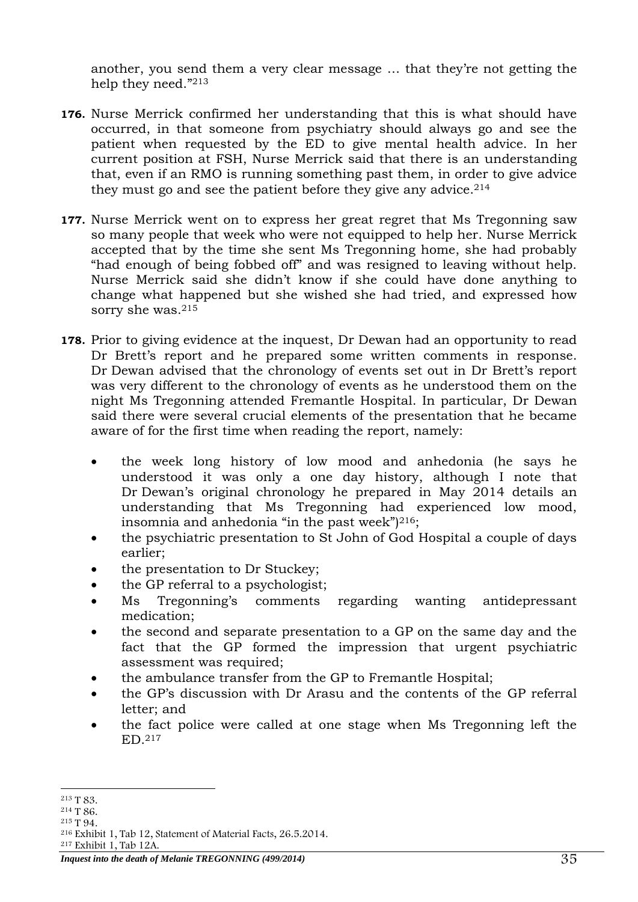another, you send them a very clear message … that they're not getting the help they need."[213]

**176.** Nurse Merrick confirmed her understanding that this is what should have occurred, in that someone from psychiatry should always go and see the patient when requested by the ED to give mental health advice. In her current position at FSH, Nurse Merrick said that there is an understanding that, even if an RMO is running something past them, in order to give advice they must go and see the patient before they give any advice.[214]

**177.** Nurse Merrick went on to express her great regret that Ms Tregonning saw so many people that week who were not equipped to help her. Nurse Merrick accepted that by the time she sent Ms Tregonning home, she had probably "had enough of being fobbed off" and was resigned to leaving without help. Nurse Merrick said she didn't know if she could have done anything to change what happened but she wished she had tried, and expressed how sorry she was.[215]

**178.** Prior to giving evidence at the inquest, Dr Dewan had an opportunity to read Dr Brett's report and he prepared some written comments in response. Dr Dewan advised that the chronology of events set out in Dr Brett's report was very different to the chronology of events as he understood them on the night Ms Tregonning attended Fremantle Hospital. In particular, Dr Dewan said there were several crucial elements of the presentation that he became aware of for the first time when reading the report, namely:

- the week long history of low mood and anhedonia (he says he understood it was only a one day history, although I note that Dr Dewan's original chronology he prepared in May 2014 details an understanding that Ms Tregonning had experienced low mood, insomnia and anhedonia "in the past week")[216];
- the psychiatric presentation to St John of God Hospital a couple of days earlier;
- the presentation to Dr Stuckey;
- the GP referral to a psychologist;
- Ms Tregonning's comments regarding wanting antidepressant medication;
- the second and separate presentation to a GP on the same day and the fact that the GP formed the impression that urgent psychiatric assessment was required;
- the ambulance transfer from the GP to Fremantle Hospital;
- the GP's discussion with Dr Arasu and the contents of the GP referral letter; and
- the fact police were called at one stage when Ms Tregonning left the ED.[217]

---

[213] T 83.
[214] T 86.
[215] T 94.
[216] Exhibit 1, Tab 12, Statement of Material Facts, 26.5.2014.
[217] Exhibit 1, Tab 12A.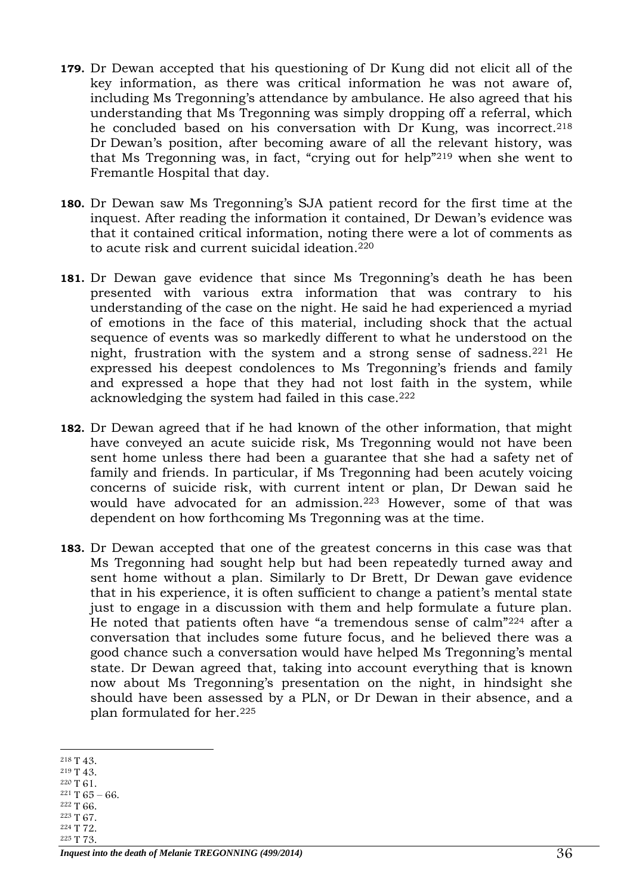**179.** Dr Dewan accepted that his questioning of Dr Kung did not elicit all of the key information, as there was critical information he was not aware of, including Ms Tregonning's attendance by ambulance. He also agreed that his understanding that Ms Tregonning was simply dropping off a referral, which he concluded based on his conversation with Dr Kung, was incorrect.[218] Dr Dewan's position, after becoming aware of all the relevant history, was that Ms Tregonning was, in fact, "crying out for help"[219] when she went to Fremantle Hospital that day.

**180.** Dr Dewan saw Ms Tregonning's SJA patient record for the first time at the inquest. After reading the information it contained, Dr Dewan's evidence was that it contained critical information, noting there were a lot of comments as to acute risk and current suicidal ideation.[220]

**181.** Dr Dewan gave evidence that since Ms Tregonning's death he has been presented with various extra information that was contrary to his understanding of the case on the night. He said he had experienced a myriad of emotions in the face of this material, including shock that the actual sequence of events was so markedly different to what he understood on the night, frustration with the system and a strong sense of sadness.[221] He expressed his deepest condolences to Ms Tregonning's friends and family and expressed a hope that they had not lost faith in the system, while acknowledging the system had failed in this case.[222]

**182.** Dr Dewan agreed that if he had known of the other information, that might have conveyed an acute suicide risk, Ms Tregonning would not have been sent home unless there had been a guarantee that she had a safety net of family and friends. In particular, if Ms Tregonning had been acutely voicing concerns of suicide risk, with current intent or plan, Dr Dewan said he would have advocated for an admission.[223] However, some of that was dependent on how forthcoming Ms Tregonning was at the time.

**183.** Dr Dewan accepted that one of the greatest concerns in this case was that Ms Tregonning had sought help but had been repeatedly turned away and sent home without a plan. Similarly to Dr Brett, Dr Dewan gave evidence that in his experience, it is often sufficient to change a patient's mental state just to engage in a discussion with them and help formulate a future plan. He noted that patients often have "a tremendous sense of calm"[224] after a conversation that includes some future focus, and he believed there was a good chance such a conversation would have helped Ms Tregonning's mental state. Dr Dewan agreed that, taking into account everything that is known now about Ms Tregonning's presentation on the night, in hindsight she should have been assessed by a PLN, or Dr Dewan in their absence, and a plan formulated for her.[225]

---

[218] T 43.
[219] T 43.
[220] T 61.
[221] T 65 – 66.
[222] T 66.
[223] T 67.
[224] T 72.
[225] T 73.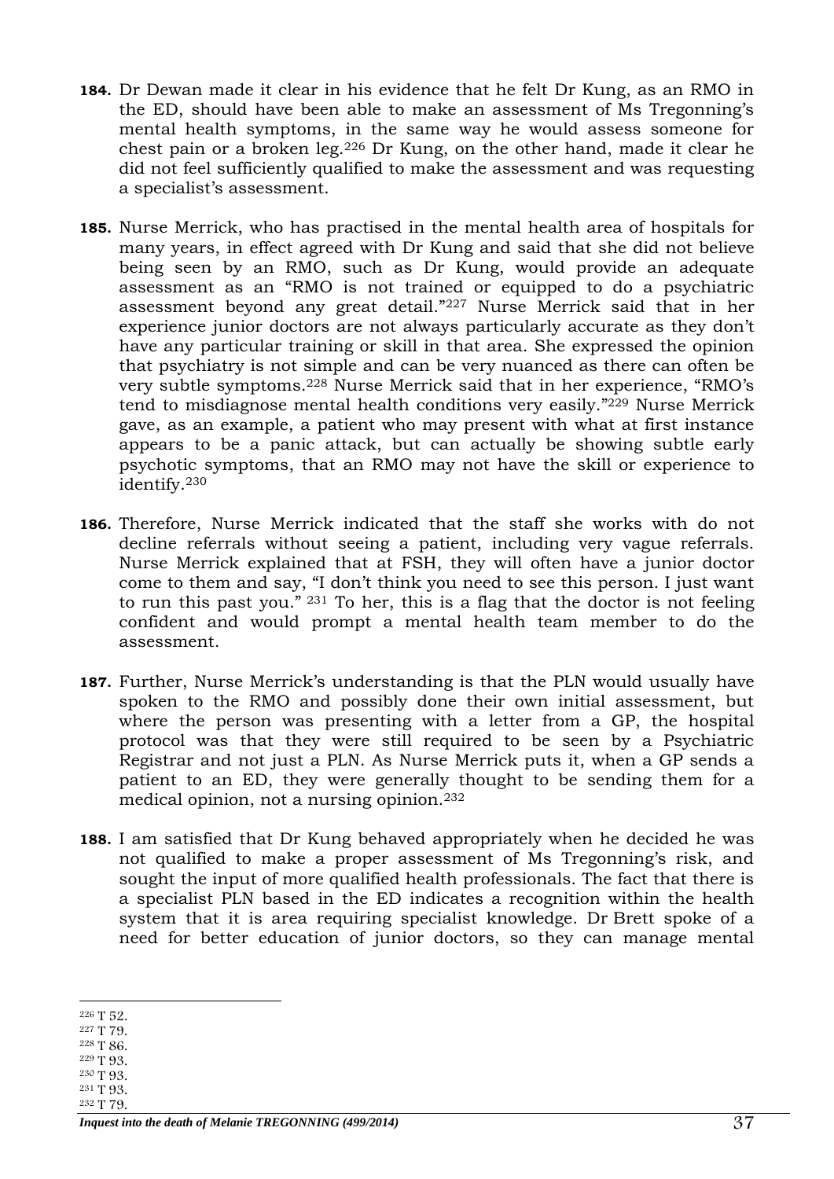**184.** Dr Dewan made it clear in his evidence that he felt Dr Kung, as an RMO in the ED, should have been able to make an assessment of Ms Tregonning's mental health symptoms, in the same way he would assess someone for chest pain or a broken leg.[226] Dr Kung, on the other hand, made it clear he did not feel sufficiently qualified to make the assessment and was requesting a specialist's assessment.

**185.** Nurse Merrick, who has practised in the mental health area of hospitals for many years, in effect agreed with Dr Kung and said that she did not believe being seen by an RMO, such as Dr Kung, would provide an adequate assessment as an "RMO is not trained or equipped to do a psychiatric assessment beyond any great detail."[227] Nurse Merrick said that in her experience junior doctors are not always particularly accurate as they don't have any particular training or skill in that area. She expressed the opinion that psychiatry is not simple and can be very nuanced as there can often be very subtle symptoms.[228] Nurse Merrick said that in her experience, "RMO's tend to misdiagnose mental health conditions very easily."[229] Nurse Merrick gave, as an example, a patient who may present with what at first instance appears to be a panic attack, but can actually be showing subtle early psychotic symptoms, that an RMO may not have the skill or experience to identify.[230]

**186.** Therefore, Nurse Merrick indicated that the staff she works with do not decline referrals without seeing a patient, including very vague referrals. Nurse Merrick explained that at FSH, they will often have a junior doctor come to them and say, "I don't think you need to see this person. I just want to run this past you." [231] To her, this is a flag that the doctor is not feeling confident and would prompt a mental health team member to do the assessment.

**187.** Further, Nurse Merrick's understanding is that the PLN would usually have spoken to the RMO and possibly done their own initial assessment, but where the person was presenting with a letter from a GP, the hospital protocol was that they were still required to be seen by a Psychiatric Registrar and not just a PLN. As Nurse Merrick puts it, when a GP sends a patient to an ED, they were generally thought to be sending them for a medical opinion, not a nursing opinion.[232]

**188.** I am satisfied that Dr Kung behaved appropriately when he decided he was not qualified to make a proper assessment of Ms Tregonning's risk, and sought the input of more qualified health professionals. The fact that there is a specialist PLN based in the ED indicates a recognition within the health system that it is area requiring specialist knowledge. Dr Brett spoke of a need for better education of junior doctors, so they can manage mental

---

[226] T 52.
[227] T 79.
[228] T 86.
[229] T 93.
[230] T 93.
[231] T 93.
[232] T 79.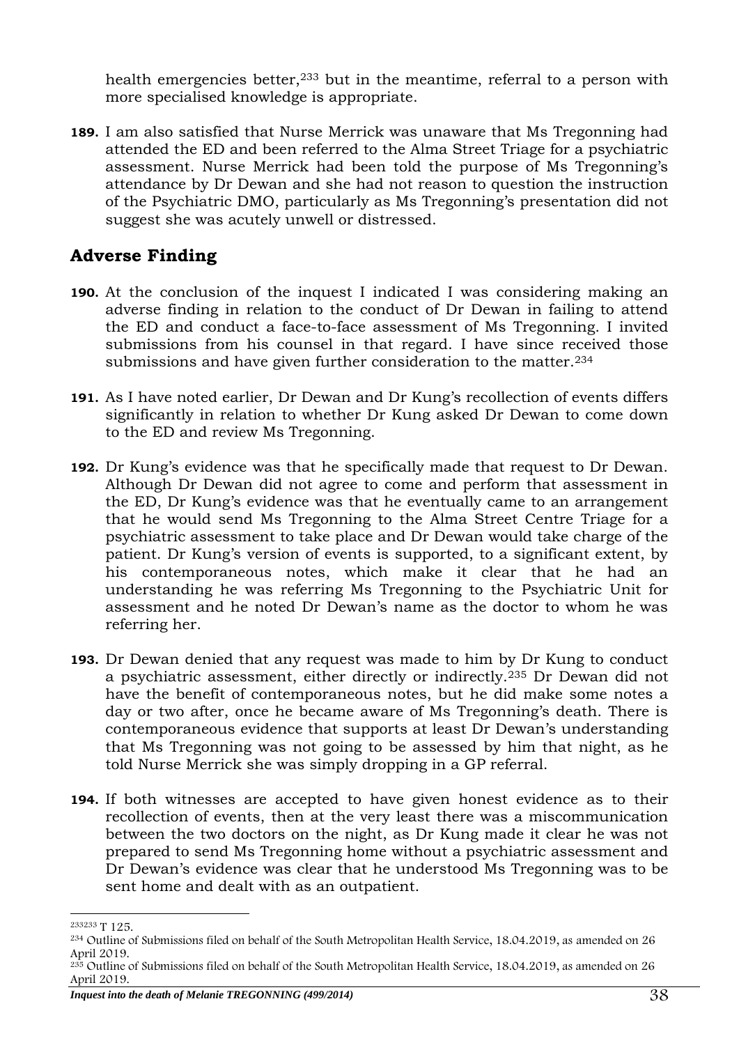health emergencies better,[233] but in the meantime, referral to a person with more specialised knowledge is appropriate.

**189.** I am also satisfied that Nurse Merrick was unaware that Ms Tregonning had attended the ED and been referred to the Alma Street Triage for a psychiatric assessment. Nurse Merrick had been told the purpose of Ms Tregonning's attendance by Dr Dewan and she had not reason to question the instruction of the Psychiatric DMO, particularly as Ms Tregonning's presentation did not suggest she was acutely unwell or distressed.

## Adverse Finding

**190.** At the conclusion of the inquest I indicated I was considering making an adverse finding in relation to the conduct of Dr Dewan in failing to attend the ED and conduct a face-to-face assessment of Ms Tregonning. I invited submissions from his counsel in that regard. I have since received those submissions and have given further consideration to the matter.[234]

**191.** As I have noted earlier, Dr Dewan and Dr Kung's recollection of events differs significantly in relation to whether Dr Kung asked Dr Dewan to come down to the ED and review Ms Tregonning.

**192.** Dr Kung's evidence was that he specifically made that request to Dr Dewan. Although Dr Dewan did not agree to come and perform that assessment in the ED, Dr Kung's evidence was that he eventually came to an arrangement that he would send Ms Tregonning to the Alma Street Centre Triage for a psychiatric assessment to take place and Dr Dewan would take charge of the patient. Dr Kung's version of events is supported, to a significant extent, by his contemporaneous notes, which make it clear that he had an understanding he was referring Ms Tregonning to the Psychiatric Unit for assessment and he noted Dr Dewan's name as the doctor to whom he was referring her.

**193.** Dr Dewan denied that any request was made to him by Dr Kung to conduct a psychiatric assessment, either directly or indirectly.[235] Dr Dewan did not have the benefit of contemporaneous notes, but he did make some notes a day or two after, once he became aware of Ms Tregonning's death. There is contemporaneous evidence that supports at least Dr Dewan's understanding that Ms Tregonning was not going to be assessed by him that night, as he told Nurse Merrick she was simply dropping in a GP referral.

**194.** If both witnesses are accepted to have given honest evidence as to their recollection of events, then at the very least there was a miscommunication between the two doctors on the night, as Dr Kung made it clear he was not prepared to send Ms Tregonning home without a psychiatric assessment and Dr Dewan's evidence was clear that he understood Ms Tregonning was to be sent home and dealt with as an outpatient.

---

[233233] T 125.

[234] Outline of Submissions filed on behalf of the South Metropolitan Health Service, 18.04.2019, as amended on 26 April 2019.

[235] Outline of Submissions filed on behalf of the South Metropolitan Health Service, 18.04.2019, as amended on 26 April 2019.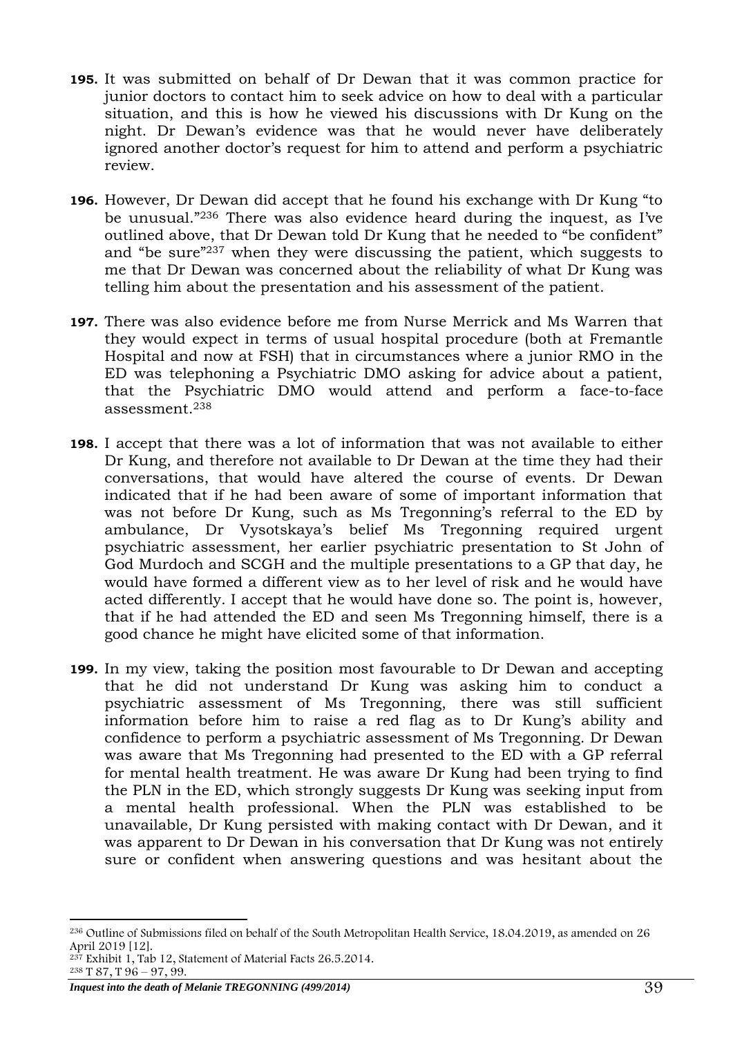**195.** It was submitted on behalf of Dr Dewan that it was common practice for junior doctors to contact him to seek advice on how to deal with a particular situation, and this is how he viewed his discussions with Dr Kung on the night. Dr Dewan's evidence was that he would never have deliberately ignored another doctor's request for him to attend and perform a psychiatric review.

**196.** However, Dr Dewan did accept that he found his exchange with Dr Kung "to be unusual."[236] There was also evidence heard during the inquest, as I've outlined above, that Dr Dewan told Dr Kung that he needed to "be confident" and "be sure"[237] when they were discussing the patient, which suggests to me that Dr Dewan was concerned about the reliability of what Dr Kung was telling him about the presentation and his assessment of the patient.

**197.** There was also evidence before me from Nurse Merrick and Ms Warren that they would expect in terms of usual hospital procedure (both at Fremantle Hospital and now at FSH) that in circumstances where a junior RMO in the ED was telephoning a Psychiatric DMO asking for advice about a patient, that the Psychiatric DMO would attend and perform a face-to-face assessment.[238]

**198.** I accept that there was a lot of information that was not available to either Dr Kung, and therefore not available to Dr Dewan at the time they had their conversations, that would have altered the course of events. Dr Dewan indicated that if he had been aware of some of important information that was not before Dr Kung, such as Ms Tregonning's referral to the ED by ambulance, Dr Vysotskaya's belief Ms Tregonning required urgent psychiatric assessment, her earlier psychiatric presentation to St John of God Murdoch and SCGH and the multiple presentations to a GP that day, he would have formed a different view as to her level of risk and he would have acted differently. I accept that he would have done so. The point is, however, that if he had attended the ED and seen Ms Tregonning himself, there is a good chance he might have elicited some of that information.

**199.** In my view, taking the position most favourable to Dr Dewan and accepting that he did not understand Dr Kung was asking him to conduct a psychiatric assessment of Ms Tregonning, there was still sufficient information before him to raise a red flag as to Dr Kung's ability and confidence to perform a psychiatric assessment of Ms Tregonning. Dr Dewan was aware that Ms Tregonning had presented to the ED with a GP referral for mental health treatment. He was aware Dr Kung had been trying to find the PLN in the ED, which strongly suggests Dr Kung was seeking input from a mental health professional. When the PLN was established to be unavailable, Dr Kung persisted with making contact with Dr Dewan, and it was apparent to Dr Dewan in his conversation that Dr Kung was not entirely sure or confident when answering questions and was hesitant about the

---

[236] Outline of Submissions filed on behalf of the South Metropolitan Health Service, 18.04.2019, as amended on 26 April 2019 [12].

[237] Exhibit 1, Tab 12, Statement of Material Facts 26.5.2014.

[238] T 87, T 96 – 97, 99.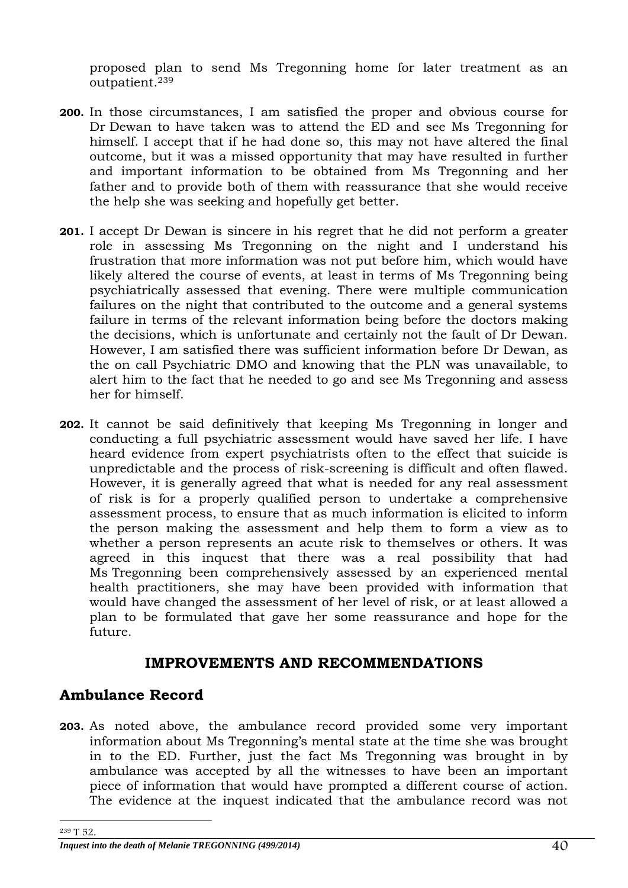proposed plan to send Ms Tregonning home for later treatment as an outpatient.[239]

**200.** In those circumstances, I am satisfied the proper and obvious course for Dr Dewan to have taken was to attend the ED and see Ms Tregonning for himself. I accept that if he had done so, this may not have altered the final outcome, but it was a missed opportunity that may have resulted in further and important information to be obtained from Ms Tregonning and her father and to provide both of them with reassurance that she would receive the help she was seeking and hopefully get better.

**201.** I accept Dr Dewan is sincere in his regret that he did not perform a greater role in assessing Ms Tregonning on the night and I understand his frustration that more information was not put before him, which would have likely altered the course of events, at least in terms of Ms Tregonning being psychiatrically assessed that evening. There were multiple communication failures on the night that contributed to the outcome and a general systems failure in terms of the relevant information being before the doctors making the decisions, which is unfortunate and certainly not the fault of Dr Dewan. However, I am satisfied there was sufficient information before Dr Dewan, as the on call Psychiatric DMO and knowing that the PLN was unavailable, to alert him to the fact that he needed to go and see Ms Tregonning and assess her for himself.

**202.** It cannot be said definitively that keeping Ms Tregonning in longer and conducting a full psychiatric assessment would have saved her life. I have heard evidence from expert psychiatrists often to the effect that suicide is unpredictable and the process of risk-screening is difficult and often flawed. However, it is generally agreed that what is needed for any real assessment of risk is for a properly qualified person to undertake a comprehensive assessment process, to ensure that as much information is elicited to inform the person making the assessment and help them to form a view as to whether a person represents an acute risk to themselves or others. It was agreed in this inquest that there was a real possibility that had Ms Tregonning been comprehensively assessed by an experienced mental health practitioners, she may have been provided with information that would have changed the assessment of her level of risk, or at least allowed a plan to be formulated that gave her some reassurance and hope for the future.

## IMPROVEMENTS AND RECOMMENDATIONS

### Ambulance Record

**203.** As noted above, the ambulance record provided some very important information about Ms Tregonning's mental state at the time she was brought in to the ED. Further, just the fact Ms Tregonning was brought in by ambulance was accepted by all the witnesses to have been an important piece of information that would have prompted a different course of action. The evidence at the inquest indicated that the ambulance record was not

[239] T 52.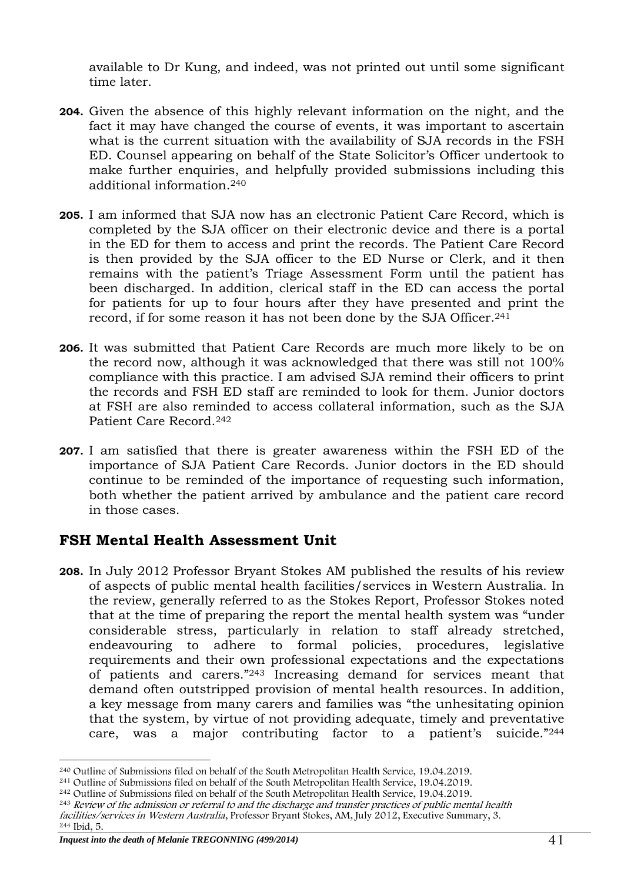available to Dr Kung, and indeed, was not printed out until some significant time later.

**204.** Given the absence of this highly relevant information on the night, and the fact it may have changed the course of events, it was important to ascertain what is the current situation with the availability of SJA records in the FSH ED. Counsel appearing on behalf of the State Solicitor's Officer undertook to make further enquiries, and helpfully provided submissions including this additional information.[240]

**205.** I am informed that SJA now has an electronic Patient Care Record, which is completed by the SJA officer on their electronic device and there is a portal in the ED for them to access and print the records. The Patient Care Record is then provided by the SJA officer to the ED Nurse or Clerk, and it then remains with the patient's Triage Assessment Form until the patient has been discharged. In addition, clerical staff in the ED can access the portal for patients for up to four hours after they have presented and print the record, if for some reason it has not been done by the SJA Officer.[241]

**206.** It was submitted that Patient Care Records are much more likely to be on the record now, although it was acknowledged that there was still not 100% compliance with this practice. I am advised SJA remind their officers to print the records and FSH ED staff are reminded to look for them. Junior doctors at FSH are also reminded to access collateral information, such as the SJA Patient Care Record.[242]

**207.** I am satisfied that there is greater awareness within the FSH ED of the importance of SJA Patient Care Records. Junior doctors in the ED should continue to be reminded of the importance of requesting such information, both whether the patient arrived by ambulance and the patient care record in those cases.

## FSH Mental Health Assessment Unit

**208.** In July 2012 Professor Bryant Stokes AM published the results of his review of aspects of public mental health facilities/services in Western Australia. In the review, generally referred to as the Stokes Report, Professor Stokes noted that at the time of preparing the report the mental health system was "under considerable stress, particularly in relation to staff already stretched, endeavouring to adhere to formal policies, procedures, legislative requirements and their own professional expectations and the expectations of patients and carers."[243] Increasing demand for services meant that demand often outstripped provision of mental health resources. In addition, a key message from many carers and families was "the unhesitating opinion that the system, by virtue of not providing adequate, timely and preventative care, was a major contributing factor to a patient's suicide."[244]

---

[240] Outline of Submissions filed on behalf of the South Metropolitan Health Service, 19.04.2019.
[241] Outline of Submissions filed on behalf of the South Metropolitan Health Service, 19.04.2019.
[242] Outline of Submissions filed on behalf of the South Metropolitan Health Service, 19.04.2019.
[243] *Review of the admission or referral to and the discharge and transfer practices of public mental health facilities/services in Western Australia*, Professor Bryant Stokes, AM, July 2012, Executive Summary, 3.
[244] Ibid, 5.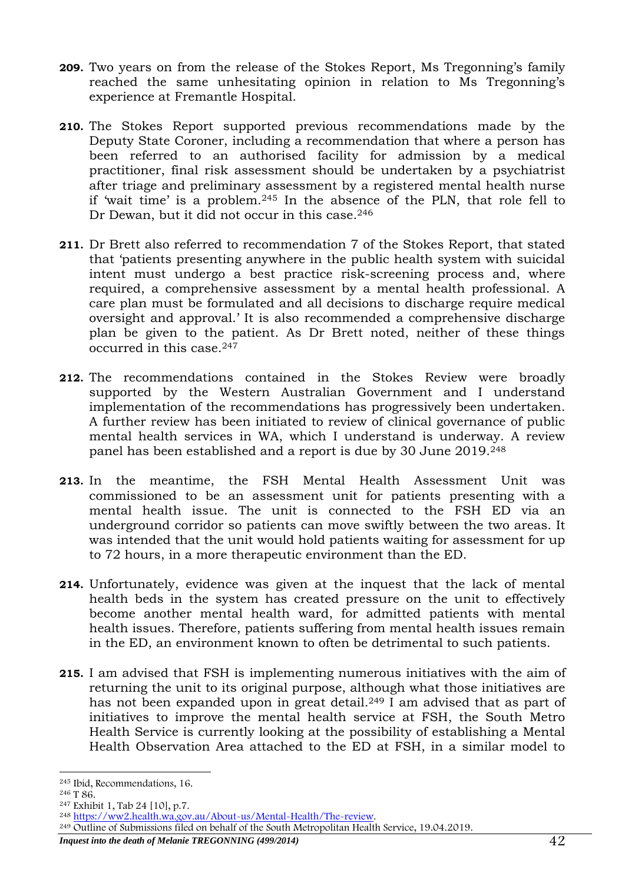**209.** Two years on from the release of the Stokes Report, Ms Tregonning's family reached the same unhesitating opinion in relation to Ms Tregonning's experience at Fremantle Hospital.

**210.** The Stokes Report supported previous recommendations made by the Deputy State Coroner, including a recommendation that where a person has been referred to an authorised facility for admission by a medical practitioner, final risk assessment should be undertaken by a psychiatrist after triage and preliminary assessment by a registered mental health nurse if 'wait time' is a problem.[245] In the absence of the PLN, that role fell to Dr Dewan, but it did not occur in this case.[246]

**211.** Dr Brett also referred to recommendation 7 of the Stokes Report, that stated that 'patients presenting anywhere in the public health system with suicidal intent must undergo a best practice risk-screening process and, where required, a comprehensive assessment by a mental health professional. A care plan must be formulated and all decisions to discharge require medical oversight and approval.' It is also recommended a comprehensive discharge plan be given to the patient. As Dr Brett noted, neither of these things occurred in this case.[247]

**212.** The recommendations contained in the Stokes Review were broadly supported by the Western Australian Government and I understand implementation of the recommendations has progressively been undertaken. A further review has been initiated to review of clinical governance of public mental health services in WA, which I understand is underway. A review panel has been established and a report is due by 30 June 2019.[248]

**213.** In the meantime, the FSH Mental Health Assessment Unit was commissioned to be an assessment unit for patients presenting with a mental health issue. The unit is connected to the FSH ED via an underground corridor so patients can move swiftly between the two areas. It was intended that the unit would hold patients waiting for assessment for up to 72 hours, in a more therapeutic environment than the ED.

**214.** Unfortunately, evidence was given at the inquest that the lack of mental health beds in the system has created pressure on the unit to effectively become another mental health ward, for admitted patients with mental health issues. Therefore, patients suffering from mental health issues remain in the ED, an environment known to often be detrimental to such patients.

**215.** I am advised that FSH is implementing numerous initiatives with the aim of returning the unit to its original purpose, although what those initiatives are has not been expanded upon in great detail.[249] I am advised that as part of initiatives to improve the mental health service at FSH, the South Metro Health Service is currently looking at the possibility of establishing a Mental Health Observation Area attached to the ED at FSH, in a similar model to

---

[245] Ibid, Recommendations, 16.

[246] T 86.

[247] Exhibit 1, Tab 24 [10], p.7.

[248] https://ww2.health.wa.gov.au/About-us/Mental-Health/The-review.

[249] Outline of Submissions filed on behalf of the South Metropolitan Health Service, 19.04.2019.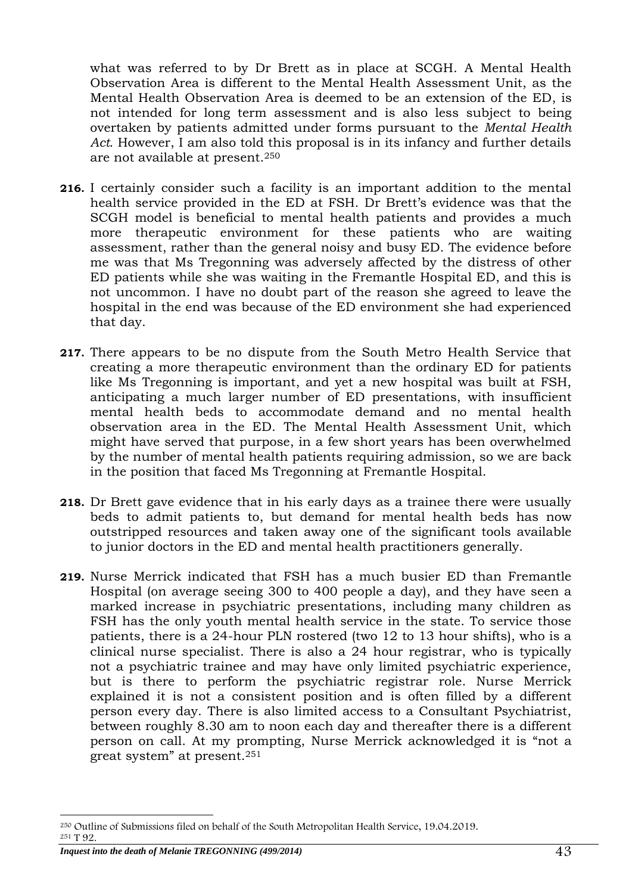what was referred to by Dr Brett as in place at SCGH. A Mental Health Observation Area is different to the Mental Health Assessment Unit, as the Mental Health Observation Area is deemed to be an extension of the ED, is not intended for long term assessment and is also less subject to being overtaken by patients admitted under forms pursuant to the *Mental Health Act*. However, I am also told this proposal is in its infancy and further details are not available at present.[250]

**216.** I certainly consider such a facility is an important addition to the mental health service provided in the ED at FSH. Dr Brett's evidence was that the SCGH model is beneficial to mental health patients and provides a much more therapeutic environment for these patients who are waiting assessment, rather than the general noisy and busy ED. The evidence before me was that Ms Tregonning was adversely affected by the distress of other ED patients while she was waiting in the Fremantle Hospital ED, and this is not uncommon. I have no doubt part of the reason she agreed to leave the hospital in the end was because of the ED environment she had experienced that day.

**217.** There appears to be no dispute from the South Metro Health Service that creating a more therapeutic environment than the ordinary ED for patients like Ms Tregonning is important, and yet a new hospital was built at FSH, anticipating a much larger number of ED presentations, with insufficient mental health beds to accommodate demand and no mental health observation area in the ED. The Mental Health Assessment Unit, which might have served that purpose, in a few short years has been overwhelmed by the number of mental health patients requiring admission, so we are back in the position that faced Ms Tregonning at Fremantle Hospital.

**218.** Dr Brett gave evidence that in his early days as a trainee there were usually beds to admit patients to, but demand for mental health beds has now outstripped resources and taken away one of the significant tools available to junior doctors in the ED and mental health practitioners generally.

**219.** Nurse Merrick indicated that FSH has a much busier ED than Fremantle Hospital (on average seeing 300 to 400 people a day), and they have seen a marked increase in psychiatric presentations, including many children as FSH has the only youth mental health service in the state. To service those patients, there is a 24-hour PLN rostered (two 12 to 13 hour shifts), who is a clinical nurse specialist. There is also a 24 hour registrar, who is typically not a psychiatric trainee and may have only limited psychiatric experience, but is there to perform the psychiatric registrar role. Nurse Merrick explained it is not a consistent position and is often filled by a different person every day. There is also limited access to a Consultant Psychiatrist, between roughly 8.30 am to noon each day and thereafter there is a different person on call. At my prompting, Nurse Merrick acknowledged it is "not a great system" at present.[251]

---

[250] Outline of Submissions filed on behalf of the South Metropolitan Health Service, 19.04.2019.
[251] T 92.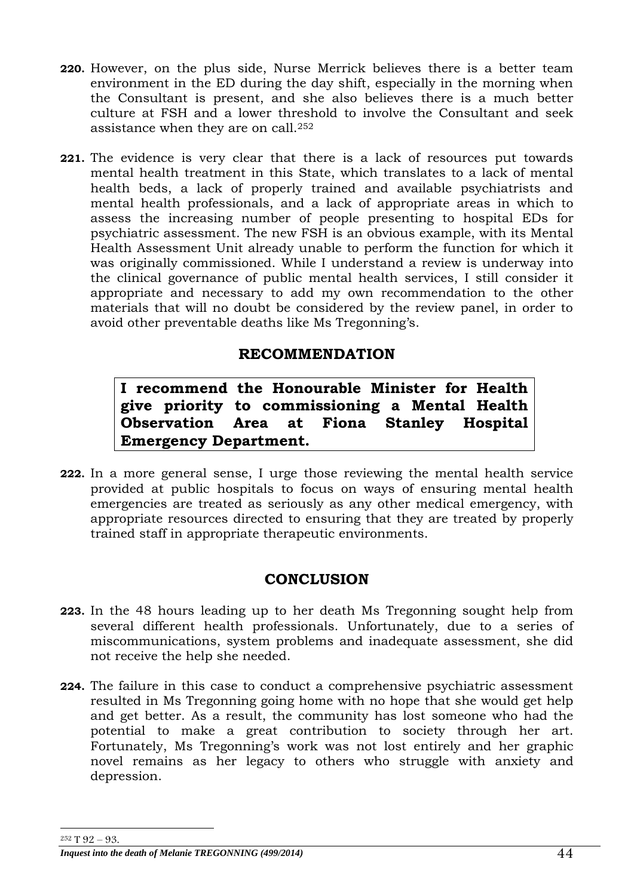**220.** However, on the plus side, Nurse Merrick believes there is a better team environment in the ED during the day shift, especially in the morning when the Consultant is present, and she also believes there is a much better culture at FSH and a lower threshold to involve the Consultant and seek assistance when they are on call.[252]

**221.** The evidence is very clear that there is a lack of resources put towards mental health treatment in this State, which translates to a lack of mental health beds, a lack of properly trained and available psychiatrists and mental health professionals, and a lack of appropriate areas in which to assess the increasing number of people presenting to hospital EDs for psychiatric assessment. The new FSH is an obvious example, with its Mental Health Assessment Unit already unable to perform the function for which it was originally commissioned. While I understand a review is underway into the clinical governance of public mental health services, I still consider it appropriate and necessary to add my own recommendation to the other materials that will no doubt be considered by the review panel, in order to avoid other preventable deaths like Ms Tregonning's.

## RECOMMENDATION

**I recommend the Honourable Minister for Health give priority to commissioning a Mental Health Observation Area at Fiona Stanley Hospital Emergency Department.**

**222.** In a more general sense, I urge those reviewing the mental health service provided at public hospitals to focus on ways of ensuring mental health emergencies are treated as seriously as any other medical emergency, with appropriate resources directed to ensuring that they are treated by properly trained staff in appropriate therapeutic environments.

## CONCLUSION

**223.** In the 48 hours leading up to her death Ms Tregonning sought help from several different health professionals. Unfortunately, due to a series of miscommunications, system problems and inadequate assessment, she did not receive the help she needed.

**224.** The failure in this case to conduct a comprehensive psychiatric assessment resulted in Ms Tregonning going home with no hope that she would get help and get better. As a result, the community has lost someone who had the potential to make a great contribution to society through her art. Fortunately, Ms Tregonning's work was not lost entirely and her graphic novel remains as her legacy to others who struggle with anxiety and depression.

---

[252] T 92 – 93.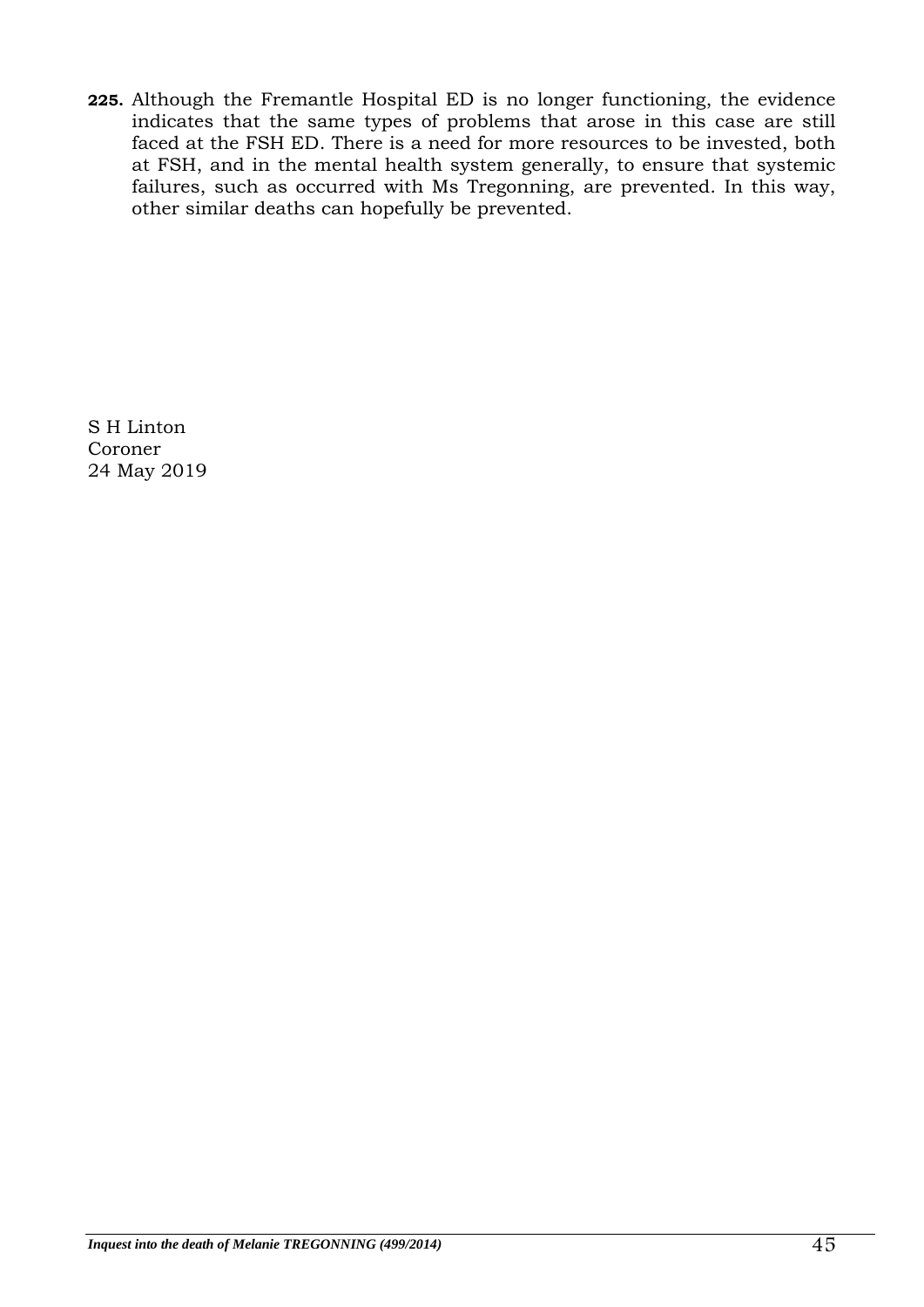**225.** Although the Fremantle Hospital ED is no longer functioning, the evidence indicates that the same types of problems that arose in this case are still faced at the FSH ED. There is a need for more resources to be invested, both at FSH, and in the mental health system generally, to ensure that systemic failures, such as occurred with Ms Tregonning, are prevented. In this way, other similar deaths can hopefully be prevented.

S H Linton
Coroner
24 May 2019